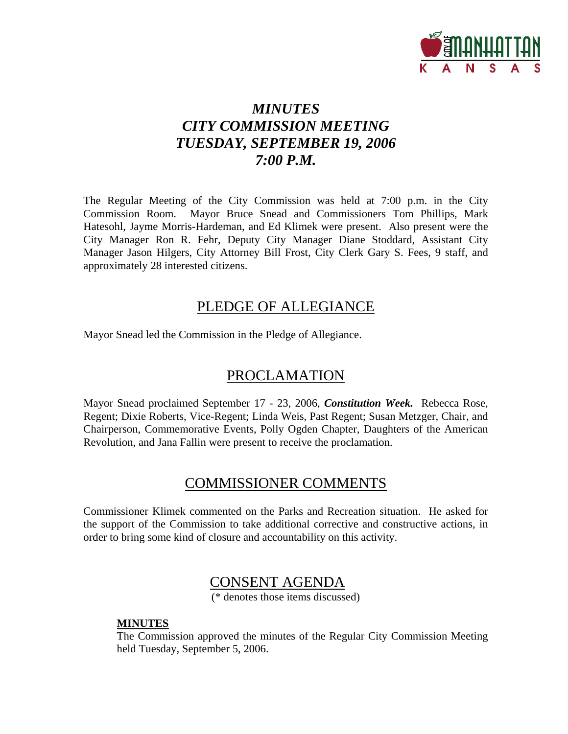# *MINUTES*
# *CITY COMMISSION MEETING*
# *TUESDAY, SEPTEMBER 19, 2006*
# *7:00 P.M.*

The Regular Meeting of the City Commission was held at 7:00 p.m. in the City Commission Room. Mayor Bruce Snead and Commissioners Tom Phillips, Mark Hatesohl, Jayme Morris-Hardeman, and Ed Klimek were present. Also present were the City Manager Ron R. Fehr, Deputy City Manager Diane Stoddard, Assistant City Manager Jason Hilgers, City Attorney Bill Frost, City Clerk Gary S. Fees, 9 staff, and approximately 28 interested citizens.

## PLEDGE OF ALLEGIANCE

Mayor Snead led the Commission in the Pledge of Allegiance.

## PROCLAMATION

Mayor Snead proclaimed September 17 - 23, 2006, ***Constitution Week.*** Rebecca Rose, Regent; Dixie Roberts, Vice-Regent; Linda Weis, Past Regent; Susan Metzger, Chair, and Chairperson, Commemorative Events, Polly Ogden Chapter, Daughters of the American Revolution, and Jana Fallin were present to receive the proclamation.

## COMMISSIONER COMMENTS

Commissioner Klimek commented on the Parks and Recreation situation. He asked for the support of the Commission to take additional corrective and constructive actions, in order to bring some kind of closure and accountability on this activity.

## CONSENT AGENDA

(* denotes those items discussed)

**MINUTES**

The Commission approved the minutes of the Regular City Commission Meeting held Tuesday, September 5, 2006.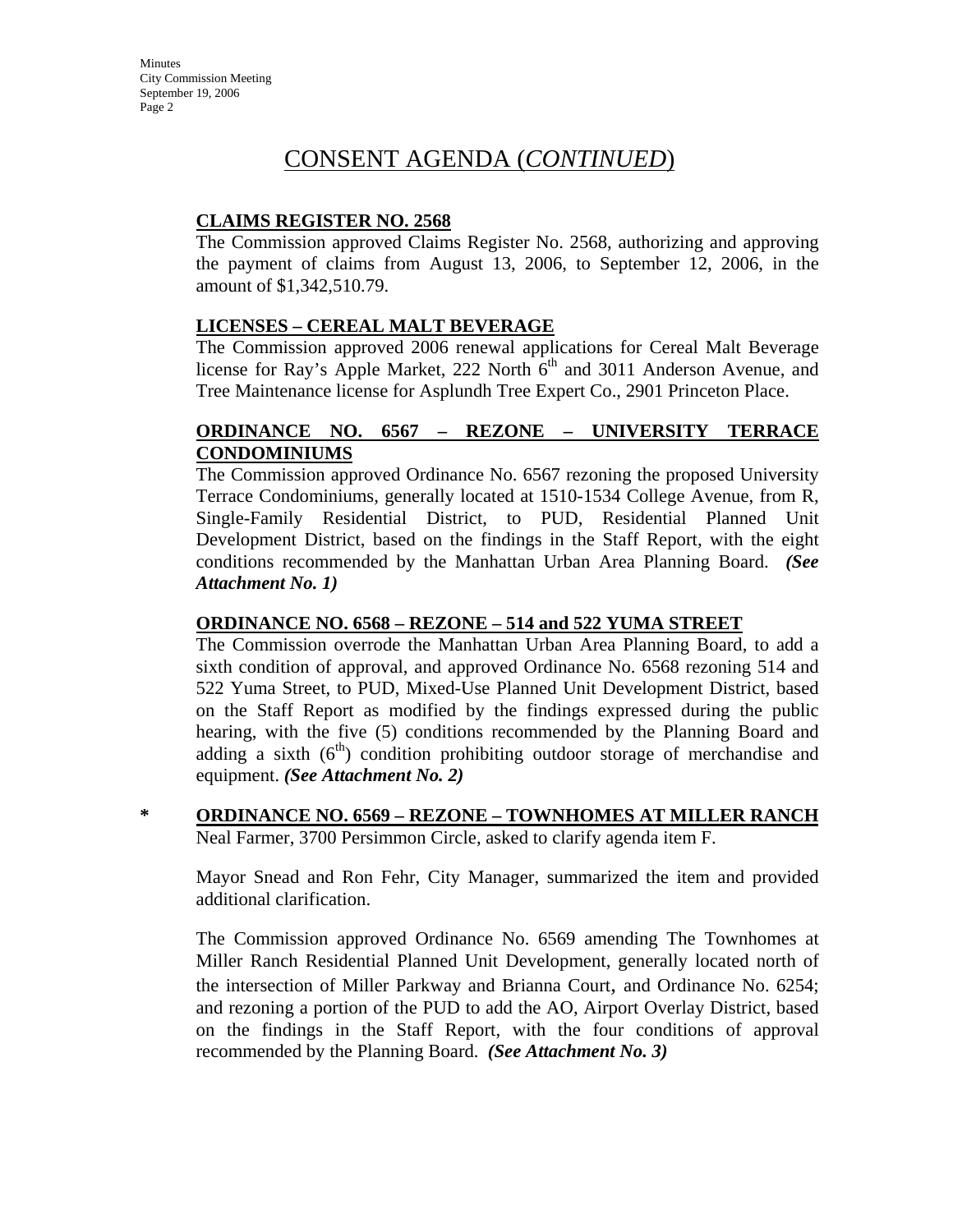# CONSENT AGENDA (*CONTINUED*)

**CLAIMS REGISTER NO. 2568**

The Commission approved Claims Register No. 2568, authorizing and approving the payment of claims from August 13, 2006, to September 12, 2006, in the amount of $1,342,510.79.

**LICENSES – CEREAL MALT BEVERAGE**

The Commission approved 2006 renewal applications for Cereal Malt Beverage license for Ray's Apple Market, 222 North 6th and 3011 Anderson Avenue, and Tree Maintenance license for Asplundh Tree Expert Co., 2901 Princeton Place.

**ORDINANCE NO. 6567 – REZONE – UNIVERSITY TERRACE CONDOMINIUMS**

The Commission approved Ordinance No. 6567 rezoning the proposed University Terrace Condominiums, generally located at 1510-1534 College Avenue, from R, Single-Family Residential District, to PUD, Residential Planned Unit Development District, based on the findings in the Staff Report, with the eight conditions recommended by the Manhattan Urban Area Planning Board. ***(See Attachment No. 1)***

**ORDINANCE NO. 6568 – REZONE – 514 and 522 YUMA STREET**

The Commission overrode the Manhattan Urban Area Planning Board, to add a sixth condition of approval, and approved Ordinance No. 6568 rezoning 514 and 522 Yuma Street, to PUD, Mixed-Use Planned Unit Development District, based on the Staff Report as modified by the findings expressed during the public hearing, with the five (5) conditions recommended by the Planning Board and adding a sixth (6th) condition prohibiting outdoor storage of merchandise and equipment. ***(See Attachment No. 2)***

\* **ORDINANCE NO. 6569 – REZONE – TOWNHOMES AT MILLER RANCH**

Neal Farmer, 3700 Persimmon Circle, asked to clarify agenda item F.

Mayor Snead and Ron Fehr, City Manager, summarized the item and provided additional clarification.

The Commission approved Ordinance No. 6569 amending The Townhomes at Miller Ranch Residential Planned Unit Development, generally located north of the intersection of Miller Parkway and Brianna Court, and Ordinance No. 6254; and rezoning a portion of the PUD to add the AO, Airport Overlay District, based on the findings in the Staff Report, with the four conditions of approval recommended by the Planning Board. ***(See Attachment No. 3)***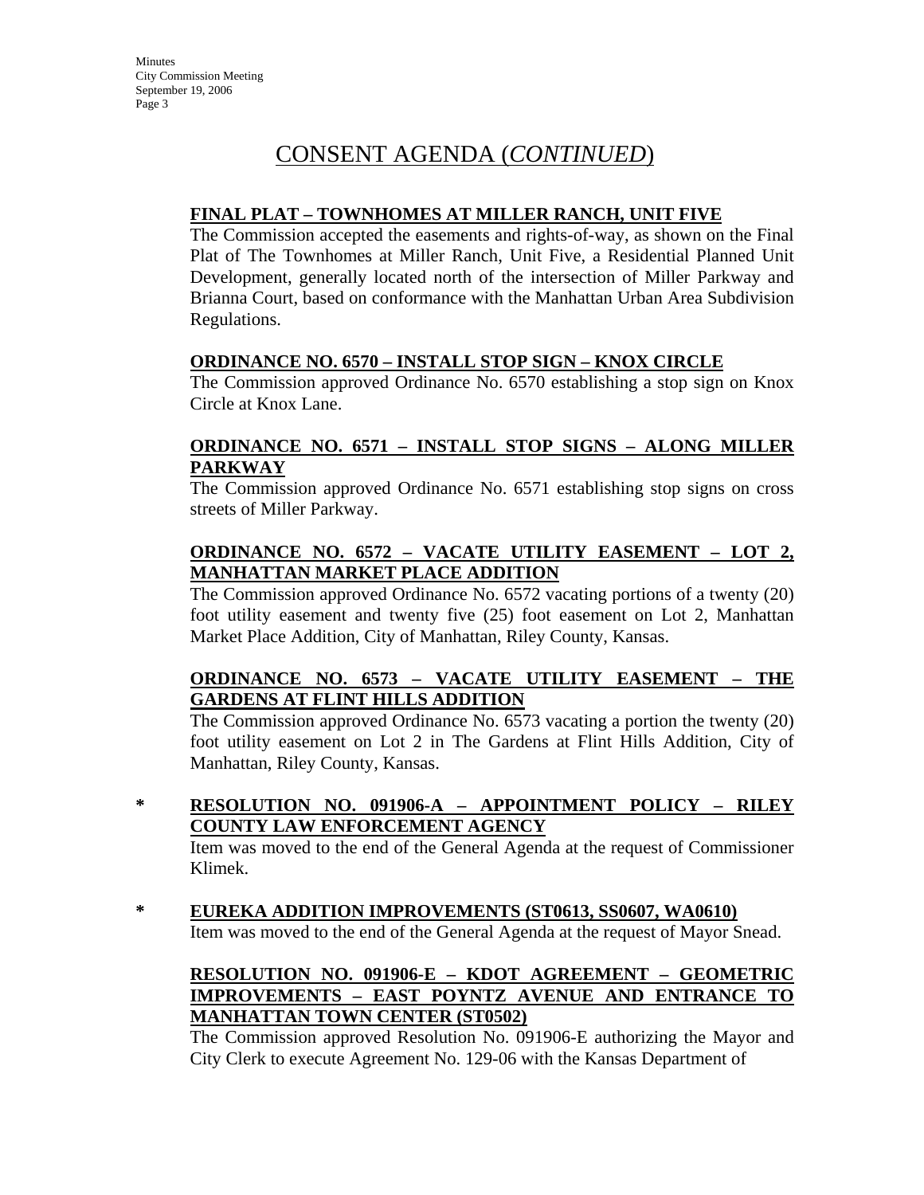# CONSENT AGENDA (*CONTINUED*)

**FINAL PLAT – TOWNHOMES AT MILLER RANCH, UNIT FIVE**

The Commission accepted the easements and rights-of-way, as shown on the Final Plat of The Townhomes at Miller Ranch, Unit Five, a Residential Planned Unit Development, generally located north of the intersection of Miller Parkway and Brianna Court, based on conformance with the Manhattan Urban Area Subdivision Regulations.

**ORDINANCE NO. 6570 – INSTALL STOP SIGN – KNOX CIRCLE**

The Commission approved Ordinance No. 6570 establishing a stop sign on Knox Circle at Knox Lane.

**ORDINANCE NO. 6571 – INSTALL STOP SIGNS – ALONG MILLER PARKWAY**

The Commission approved Ordinance No. 6571 establishing stop signs on cross streets of Miller Parkway.

**ORDINANCE NO. 6572 – VACATE UTILITY EASEMENT – LOT 2, MANHATTAN MARKET PLACE ADDITION**

The Commission approved Ordinance No. 6572 vacating portions of a twenty (20) foot utility easement and twenty five (25) foot easement on Lot 2, Manhattan Market Place Addition, City of Manhattan, Riley County, Kansas.

**ORDINANCE NO. 6573 – VACATE UTILITY EASEMENT – THE GARDENS AT FLINT HILLS ADDITION**

The Commission approved Ordinance No. 6573 vacating a portion the twenty (20) foot utility easement on Lot 2 in The Gardens at Flint Hills Addition, City of Manhattan, Riley County, Kansas.

\* **RESOLUTION NO. 091906-A – APPOINTMENT POLICY – RILEY COUNTY LAW ENFORCEMENT AGENCY**

Item was moved to the end of the General Agenda at the request of Commissioner Klimek.

\* **EUREKA ADDITION IMPROVEMENTS (ST0613, SS0607, WA0610)**

Item was moved to the end of the General Agenda at the request of Mayor Snead.

**RESOLUTION NO. 091906-E – KDOT AGREEMENT – GEOMETRIC IMPROVEMENTS – EAST POYNTZ AVENUE AND ENTRANCE TO MANHATTAN TOWN CENTER (ST0502)**

The Commission approved Resolution No. 091906-E authorizing the Mayor and City Clerk to execute Agreement No. 129-06 with the Kansas Department of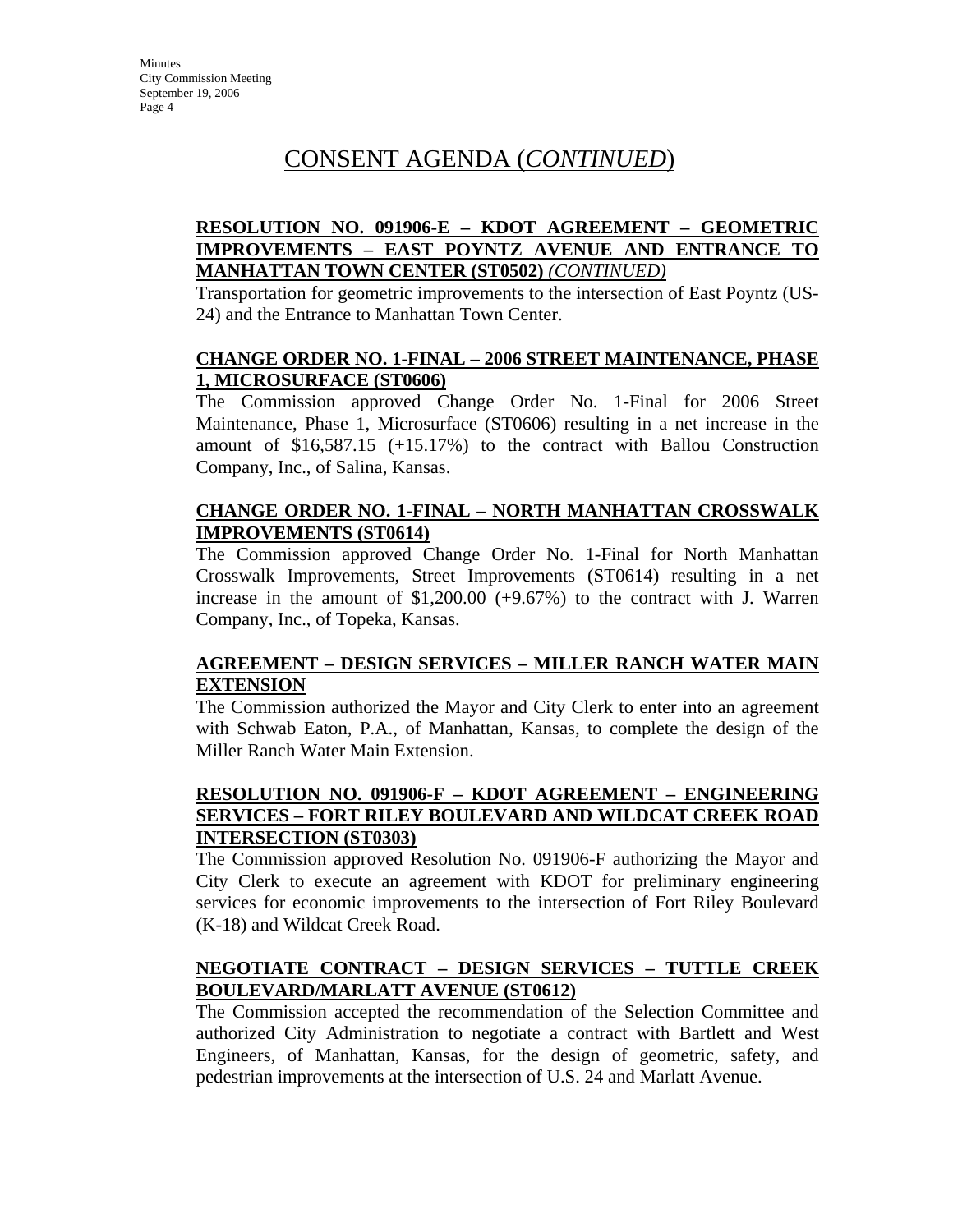# CONSENT AGENDA (*CONTINUED*)

**RESOLUTION NO. 091906-E – KDOT AGREEMENT – GEOMETRIC IMPROVEMENTS – EAST POYNTZ AVENUE AND ENTRANCE TO MANHATTAN TOWN CENTER (ST0502)** ***(CONTINUED)***

Transportation for geometric improvements to the intersection of East Poyntz (US-24) and the Entrance to Manhattan Town Center.

**CHANGE ORDER NO. 1-FINAL – 2006 STREET MAINTENANCE, PHASE 1, MICROSURFACE (ST0606)**

The Commission approved Change Order No. 1-Final for 2006 Street Maintenance, Phase 1, Microsurface (ST0606) resulting in a net increase in the amount of $16,587.15 (+15.17%) to the contract with Ballou Construction Company, Inc., of Salina, Kansas.

**CHANGE ORDER NO. 1-FINAL – NORTH MANHATTAN CROSSWALK IMPROVEMENTS (ST0614)**

The Commission approved Change Order No. 1-Final for North Manhattan Crosswalk Improvements, Street Improvements (ST0614) resulting in a net increase in the amount of $1,200.00 (+9.67%) to the contract with J. Warren Company, Inc., of Topeka, Kansas.

**AGREEMENT – DESIGN SERVICES – MILLER RANCH WATER MAIN EXTENSION**

The Commission authorized the Mayor and City Clerk to enter into an agreement with Schwab Eaton, P.A., of Manhattan, Kansas, to complete the design of the Miller Ranch Water Main Extension.

**RESOLUTION NO. 091906-F – KDOT AGREEMENT – ENGINEERING SERVICES – FORT RILEY BOULEVARD AND WILDCAT CREEK ROAD INTERSECTION (ST0303)**

The Commission approved Resolution No. 091906-F authorizing the Mayor and City Clerk to execute an agreement with KDOT for preliminary engineering services for economic improvements to the intersection of Fort Riley Boulevard (K-18) and Wildcat Creek Road.

**NEGOTIATE CONTRACT – DESIGN SERVICES – TUTTLE CREEK BOULEVARD/MARLATT AVENUE (ST0612)**

The Commission accepted the recommendation of the Selection Committee and authorized City Administration to negotiate a contract with Bartlett and West Engineers, of Manhattan, Kansas, for the design of geometric, safety, and pedestrian improvements at the intersection of U.S. 24 and Marlatt Avenue.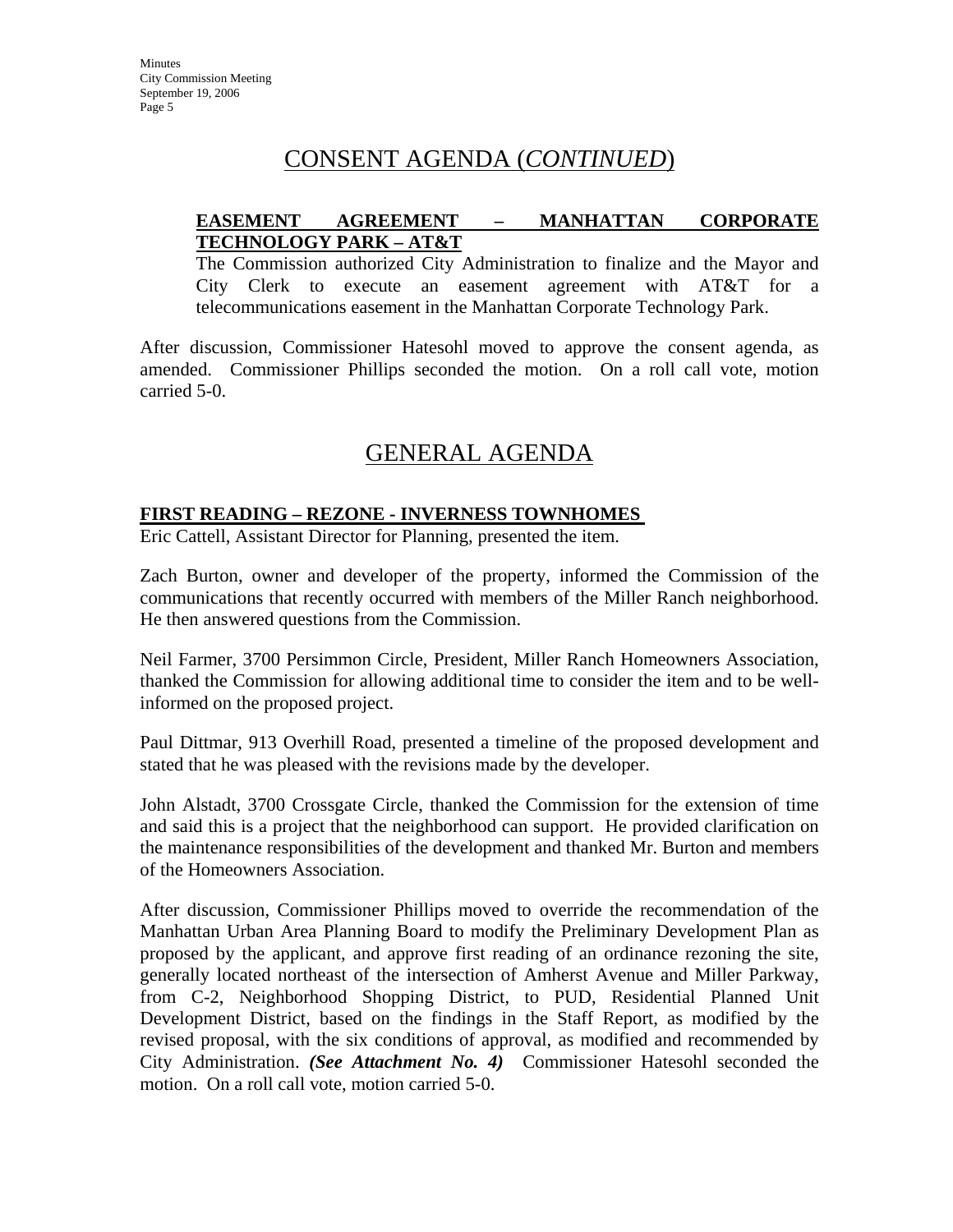## CONSENT AGENDA (*CONTINUED*)

**EASEMENT AGREEMENT – MANHATTAN CORPORATE TECHNOLOGY PARK – AT&T**

The Commission authorized City Administration to finalize and the Mayor and City Clerk to execute an easement agreement with AT&T for a telecommunications easement in the Manhattan Corporate Technology Park.

After discussion, Commissioner Hatesohl moved to approve the consent agenda, as amended. Commissioner Phillips seconded the motion. On a roll call vote, motion carried 5-0.

## GENERAL AGENDA

**FIRST READING – REZONE - INVERNESS TOWNHOMES**

Eric Cattell, Assistant Director for Planning, presented the item.

Zach Burton, owner and developer of the property, informed the Commission of the communications that recently occurred with members of the Miller Ranch neighborhood. He then answered questions from the Commission.

Neil Farmer, 3700 Persimmon Circle, President, Miller Ranch Homeowners Association, thanked the Commission for allowing additional time to consider the item and to be well-informed on the proposed project.

Paul Dittmar, 913 Overhill Road, presented a timeline of the proposed development and stated that he was pleased with the revisions made by the developer.

John Alstadt, 3700 Crossgate Circle, thanked the Commission for the extension of time and said this is a project that the neighborhood can support. He provided clarification on the maintenance responsibilities of the development and thanked Mr. Burton and members of the Homeowners Association.

After discussion, Commissioner Phillips moved to override the recommendation of the Manhattan Urban Area Planning Board to modify the Preliminary Development Plan as proposed by the applicant, and approve first reading of an ordinance rezoning the site, generally located northeast of the intersection of Amherst Avenue and Miller Parkway, from C-2, Neighborhood Shopping District, to PUD, Residential Planned Unit Development District, based on the findings in the Staff Report, as modified by the revised proposal, with the six conditions of approval, as modified and recommended by City Administration. ***(See Attachment No. 4)*** Commissioner Hatesohl seconded the motion. On a roll call vote, motion carried 5-0.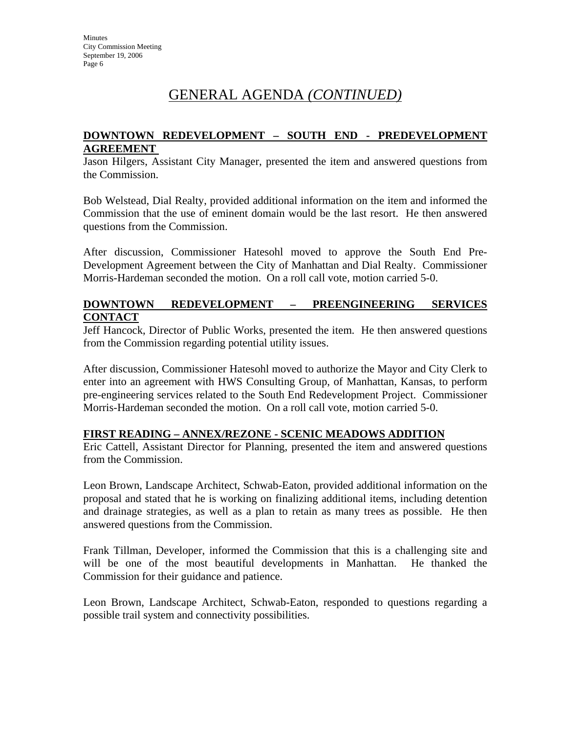# GENERAL AGENDA *(CONTINUED)*

**DOWNTOWN REDEVELOPMENT – SOUTH END - PREDEVELOPMENT AGREEMENT**

Jason Hilgers, Assistant City Manager, presented the item and answered questions from the Commission.

Bob Welstead, Dial Realty, provided additional information on the item and informed the Commission that the use of eminent domain would be the last resort. He then answered questions from the Commission.

After discussion, Commissioner Hatesohl moved to approve the South End Pre-Development Agreement between the City of Manhattan and Dial Realty. Commissioner Morris-Hardeman seconded the motion. On a roll call vote, motion carried 5-0.

**DOWNTOWN REDEVELOPMENT – PREENGINEERING SERVICES CONTACT**

Jeff Hancock, Director of Public Works, presented the item. He then answered questions from the Commission regarding potential utility issues.

After discussion, Commissioner Hatesohl moved to authorize the Mayor and City Clerk to enter into an agreement with HWS Consulting Group, of Manhattan, Kansas, to perform pre-engineering services related to the South End Redevelopment Project. Commissioner Morris-Hardeman seconded the motion. On a roll call vote, motion carried 5-0.

**FIRST READING – ANNEX/REZONE - SCENIC MEADOWS ADDITION**

Eric Cattell, Assistant Director for Planning, presented the item and answered questions from the Commission.

Leon Brown, Landscape Architect, Schwab-Eaton, provided additional information on the proposal and stated that he is working on finalizing additional items, including detention and drainage strategies, as well as a plan to retain as many trees as possible. He then answered questions from the Commission.

Frank Tillman, Developer, informed the Commission that this is a challenging site and will be one of the most beautiful developments in Manhattan. He thanked the Commission for their guidance and patience.

Leon Brown, Landscape Architect, Schwab-Eaton, responded to questions regarding a possible trail system and connectivity possibilities.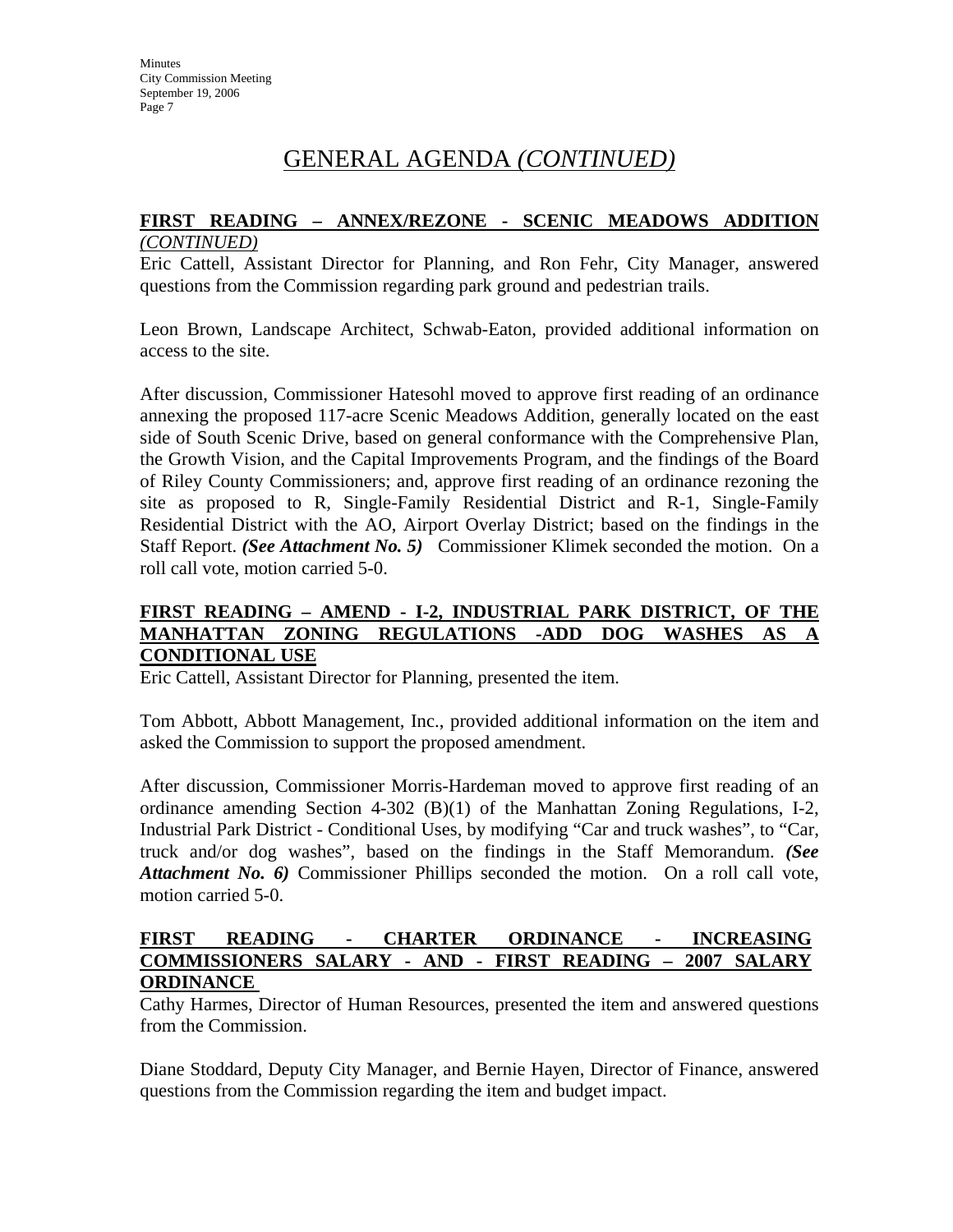# GENERAL AGENDA *(CONTINUED)*

## FIRST READING – ANNEX/REZONE - SCENIC MEADOWS ADDITION *(CONTINUED)*

Eric Cattell, Assistant Director for Planning, and Ron Fehr, City Manager, answered questions from the Commission regarding park ground and pedestrian trails.

Leon Brown, Landscape Architect, Schwab-Eaton, provided additional information on access to the site.

After discussion, Commissioner Hatesohl moved to approve first reading of an ordinance annexing the proposed 117-acre Scenic Meadows Addition, generally located on the east side of South Scenic Drive, based on general conformance with the Comprehensive Plan, the Growth Vision, and the Capital Improvements Program, and the findings of the Board of Riley County Commissioners; and, approve first reading of an ordinance rezoning the site as proposed to R, Single-Family Residential District and R-1, Single-Family Residential District with the AO, Airport Overlay District; based on the findings in the Staff Report. ***(See Attachment No. 5)*** Commissioner Klimek seconded the motion. On a roll call vote, motion carried 5-0.

## FIRST READING – AMEND - I-2, INDUSTRIAL PARK DISTRICT, OF THE MANHATTAN ZONING REGULATIONS -ADD DOG WASHES AS A CONDITIONAL USE

Eric Cattell, Assistant Director for Planning, presented the item.

Tom Abbott, Abbott Management, Inc., provided additional information on the item and asked the Commission to support the proposed amendment.

After discussion, Commissioner Morris-Hardeman moved to approve first reading of an ordinance amending Section 4-302 (B)(1) of the Manhattan Zoning Regulations, I-2, Industrial Park District - Conditional Uses, by modifying "Car and truck washes", to "Car, truck and/or dog washes", based on the findings in the Staff Memorandum. ***(See Attachment No. 6)*** Commissioner Phillips seconded the motion. On a roll call vote, motion carried 5-0.

## FIRST READING - CHARTER ORDINANCE - INCREASING COMMISSIONERS SALARY - AND - FIRST READING – 2007 SALARY ORDINANCE

Cathy Harmes, Director of Human Resources, presented the item and answered questions from the Commission.

Diane Stoddard, Deputy City Manager, and Bernie Hayen, Director of Finance, answered questions from the Commission regarding the item and budget impact.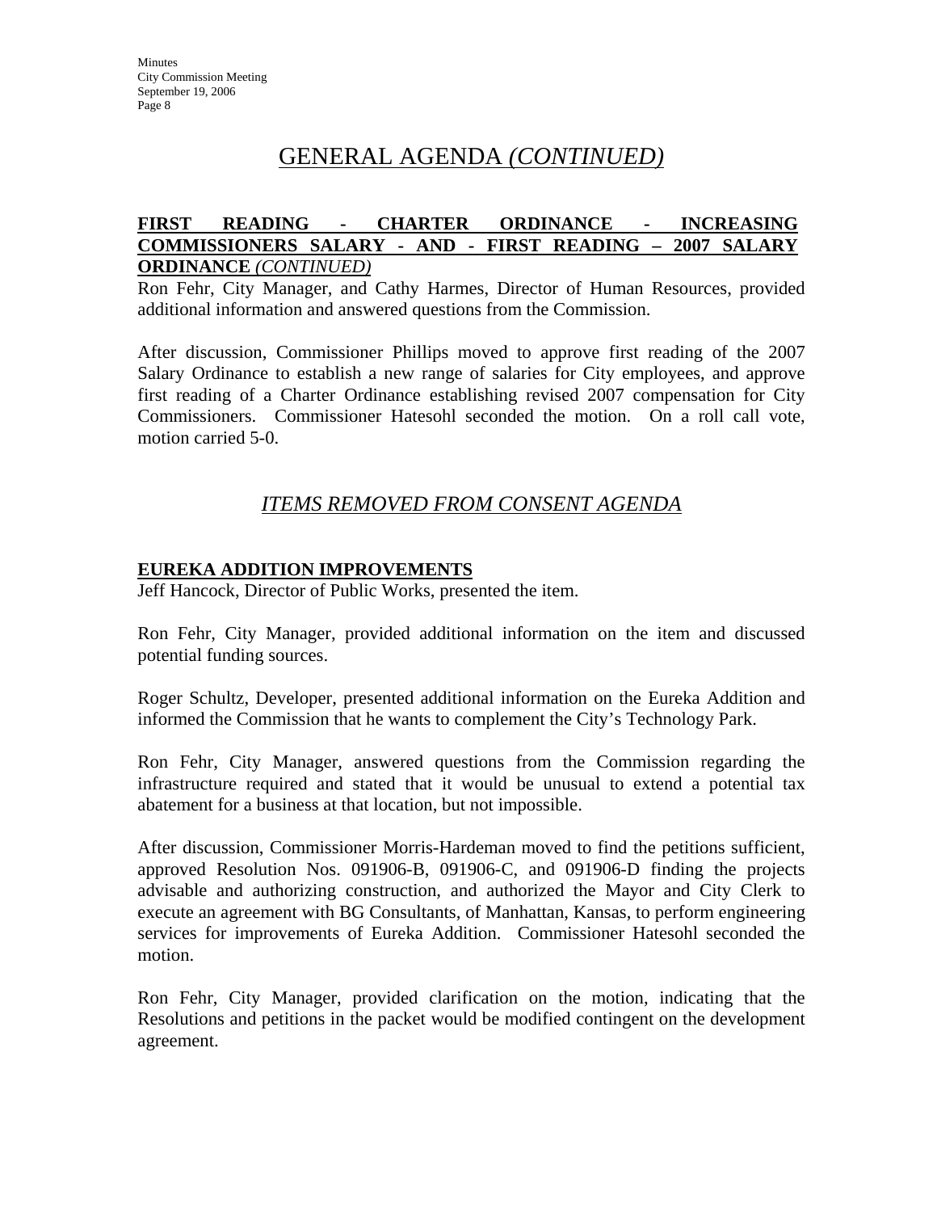# GENERAL AGENDA *(CONTINUED)*

**FIRST READING - CHARTER ORDINANCE - INCREASING COMMISSIONERS SALARY - AND - FIRST READING – 2007 SALARY ORDINANCE** *(CONTINUED)*

Ron Fehr, City Manager, and Cathy Harmes, Director of Human Resources, provided additional information and answered questions from the Commission.

After discussion, Commissioner Phillips moved to approve first reading of the 2007 Salary Ordinance to establish a new range of salaries for City employees, and approve first reading of a Charter Ordinance establishing revised 2007 compensation for City Commissioners. Commissioner Hatesohl seconded the motion. On a roll call vote, motion carried 5-0.

## *ITEMS REMOVED FROM CONSENT AGENDA*

**EUREKA ADDITION IMPROVEMENTS**

Jeff Hancock, Director of Public Works, presented the item.

Ron Fehr, City Manager, provided additional information on the item and discussed potential funding sources.

Roger Schultz, Developer, presented additional information on the Eureka Addition and informed the Commission that he wants to complement the City's Technology Park.

Ron Fehr, City Manager, answered questions from the Commission regarding the infrastructure required and stated that it would be unusual to extend a potential tax abatement for a business at that location, but not impossible.

After discussion, Commissioner Morris-Hardeman moved to find the petitions sufficient, approved Resolution Nos. 091906-B, 091906-C, and 091906-D finding the projects advisable and authorizing construction, and authorized the Mayor and City Clerk to execute an agreement with BG Consultants, of Manhattan, Kansas, to perform engineering services for improvements of Eureka Addition. Commissioner Hatesohl seconded the motion.

Ron Fehr, City Manager, provided clarification on the motion, indicating that the Resolutions and petitions in the packet would be modified contingent on the development agreement.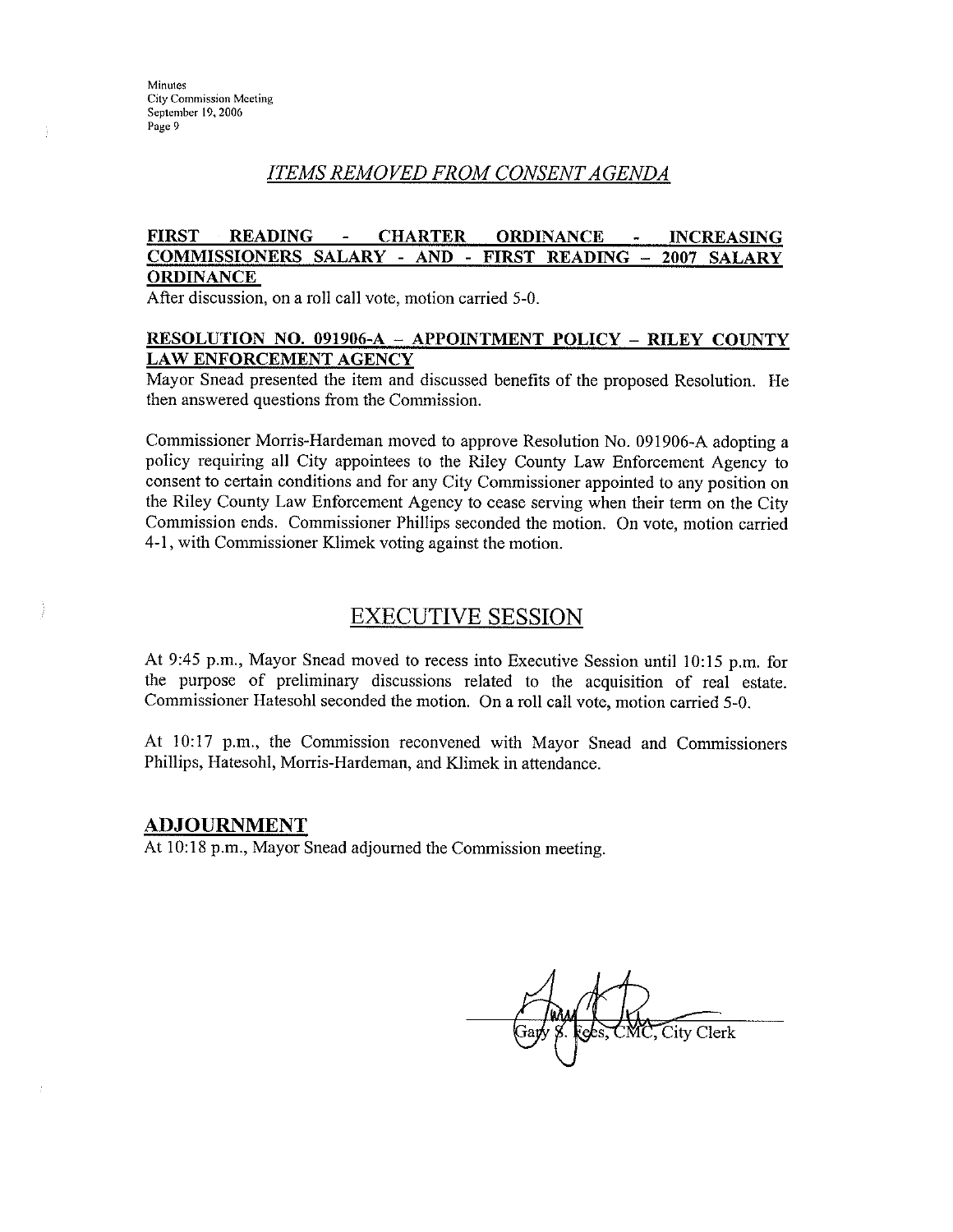## *ITEMS REMOVED FROM CONSENT AGENDA*

**FIRST READING - CHARTER ORDINANCE - INCREASING COMMISSIONERS SALARY - AND - FIRST READING – 2007 SALARY ORDINANCE**

After discussion, on a roll call vote, motion carried 5-0.

**RESOLUTION NO. 091906-A – APPOINTMENT POLICY – RILEY COUNTY LAW ENFORCEMENT AGENCY**

Mayor Snead presented the item and discussed benefits of the proposed Resolution. He then answered questions from the Commission.

Commissioner Morris-Hardeman moved to approve Resolution No. 091906-A adopting a policy requiring all City appointees to the Riley County Law Enforcement Agency to consent to certain conditions and for any City Commissioner appointed to any position on the Riley County Law Enforcement Agency to cease serving when their term on the City Commission ends. Commissioner Phillips seconded the motion. On vote, motion carried 4-1, with Commissioner Klimek voting against the motion.

## EXECUTIVE SESSION

At 9:45 p.m., Mayor Snead moved to recess into Executive Session until 10:15 p.m. for the purpose of preliminary discussions related to the acquisition of real estate. Commissioner Hatesohl seconded the motion. On a roll call vote, motion carried 5-0.

At 10:17 p.m., the Commission reconvened with Mayor Snead and Commissioners Phillips, Hatesohl, Morris-Hardeman, and Klimek in attendance.

### ADJOURNMENT

At 10:18 p.m., Mayor Snead adjourned the Commission meeting.

Gary S. Fees, CMC, City Clerk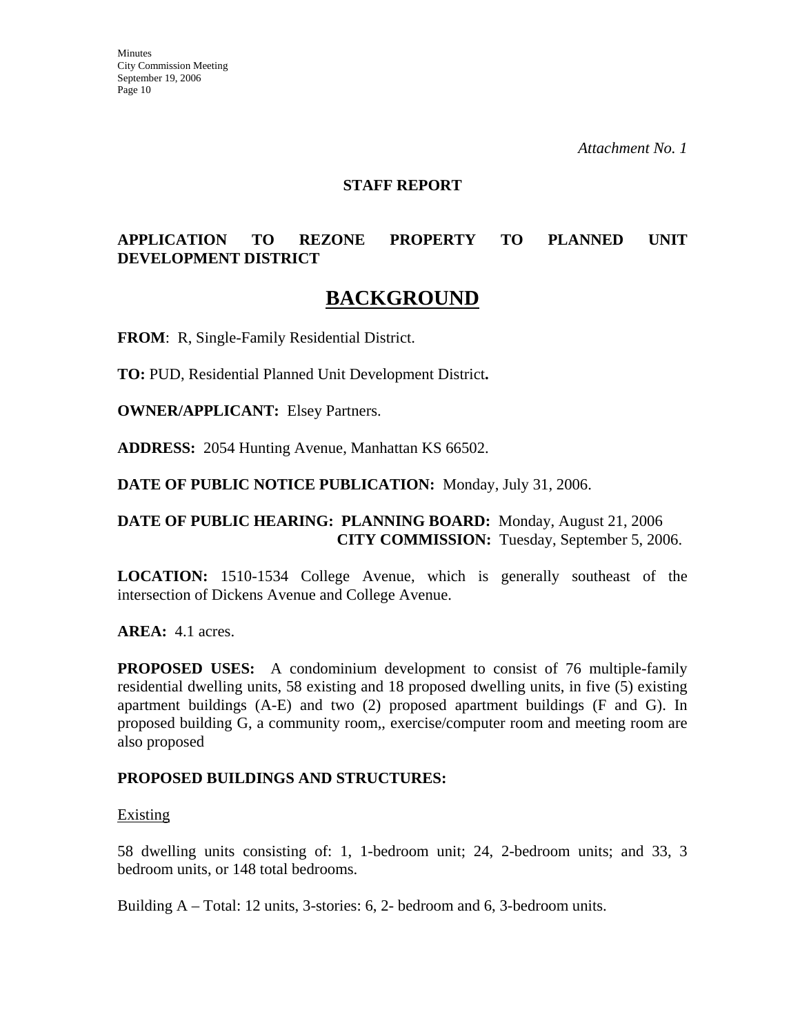*Attachment No. 1*

**STAFF REPORT**

**APPLICATION TO REZONE PROPERTY TO PLANNED UNIT DEVELOPMENT DISTRICT**

# BACKGROUND

**FROM**: R, Single-Family Residential District.

**TO:** PUD, Residential Planned Unit Development District**.**

**OWNER/APPLICANT:** Elsey Partners.

**ADDRESS:** 2054 Hunting Avenue, Manhattan KS 66502.

**DATE OF PUBLIC NOTICE PUBLICATION:** Monday, July 31, 2006.

**DATE OF PUBLIC HEARING: PLANNING BOARD:** Monday, August 21, 2006
**CITY COMMISSION:** Tuesday, September 5, 2006.

**LOCATION:** 1510-1534 College Avenue, which is generally southeast of the intersection of Dickens Avenue and College Avenue.

**AREA:** 4.1 acres.

**PROPOSED USES:** A condominium development to consist of 76 multiple-family residential dwelling units, 58 existing and 18 proposed dwelling units, in five (5) existing apartment buildings (A-E) and two (2) proposed apartment buildings (F and G). In proposed building G, a community room,, exercise/computer room and meeting room are also proposed

**PROPOSED BUILDINGS AND STRUCTURES:**

Existing

58 dwelling units consisting of: 1, 1-bedroom unit; 24, 2-bedroom units; and 33, 3 bedroom units, or 148 total bedrooms.

Building A – Total: 12 units, 3-stories: 6, 2- bedroom and 6, 3-bedroom units.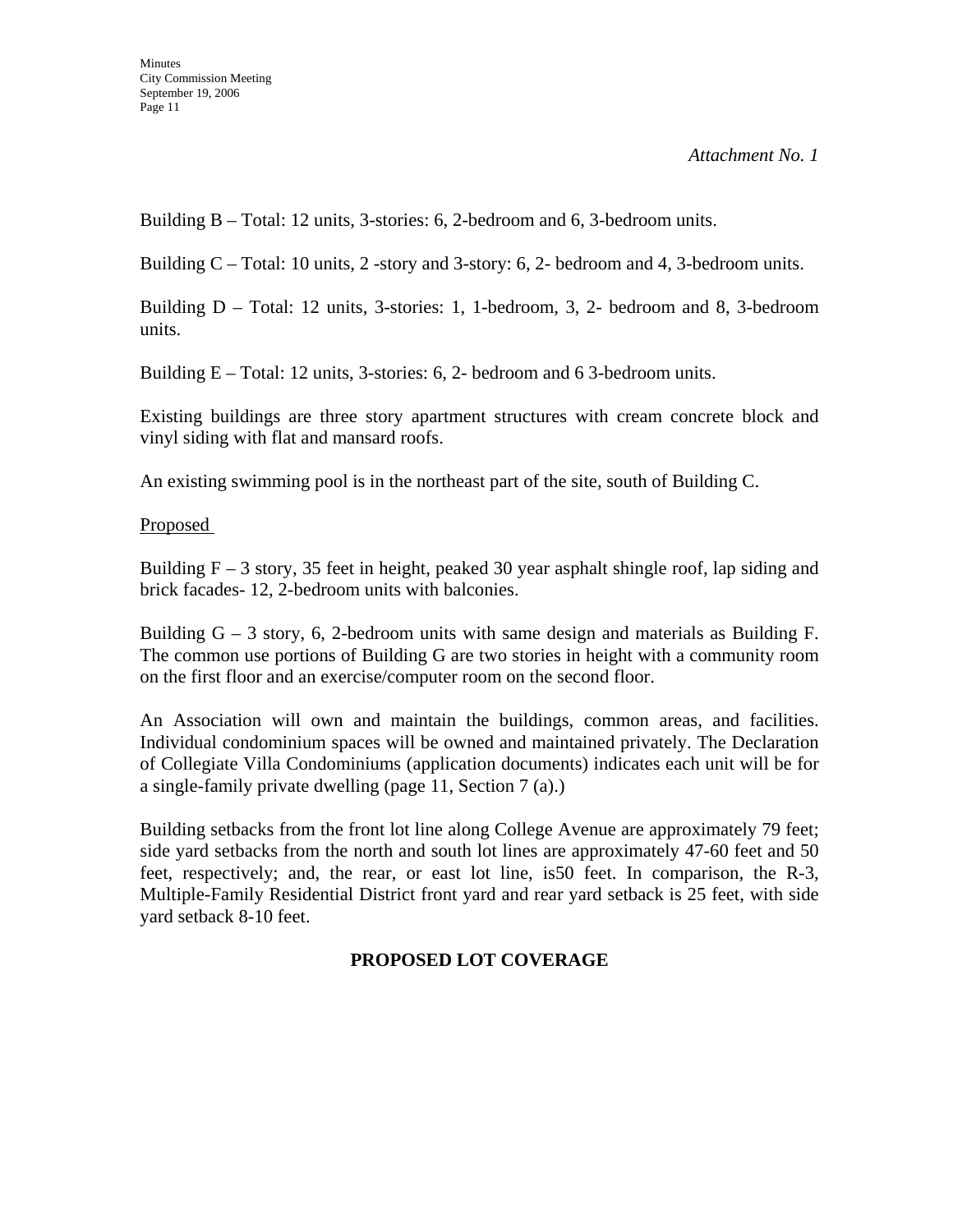*Attachment No. 1*

Building B – Total: 12 units, 3-stories: 6, 2-bedroom and 6, 3-bedroom units.

Building C – Total: 10 units, 2 -story and 3-story: 6, 2- bedroom and 4, 3-bedroom units.

Building D – Total: 12 units, 3-stories: 1, 1-bedroom, 3, 2- bedroom and 8, 3-bedroom units.

Building E – Total: 12 units, 3-stories: 6, 2- bedroom and 6 3-bedroom units.

Existing buildings are three story apartment structures with cream concrete block and vinyl siding with flat and mansard roofs.

An existing swimming pool is in the northeast part of the site, south of Building C.

<u>Proposed</u>

Building F – 3 story, 35 feet in height, peaked 30 year asphalt shingle roof, lap siding and brick facades- 12, 2-bedroom units with balconies.

Building G – 3 story, 6, 2-bedroom units with same design and materials as Building F. The common use portions of Building G are two stories in height with a community room on the first floor and an exercise/computer room on the second floor.

An Association will own and maintain the buildings, common areas, and facilities. Individual condominium spaces will be owned and maintained privately. The Declaration of Collegiate Villa Condominiums (application documents) indicates each unit will be for a single-family private dwelling (page 11, Section 7 (a).)

Building setbacks from the front lot line along College Avenue are approximately 79 feet; side yard setbacks from the north and south lot lines are approximately 47-60 feet and 50 feet, respectively; and, the rear, or east lot line, is50 feet. In comparison, the R-3, Multiple-Family Residential District front yard and rear yard setback is 25 feet, with side yard setback 8-10 feet.

**PROPOSED LOT COVERAGE**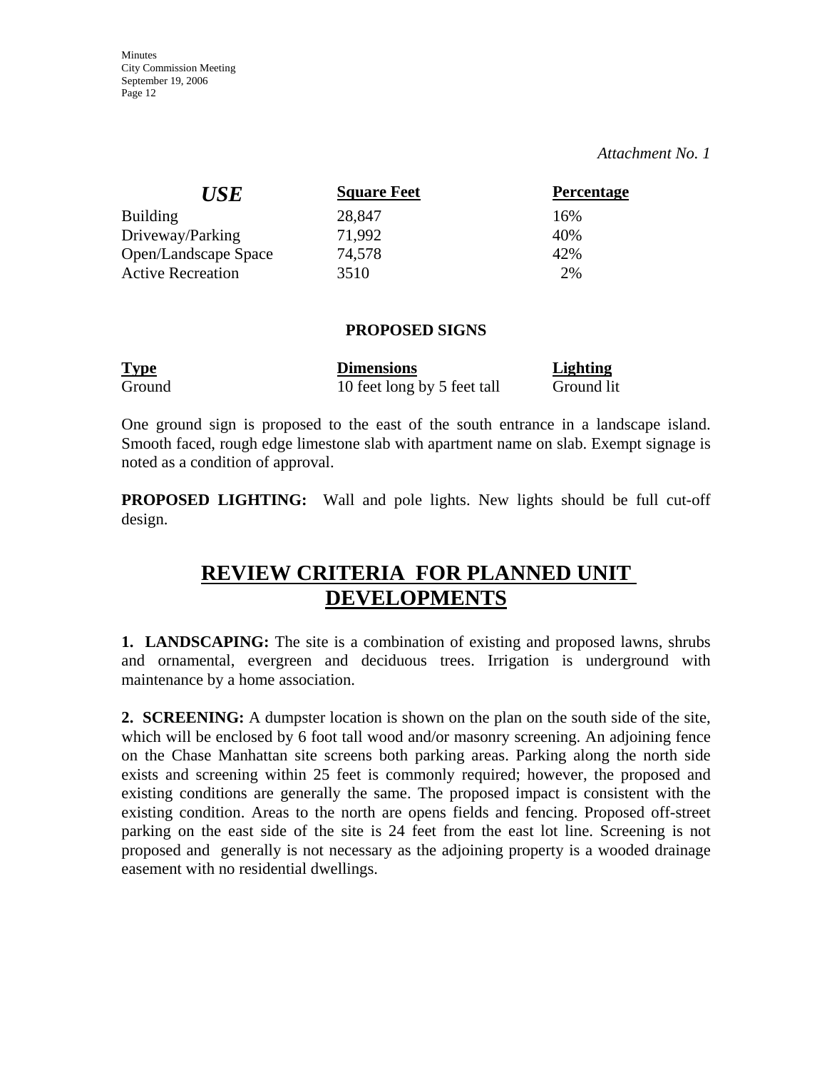*Attachment No. 1*

| *USE* | Square Feet | Percentage |
|---|---|---|
| Building | 28,847 | 16% |
| Driveway/Parking | 71,992 | 40% |
| Open/Landscape Space | 74,578 | 42% |
| Active Recreation | 3510 | 2% |

**PROPOSED SIGNS**

| Type | Dimensions | Lighting |
|---|---|---|
| Ground | 10 feet long by 5 feet tall | Ground lit |

One ground sign is proposed to the east of the south entrance in a landscape island. Smooth faced, rough edge limestone slab with apartment name on slab. Exempt signage is noted as a condition of approval.

**PROPOSED LIGHTING:** Wall and pole lights. New lights should be full cut-off design.

# REVIEW CRITERIA FOR PLANNED UNIT DEVELOPMENTS

**1. LANDSCAPING:** The site is a combination of existing and proposed lawns, shrubs and ornamental, evergreen and deciduous trees. Irrigation is underground with maintenance by a home association.

**2. SCREENING:** A dumpster location is shown on the plan on the south side of the site, which will be enclosed by 6 foot tall wood and/or masonry screening. An adjoining fence on the Chase Manhattan site screens both parking areas. Parking along the north side exists and screening within 25 feet is commonly required; however, the proposed and existing conditions are generally the same. The proposed impact is consistent with the existing condition. Areas to the north are opens fields and fencing. Proposed off-street parking on the east side of the site is 24 feet from the east lot line. Screening is not proposed and generally is not necessary as the adjoining property is a wooded drainage easement with no residential dwellings.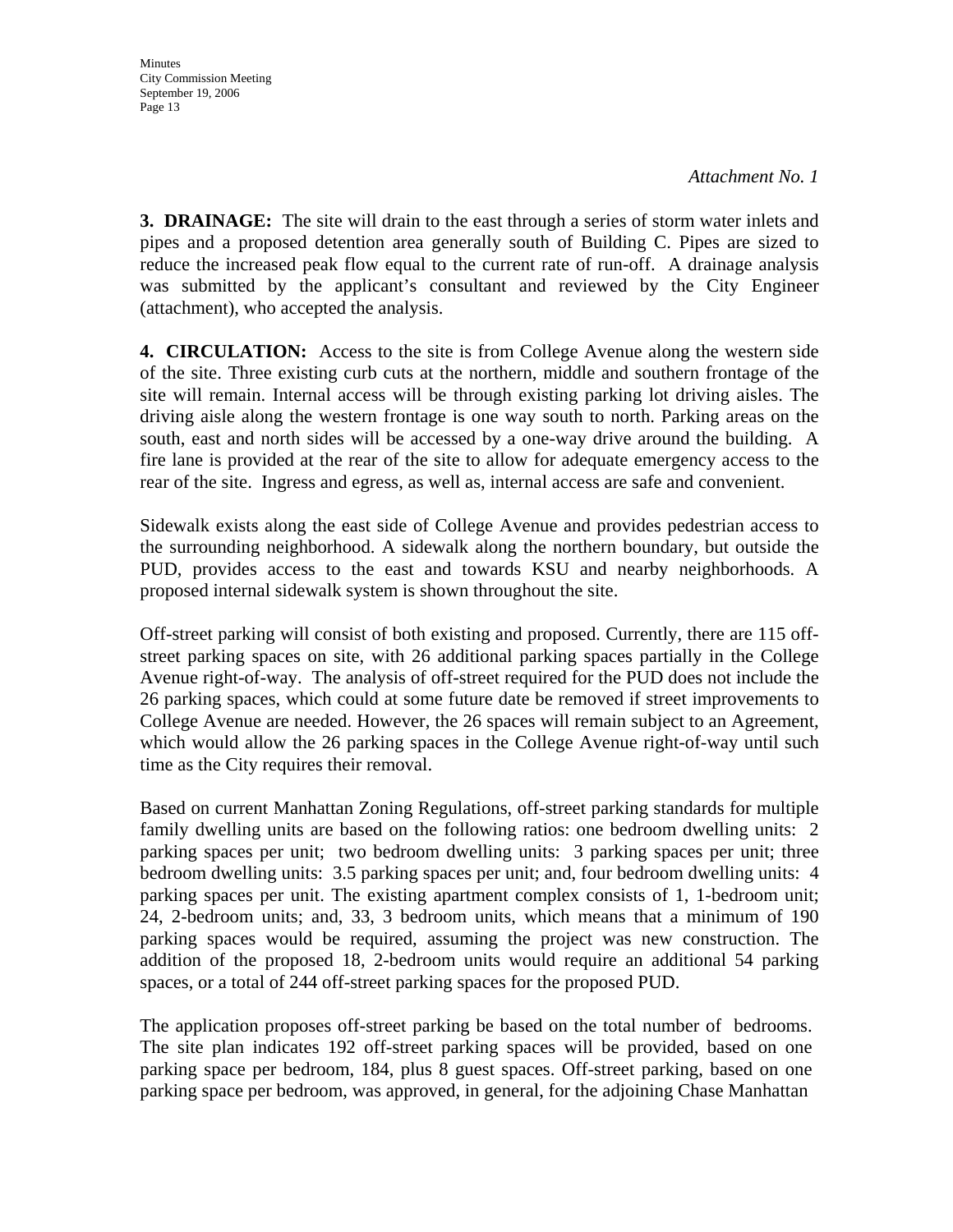*Attachment No. 1*

**3. DRAINAGE:** The site will drain to the east through a series of storm water inlets and pipes and a proposed detention area generally south of Building C. Pipes are sized to reduce the increased peak flow equal to the current rate of run-off. A drainage analysis was submitted by the applicant's consultant and reviewed by the City Engineer (attachment), who accepted the analysis.

**4. CIRCULATION:** Access to the site is from College Avenue along the western side of the site. Three existing curb cuts at the northern, middle and southern frontage of the site will remain. Internal access will be through existing parking lot driving aisles. The driving aisle along the western frontage is one way south to north. Parking areas on the south, east and north sides will be accessed by a one-way drive around the building. A fire lane is provided at the rear of the site to allow for adequate emergency access to the rear of the site. Ingress and egress, as well as, internal access are safe and convenient.

Sidewalk exists along the east side of College Avenue and provides pedestrian access to the surrounding neighborhood. A sidewalk along the northern boundary, but outside the PUD, provides access to the east and towards KSU and nearby neighborhoods. A proposed internal sidewalk system is shown throughout the site.

Off-street parking will consist of both existing and proposed. Currently, there are 115 off-street parking spaces on site, with 26 additional parking spaces partially in the College Avenue right-of-way. The analysis of off-street required for the PUD does not include the 26 parking spaces, which could at some future date be removed if street improvements to College Avenue are needed. However, the 26 spaces will remain subject to an Agreement, which would allow the 26 parking spaces in the College Avenue right-of-way until such time as the City requires their removal.

Based on current Manhattan Zoning Regulations, off-street parking standards for multiple family dwelling units are based on the following ratios: one bedroom dwelling units: 2 parking spaces per unit; two bedroom dwelling units: 3 parking spaces per unit; three bedroom dwelling units: 3.5 parking spaces per unit; and, four bedroom dwelling units: 4 parking spaces per unit. The existing apartment complex consists of 1, 1-bedroom unit; 24, 2-bedroom units; and, 33, 3 bedroom units, which means that a minimum of 190 parking spaces would be required, assuming the project was new construction. The addition of the proposed 18, 2-bedroom units would require an additional 54 parking spaces, or a total of 244 off-street parking spaces for the proposed PUD.

The application proposes off-street parking be based on the total number of bedrooms. The site plan indicates 192 off-street parking spaces will be provided, based on one parking space per bedroom, 184, plus 8 guest spaces. Off-street parking, based on one parking space per bedroom, was approved, in general, for the adjoining Chase Manhattan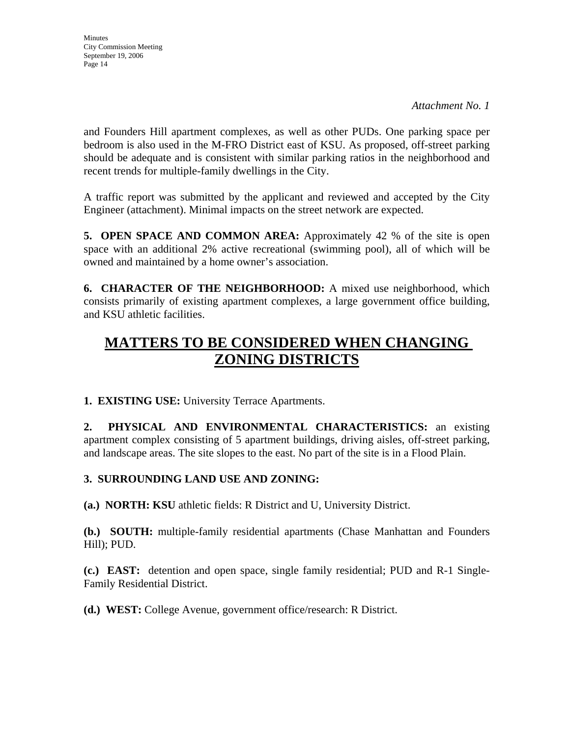*Attachment No. 1*

and Founders Hill apartment complexes, as well as other PUDs. One parking space per bedroom is also used in the M-FRO District east of KSU. As proposed, off-street parking should be adequate and is consistent with similar parking ratios in the neighborhood and recent trends for multiple-family dwellings in the City.

A traffic report was submitted by the applicant and reviewed and accepted by the City Engineer (attachment). Minimal impacts on the street network are expected.

**5. OPEN SPACE AND COMMON AREA:** Approximately 42 % of the site is open space with an additional 2% active recreational (swimming pool), all of which will be owned and maintained by a home owner's association.

**6. CHARACTER OF THE NEIGHBORHOOD:** A mixed use neighborhood, which consists primarily of existing apartment complexes, a large government office building, and KSU athletic facilities.

## MATTERS TO BE CONSIDERED WHEN CHANGING ZONING DISTRICTS

**1. EXISTING USE:** University Terrace Apartments.

**2. PHYSICAL AND ENVIRONMENTAL CHARACTERISTICS:** an existing apartment complex consisting of 5 apartment buildings, driving aisles, off-street parking, and landscape areas. The site slopes to the east. No part of the site is in a Flood Plain.

**3. SURROUNDING LAND USE AND ZONING:**

**(a.) NORTH: KSU** athletic fields: R District and U, University District.

**(b.) SOUTH:** multiple-family residential apartments (Chase Manhattan and Founders Hill); PUD.

**(c.) EAST:** detention and open space, single family residential; PUD and R-1 Single-Family Residential District.

**(d.) WEST:** College Avenue, government office/research: R District.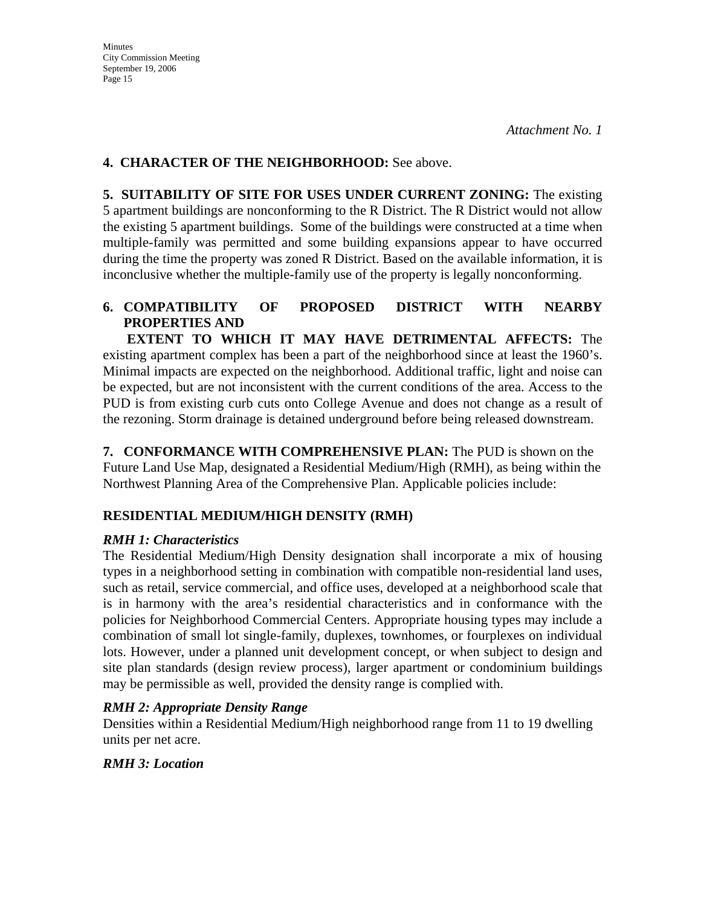*Attachment No. 1*

**4. CHARACTER OF THE NEIGHBORHOOD:** See above.

**5. SUITABILITY OF SITE FOR USES UNDER CURRENT ZONING:** The existing 5 apartment buildings are nonconforming to the R District. The R District would not allow the existing 5 apartment buildings. Some of the buildings were constructed at a time when multiple-family was permitted and some building expansions appear to have occurred during the time the property was zoned R District. Based on the available information, it is inconclusive whether the multiple-family use of the property is legally nonconforming.

**6. COMPATIBILITY OF PROPOSED DISTRICT WITH NEARBY PROPERTIES AND EXTENT TO WHICH IT MAY HAVE DETRIMENTAL AFFECTS:** The existing apartment complex has been a part of the neighborhood since at least the 1960's. Minimal impacts are expected on the neighborhood. Additional traffic, light and noise can be expected, but are not inconsistent with the current conditions of the area. Access to the PUD is from existing curb cuts onto College Avenue and does not change as a result of the rezoning. Storm drainage is detained underground before being released downstream.

**7. CONFORMANCE WITH COMPREHENSIVE PLAN:** The PUD is shown on the Future Land Use Map, designated a Residential Medium/High (RMH), as being within the Northwest Planning Area of the Comprehensive Plan. Applicable policies include:

**RESIDENTIAL MEDIUM/HIGH DENSITY (RMH)**

***RMH 1: Characteristics***

The Residential Medium/High Density designation shall incorporate a mix of housing types in a neighborhood setting in combination with compatible non-residential land uses, such as retail, service commercial, and office uses, developed at a neighborhood scale that is in harmony with the area's residential characteristics and in conformance with the policies for Neighborhood Commercial Centers. Appropriate housing types may include a combination of small lot single-family, duplexes, townhomes, or fourplexes on individual lots. However, under a planned unit development concept, or when subject to design and site plan standards (design review process), larger apartment or condominium buildings may be permissible as well, provided the density range is complied with.

***RMH 2: Appropriate Density Range***

Densities within a Residential Medium/High neighborhood range from 11 to 19 dwelling units per net acre.

***RMH 3: Location***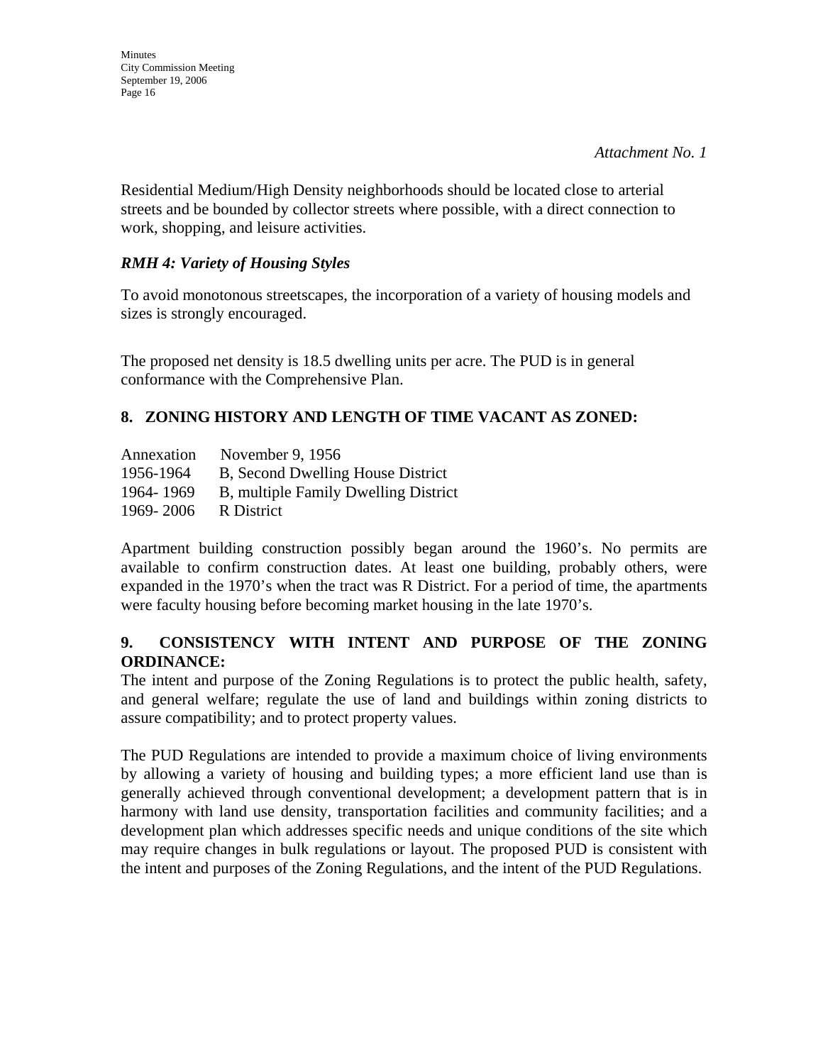*Attachment No. 1*

Residential Medium/High Density neighborhoods should be located close to arterial streets and be bounded by collector streets where possible, with a direct connection to work, shopping, and leisure activities.

### *RMH 4: Variety of Housing Styles*

To avoid monotonous streetscapes, the incorporation of a variety of housing models and sizes is strongly encouraged.

The proposed net density is 18.5 dwelling units per acre. The PUD is in general conformance with the Comprehensive Plan.

## 8. ZONING HISTORY AND LENGTH OF TIME VACANT AS ZONED:

| | |
|---|---|
| Annexation | November 9, 1956 |
| 1956-1964 | B, Second Dwelling House District |
| 1964- 1969 | B, multiple Family Dwelling District |
| 1969- 2006 | R District |

Apartment building construction possibly began around the 1960's. No permits are available to confirm construction dates. At least one building, probably others, were expanded in the 1970's when the tract was R District. For a period of time, the apartments were faculty housing before becoming market housing in the late 1970's.

## 9. CONSISTENCY WITH INTENT AND PURPOSE OF THE ZONING ORDINANCE:

The intent and purpose of the Zoning Regulations is to protect the public health, safety, and general welfare; regulate the use of land and buildings within zoning districts to assure compatibility; and to protect property values.

The PUD Regulations are intended to provide a maximum choice of living environments by allowing a variety of housing and building types; a more efficient land use than is generally achieved through conventional development; a development pattern that is in harmony with land use density, transportation facilities and community facilities; and a development plan which addresses specific needs and unique conditions of the site which may require changes in bulk regulations or layout. The proposed PUD is consistent with the intent and purposes of the Zoning Regulations, and the intent of the PUD Regulations.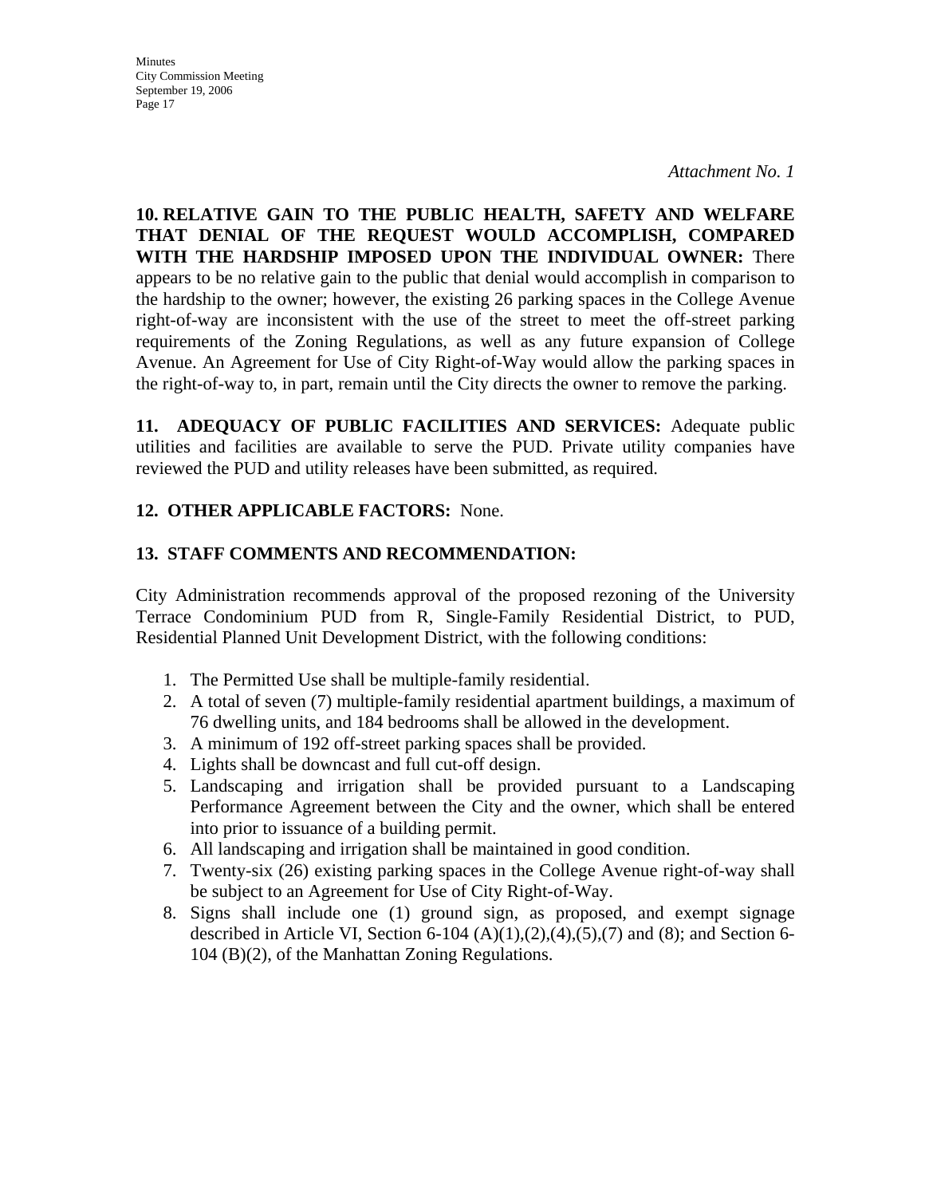*Attachment No. 1*

**10. RELATIVE GAIN TO THE PUBLIC HEALTH, SAFETY AND WELFARE THAT DENIAL OF THE REQUEST WOULD ACCOMPLISH, COMPARED WITH THE HARDSHIP IMPOSED UPON THE INDIVIDUAL OWNER:** There appears to be no relative gain to the public that denial would accomplish in comparison to the hardship to the owner; however, the existing 26 parking spaces in the College Avenue right-of-way are inconsistent with the use of the street to meet the off-street parking requirements of the Zoning Regulations, as well as any future expansion of College Avenue. An Agreement for Use of City Right-of-Way would allow the parking spaces in the right-of-way to, in part, remain until the City directs the owner to remove the parking.

**11. ADEQUACY OF PUBLIC FACILITIES AND SERVICES:** Adequate public utilities and facilities are available to serve the PUD. Private utility companies have reviewed the PUD and utility releases have been submitted, as required.

**12. OTHER APPLICABLE FACTORS:** None.

**13. STAFF COMMENTS AND RECOMMENDATION:**

City Administration recommends approval of the proposed rezoning of the University Terrace Condominium PUD from R, Single-Family Residential District, to PUD, Residential Planned Unit Development District, with the following conditions:

1. The Permitted Use shall be multiple-family residential.
2. A total of seven (7) multiple-family residential apartment buildings, a maximum of 76 dwelling units, and 184 bedrooms shall be allowed in the development.
3. A minimum of 192 off-street parking spaces shall be provided.
4. Lights shall be downcast and full cut-off design.
5. Landscaping and irrigation shall be provided pursuant to a Landscaping Performance Agreement between the City and the owner, which shall be entered into prior to issuance of a building permit.
6. All landscaping and irrigation shall be maintained in good condition.
7. Twenty-six (26) existing parking spaces in the College Avenue right-of-way shall be subject to an Agreement for Use of City Right-of-Way.
8. Signs shall include one (1) ground sign, as proposed, and exempt signage described in Article VI, Section 6-104 (A)(1),(2),(4),(5),(7) and (8); and Section 6-104 (B)(2), of the Manhattan Zoning Regulations.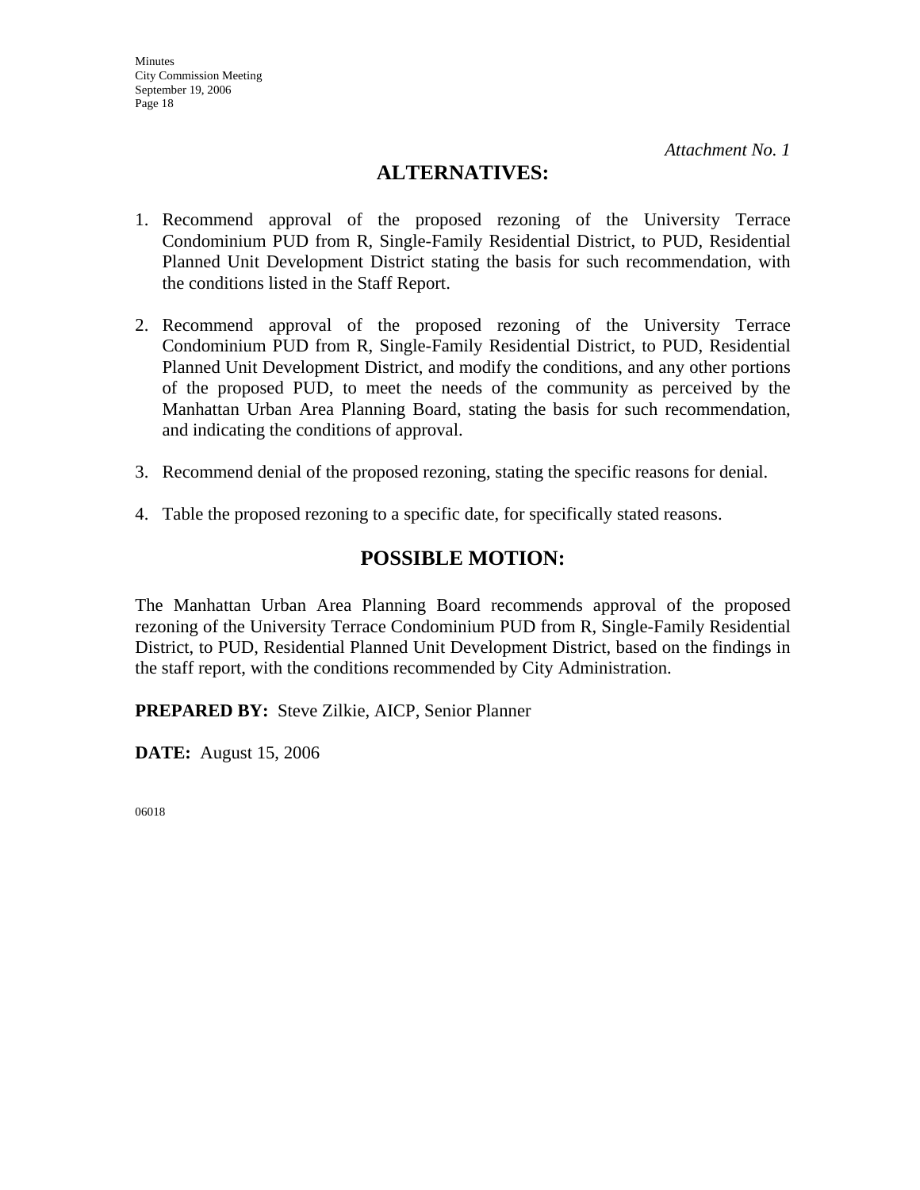*Attachment No. 1*

## ALTERNATIVES:

1. Recommend approval of the proposed rezoning of the University Terrace Condominium PUD from R, Single-Family Residential District, to PUD, Residential Planned Unit Development District stating the basis for such recommendation, with the conditions listed in the Staff Report.

2. Recommend approval of the proposed rezoning of the University Terrace Condominium PUD from R, Single-Family Residential District, to PUD, Residential Planned Unit Development District, and modify the conditions, and any other portions of the proposed PUD, to meet the needs of the community as perceived by the Manhattan Urban Area Planning Board, stating the basis for such recommendation, and indicating the conditions of approval.

3. Recommend denial of the proposed rezoning, stating the specific reasons for denial.

4. Table the proposed rezoning to a specific date, for specifically stated reasons.

## POSSIBLE MOTION:

The Manhattan Urban Area Planning Board recommends approval of the proposed rezoning of the University Terrace Condominium PUD from R, Single-Family Residential District, to PUD, Residential Planned Unit Development District, based on the findings in the staff report, with the conditions recommended by City Administration.

**PREPARED BY:** Steve Zilkie, AICP, Senior Planner

**DATE:** August 15, 2006

06018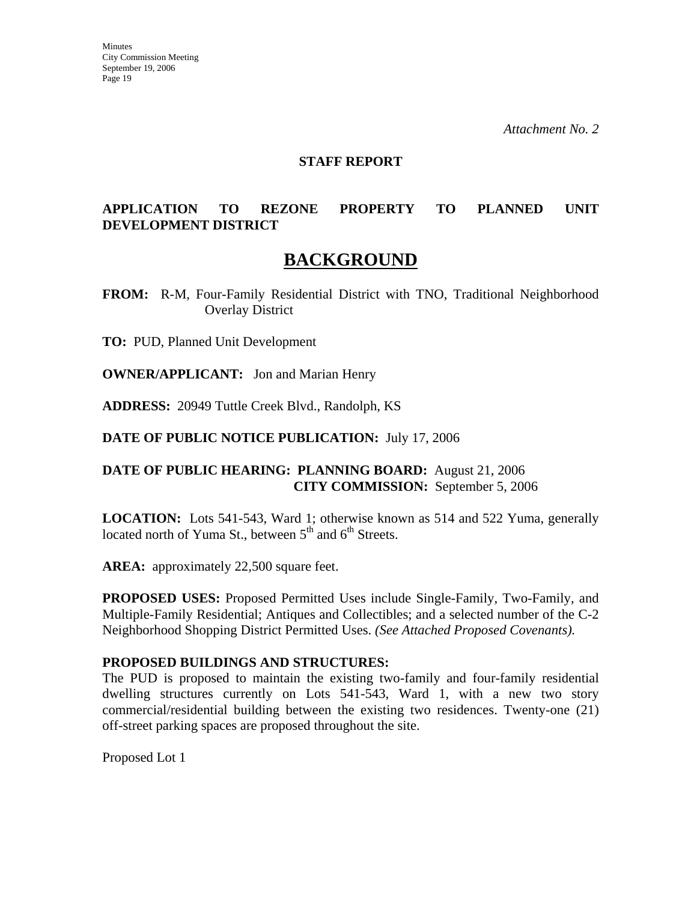*Attachment No. 2*

**STAFF REPORT**

**APPLICATION TO REZONE PROPERTY TO PLANNED UNIT DEVELOPMENT DISTRICT**

# BACKGROUND

**FROM:** R-M, Four-Family Residential District with TNO, Traditional Neighborhood Overlay District

**TO:** PUD, Planned Unit Development

**OWNER/APPLICANT:** Jon and Marian Henry

**ADDRESS:** 20949 Tuttle Creek Blvd., Randolph, KS

**DATE OF PUBLIC NOTICE PUBLICATION:** July 17, 2006

**DATE OF PUBLIC HEARING: PLANNING BOARD:** August 21, 2006
**CITY COMMISSION:** September 5, 2006

**LOCATION:** Lots 541-543, Ward 1; otherwise known as 514 and 522 Yuma, generally located north of Yuma St., between 5th and 6th Streets.

**AREA:** approximately 22,500 square feet.

**PROPOSED USES:** Proposed Permitted Uses include Single-Family, Two-Family, and Multiple-Family Residential; Antiques and Collectibles; and a selected number of the C-2 Neighborhood Shopping District Permitted Uses. *(See Attached Proposed Covenants).*

**PROPOSED BUILDINGS AND STRUCTURES:**
The PUD is proposed to maintain the existing two-family and four-family residential dwelling structures currently on Lots 541-543, Ward 1, with a new two story commercial/residential building between the existing two residences. Twenty-one (21) off-street parking spaces are proposed throughout the site.

Proposed Lot 1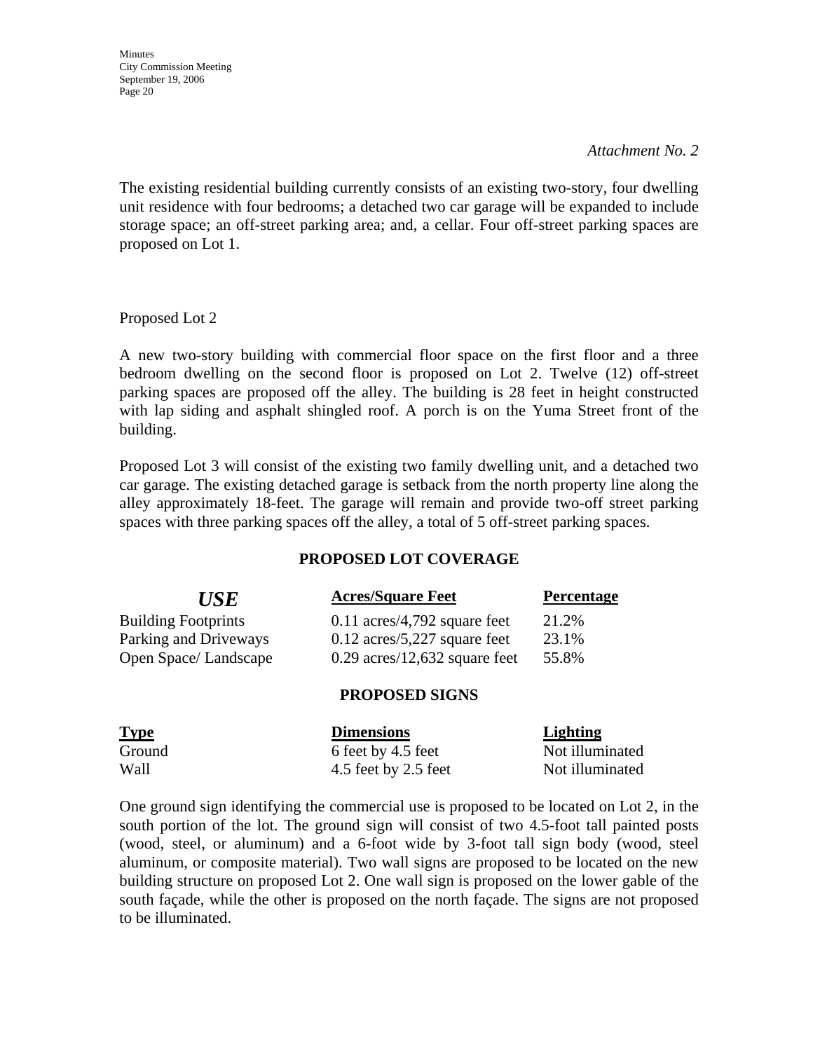*Attachment No. 2*

The existing residential building currently consists of an existing two-story, four dwelling unit residence with four bedrooms; a detached two car garage will be expanded to include storage space; an off-street parking area; and, a cellar. Four off-street parking spaces are proposed on Lot 1.

Proposed Lot 2

A new two-story building with commercial floor space on the first floor and a three bedroom dwelling on the second floor is proposed on Lot 2. Twelve (12) off-street parking spaces are proposed off the alley. The building is 28 feet in height constructed with lap siding and asphalt shingled roof. A porch is on the Yuma Street front of the building.

Proposed Lot 3 will consist of the existing two family dwelling unit, and a detached two car garage. The existing detached garage is setback from the north property line along the alley approximately 18-feet. The garage will remain and provide two-off street parking spaces with three parking spaces off the alley, a total of 5 off-street parking spaces.

**PROPOSED LOT COVERAGE**

| ***USE*** | **Acres/Square Feet** | **Percentage** |
|---|---|---|
| Building Footprints | 0.11 acres/4,792 square feet | 21.2% |
| Parking and Driveways | 0.12 acres/5,227 square feet | 23.1% |
| Open Space/ Landscape | 0.29 acres/12,632 square feet | 55.8% |

**PROPOSED SIGNS**

| **Type** | **Dimensions** | **Lighting** |
|---|---|---|
| Ground | 6 feet by 4.5 feet | Not illuminated |
| Wall | 4.5 feet by 2.5 feet | Not illuminated |

One ground sign identifying the commercial use is proposed to be located on Lot 2, in the south portion of the lot. The ground sign will consist of two 4.5-foot tall painted posts (wood, steel, or aluminum) and a 6-foot wide by 3-foot tall sign body (wood, steel aluminum, or composite material). Two wall signs are proposed to be located on the new building structure on proposed Lot 2. One wall sign is proposed on the lower gable of the south façade, while the other is proposed on the north façade. The signs are not proposed to be illuminated.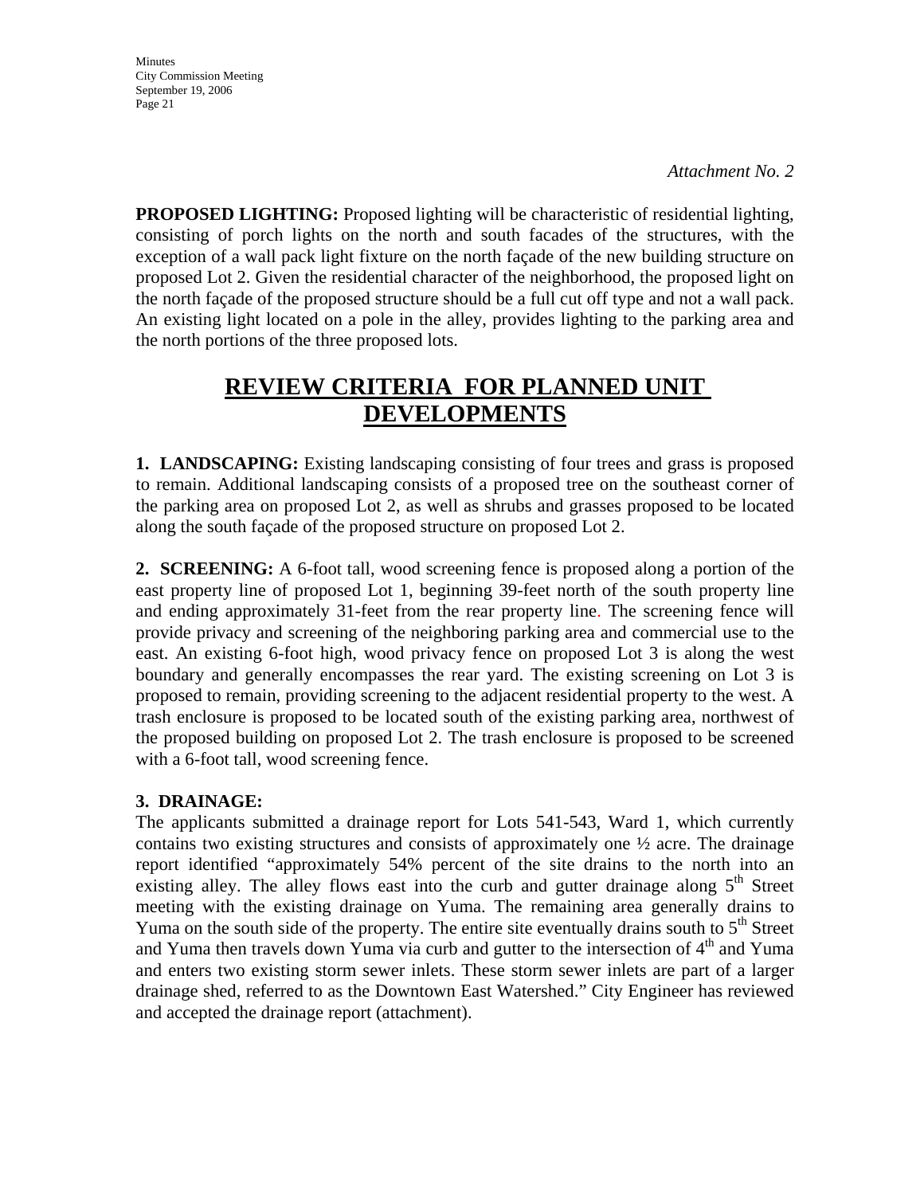*Attachment No. 2*

**PROPOSED LIGHTING:** Proposed lighting will be characteristic of residential lighting, consisting of porch lights on the north and south facades of the structures, with the exception of a wall pack light fixture on the north façade of the new building structure on proposed Lot 2. Given the residential character of the neighborhood, the proposed light on the north façade of the proposed structure should be a full cut off type and not a wall pack. An existing light located on a pole in the alley, provides lighting to the parking area and the north portions of the three proposed lots.

## REVIEW CRITERIA FOR PLANNED UNIT DEVELOPMENTS

**1. LANDSCAPING:** Existing landscaping consisting of four trees and grass is proposed to remain. Additional landscaping consists of a proposed tree on the southeast corner of the parking area on proposed Lot 2, as well as shrubs and grasses proposed to be located along the south façade of the proposed structure on proposed Lot 2.

**2. SCREENING:** A 6-foot tall, wood screening fence is proposed along a portion of the east property line of proposed Lot 1, beginning 39-feet north of the south property line and ending approximately 31-feet from the rear property line. The screening fence will provide privacy and screening of the neighboring parking area and commercial use to the east. An existing 6-foot high, wood privacy fence on proposed Lot 3 is along the west boundary and generally encompasses the rear yard. The existing screening on Lot 3 is proposed to remain, providing screening to the adjacent residential property to the west. A trash enclosure is proposed to be located south of the existing parking area, northwest of the proposed building on proposed Lot 2. The trash enclosure is proposed to be screened with a 6-foot tall, wood screening fence.

**3. DRAINAGE:**
The applicants submitted a drainage report for Lots 541-543, Ward 1, which currently contains two existing structures and consists of approximately one ½ acre. The drainage report identified "approximately 54% percent of the site drains to the north into an existing alley. The alley flows east into the curb and gutter drainage along 5th Street meeting with the existing drainage on Yuma. The remaining area generally drains to Yuma on the south side of the property. The entire site eventually drains south to 5th Street and Yuma then travels down Yuma via curb and gutter to the intersection of 4th and Yuma and enters two existing storm sewer inlets. These storm sewer inlets are part of a larger drainage shed, referred to as the Downtown East Watershed." City Engineer has reviewed and accepted the drainage report (attachment).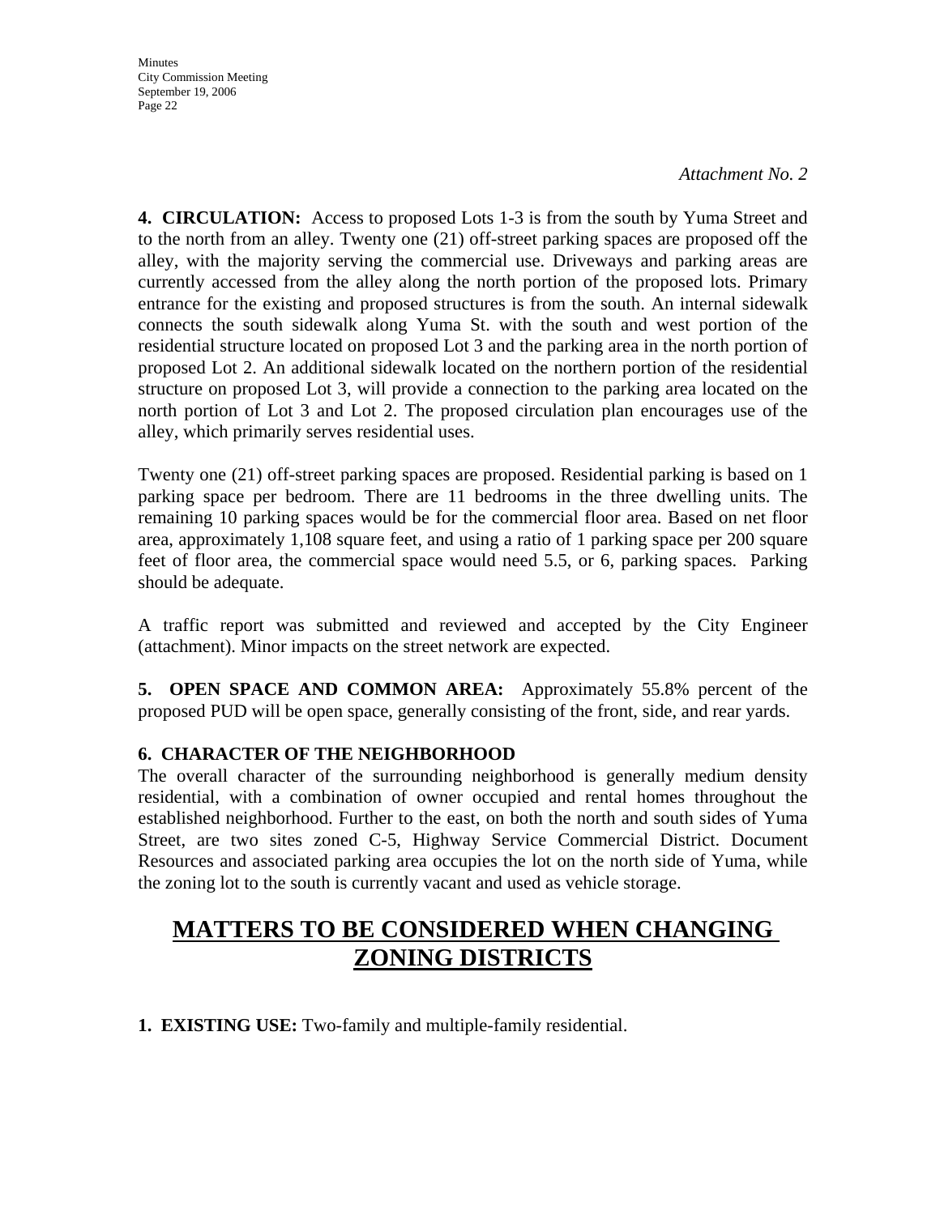*Attachment No. 2*

**4. CIRCULATION:** Access to proposed Lots 1-3 is from the south by Yuma Street and to the north from an alley. Twenty one (21) off-street parking spaces are proposed off the alley, with the majority serving the commercial use. Driveways and parking areas are currently accessed from the alley along the north portion of the proposed lots. Primary entrance for the existing and proposed structures is from the south. An internal sidewalk connects the south sidewalk along Yuma St. with the south and west portion of the residential structure located on proposed Lot 3 and the parking area in the north portion of proposed Lot 2. An additional sidewalk located on the northern portion of the residential structure on proposed Lot 3, will provide a connection to the parking area located on the north portion of Lot 3 and Lot 2. The proposed circulation plan encourages use of the alley, which primarily serves residential uses.

Twenty one (21) off-street parking spaces are proposed. Residential parking is based on 1 parking space per bedroom. There are 11 bedrooms in the three dwelling units. The remaining 10 parking spaces would be for the commercial floor area. Based on net floor area, approximately 1,108 square feet, and using a ratio of 1 parking space per 200 square feet of floor area, the commercial space would need 5.5, or 6, parking spaces. Parking should be adequate.

A traffic report was submitted and reviewed and accepted by the City Engineer (attachment). Minor impacts on the street network are expected.

**5. OPEN SPACE AND COMMON AREA:** Approximately 55.8% percent of the proposed PUD will be open space, generally consisting of the front, side, and rear yards.

**6. CHARACTER OF THE NEIGHBORHOOD**

The overall character of the surrounding neighborhood is generally medium density residential, with a combination of owner occupied and rental homes throughout the established neighborhood. Further to the east, on both the north and south sides of Yuma Street, are two sites zoned C-5, Highway Service Commercial District. Document Resources and associated parking area occupies the lot on the north side of Yuma, while the zoning lot to the south is currently vacant and used as vehicle storage.

## MATTERS TO BE CONSIDERED WHEN CHANGING ZONING DISTRICTS

**1. EXISTING USE:** Two-family and multiple-family residential.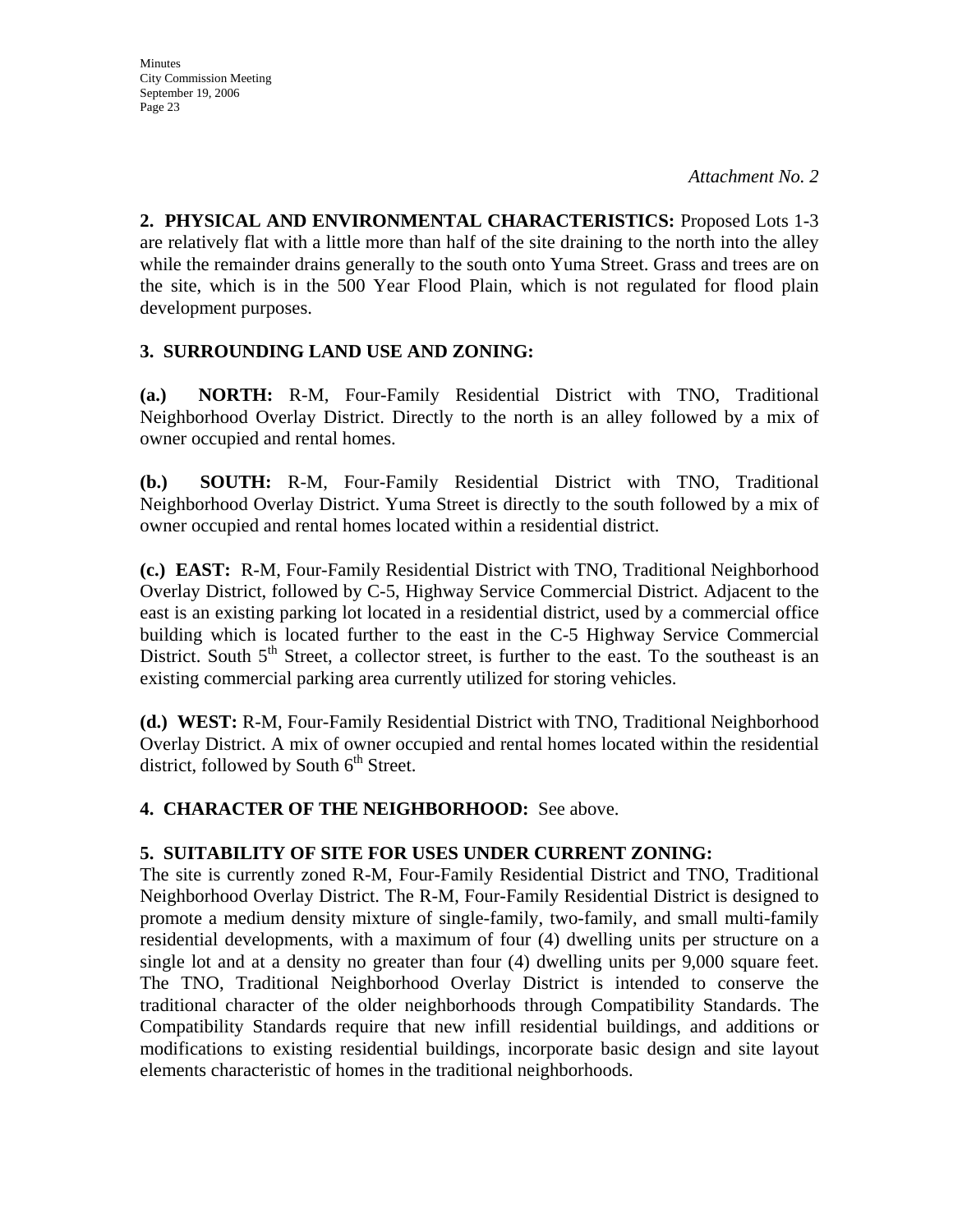*Attachment No. 2*

**2. PHYSICAL AND ENVIRONMENTAL CHARACTERISTICS:** Proposed Lots 1-3 are relatively flat with a little more than half of the site draining to the north into the alley while the remainder drains generally to the south onto Yuma Street. Grass and trees are on the site, which is in the 500 Year Flood Plain, which is not regulated for flood plain development purposes.

**3. SURROUNDING LAND USE AND ZONING:**

**(a.) NORTH:** R-M, Four-Family Residential District with TNO, Traditional Neighborhood Overlay District. Directly to the north is an alley followed by a mix of owner occupied and rental homes.

**(b.) SOUTH:** R-M, Four-Family Residential District with TNO, Traditional Neighborhood Overlay District. Yuma Street is directly to the south followed by a mix of owner occupied and rental homes located within a residential district.

**(c.) EAST:** R-M, Four-Family Residential District with TNO, Traditional Neighborhood Overlay District, followed by C-5, Highway Service Commercial District. Adjacent to the east is an existing parking lot located in a residential district, used by a commercial office building which is located further to the east in the C-5 Highway Service Commercial District. South 5th Street, a collector street, is further to the east. To the southeast is an existing commercial parking area currently utilized for storing vehicles.

**(d.) WEST:** R-M, Four-Family Residential District with TNO, Traditional Neighborhood Overlay District. A mix of owner occupied and rental homes located within the residential district, followed by South 6th Street.

**4. CHARACTER OF THE NEIGHBORHOOD:** See above.

**5. SUITABILITY OF SITE FOR USES UNDER CURRENT ZONING:**
The site is currently zoned R-M, Four-Family Residential District and TNO, Traditional Neighborhood Overlay District. The R-M, Four-Family Residential District is designed to promote a medium density mixture of single-family, two-family, and small multi-family residential developments, with a maximum of four (4) dwelling units per structure on a single lot and at a density no greater than four (4) dwelling units per 9,000 square feet. The TNO, Traditional Neighborhood Overlay District is intended to conserve the traditional character of the older neighborhoods through Compatibility Standards. The Compatibility Standards require that new infill residential buildings, and additions or modifications to existing residential buildings, incorporate basic design and site layout elements characteristic of homes in the traditional neighborhoods.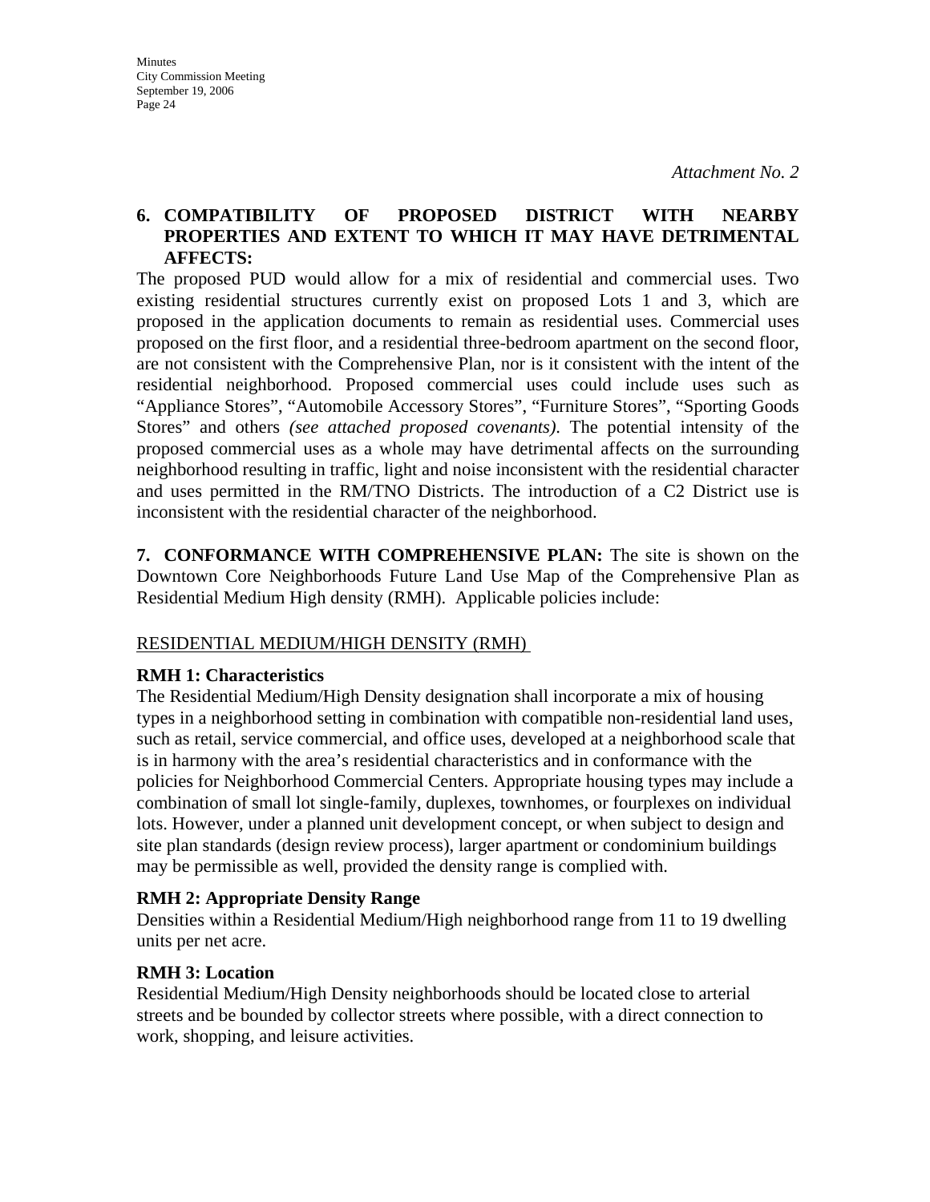*Attachment No. 2*

**6. COMPATIBILITY OF PROPOSED DISTRICT WITH NEARBY PROPERTIES AND EXTENT TO WHICH IT MAY HAVE DETRIMENTAL AFFECTS:**

The proposed PUD would allow for a mix of residential and commercial uses. Two existing residential structures currently exist on proposed Lots 1 and 3, which are proposed in the application documents to remain as residential uses. Commercial uses proposed on the first floor, and a residential three-bedroom apartment on the second floor, are not consistent with the Comprehensive Plan, nor is it consistent with the intent of the residential neighborhood. Proposed commercial uses could include uses such as "Appliance Stores", "Automobile Accessory Stores", "Furniture Stores", "Sporting Goods Stores" and others *(see attached proposed covenants)*. The potential intensity of the proposed commercial uses as a whole may have detrimental affects on the surrounding neighborhood resulting in traffic, light and noise inconsistent with the residential character and uses permitted in the RM/TNO Districts. The introduction of a C2 District use is inconsistent with the residential character of the neighborhood.

**7. CONFORMANCE WITH COMPREHENSIVE PLAN:** The site is shown on the Downtown Core Neighborhoods Future Land Use Map of the Comprehensive Plan as Residential Medium High density (RMH). Applicable policies include:

<u>RESIDENTIAL MEDIUM/HIGH DENSITY (RMH)</u>

**RMH 1: Characteristics**

The Residential Medium/High Density designation shall incorporate a mix of housing types in a neighborhood setting in combination with compatible non-residential land uses, such as retail, service commercial, and office uses, developed at a neighborhood scale that is in harmony with the area's residential characteristics and in conformance with the policies for Neighborhood Commercial Centers. Appropriate housing types may include a combination of small lot single-family, duplexes, townhomes, or fourplexes on individual lots. However, under a planned unit development concept, or when subject to design and site plan standards (design review process), larger apartment or condominium buildings may be permissible as well, provided the density range is complied with.

**RMH 2: Appropriate Density Range**

Densities within a Residential Medium/High neighborhood range from 11 to 19 dwelling units per net acre.

**RMH 3: Location**

Residential Medium/High Density neighborhoods should be located close to arterial streets and be bounded by collector streets where possible, with a direct connection to work, shopping, and leisure activities.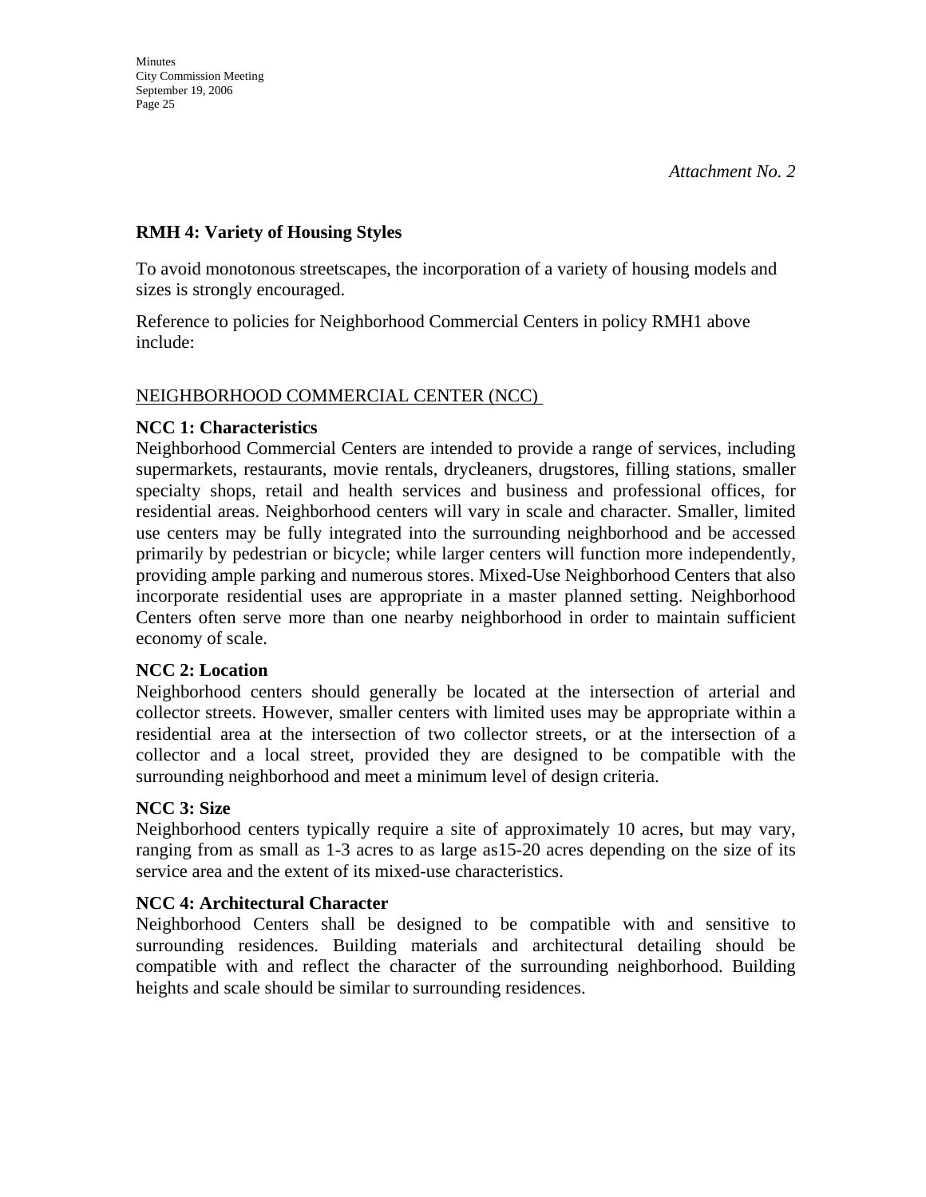*Attachment No. 2*

**RMH 4: Variety of Housing Styles**

To avoid monotonous streetscapes, the incorporation of a variety of housing models and sizes is strongly encouraged.

Reference to policies for Neighborhood Commercial Centers in policy RMH1 above include:

NEIGHBORHOOD COMMERCIAL CENTER (NCC)

**NCC 1: Characteristics**
Neighborhood Commercial Centers are intended to provide a range of services, including supermarkets, restaurants, movie rentals, drycleaners, drugstores, filling stations, smaller specialty shops, retail and health services and business and professional offices, for residential areas. Neighborhood centers will vary in scale and character. Smaller, limited use centers may be fully integrated into the surrounding neighborhood and be accessed primarily by pedestrian or bicycle; while larger centers will function more independently, providing ample parking and numerous stores. Mixed-Use Neighborhood Centers that also incorporate residential uses are appropriate in a master planned setting. Neighborhood Centers often serve more than one nearby neighborhood in order to maintain sufficient economy of scale.

**NCC 2: Location**
Neighborhood centers should generally be located at the intersection of arterial and collector streets. However, smaller centers with limited uses may be appropriate within a residential area at the intersection of two collector streets, or at the intersection of a collector and a local street, provided they are designed to be compatible with the surrounding neighborhood and meet a minimum level of design criteria.

**NCC 3: Size**
Neighborhood centers typically require a site of approximately 10 acres, but may vary, ranging from as small as 1-3 acres to as large as15-20 acres depending on the size of its service area and the extent of its mixed-use characteristics.

**NCC 4: Architectural Character**
Neighborhood Centers shall be designed to be compatible with and sensitive to surrounding residences. Building materials and architectural detailing should be compatible with and reflect the character of the surrounding neighborhood. Building heights and scale should be similar to surrounding residences.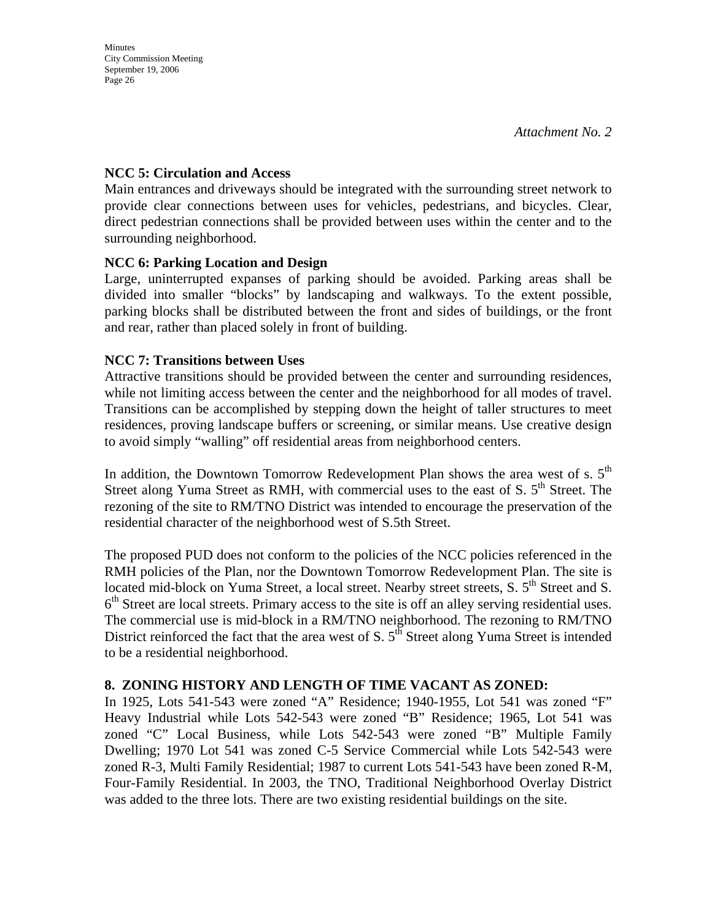*Attachment No. 2*

**NCC 5: Circulation and Access**
Main entrances and driveways should be integrated with the surrounding street network to provide clear connections between uses for vehicles, pedestrians, and bicycles. Clear, direct pedestrian connections shall be provided between uses within the center and to the surrounding neighborhood.

**NCC 6: Parking Location and Design**
Large, uninterrupted expanses of parking should be avoided. Parking areas shall be divided into smaller "blocks" by landscaping and walkways. To the extent possible, parking blocks shall be distributed between the front and sides of buildings, or the front and rear, rather than placed solely in front of building.

**NCC 7: Transitions between Uses**
Attractive transitions should be provided between the center and surrounding residences, while not limiting access between the center and the neighborhood for all modes of travel. Transitions can be accomplished by stepping down the height of taller structures to meet residences, proving landscape buffers or screening, or similar means. Use creative design to avoid simply "walling" off residential areas from neighborhood centers.

In addition, the Downtown Tomorrow Redevelopment Plan shows the area west of s. 5th Street along Yuma Street as RMH, with commercial uses to the east of S. 5th Street. The rezoning of the site to RM/TNO District was intended to encourage the preservation of the residential character of the neighborhood west of S.5th Street.

The proposed PUD does not conform to the policies of the NCC policies referenced in the RMH policies of the Plan, nor the Downtown Tomorrow Redevelopment Plan. The site is located mid-block on Yuma Street, a local street. Nearby street streets, S. 5th Street and S. 6th Street are local streets. Primary access to the site is off an alley serving residential uses. The commercial use is mid-block in a RM/TNO neighborhood. The rezoning to RM/TNO District reinforced the fact that the area west of S. 5th Street along Yuma Street is intended to be a residential neighborhood.

**8. ZONING HISTORY AND LENGTH OF TIME VACANT AS ZONED:**
In 1925, Lots 541-543 were zoned "A" Residence; 1940-1955, Lot 541 was zoned "F" Heavy Industrial while Lots 542-543 were zoned "B" Residence; 1965, Lot 541 was zoned "C" Local Business, while Lots 542-543 were zoned "B" Multiple Family Dwelling; 1970 Lot 541 was zoned C-5 Service Commercial while Lots 542-543 were zoned R-3, Multi Family Residential; 1987 to current Lots 541-543 have been zoned R-M, Four-Family Residential. In 2003, the TNO, Traditional Neighborhood Overlay District was added to the three lots. There are two existing residential buildings on the site.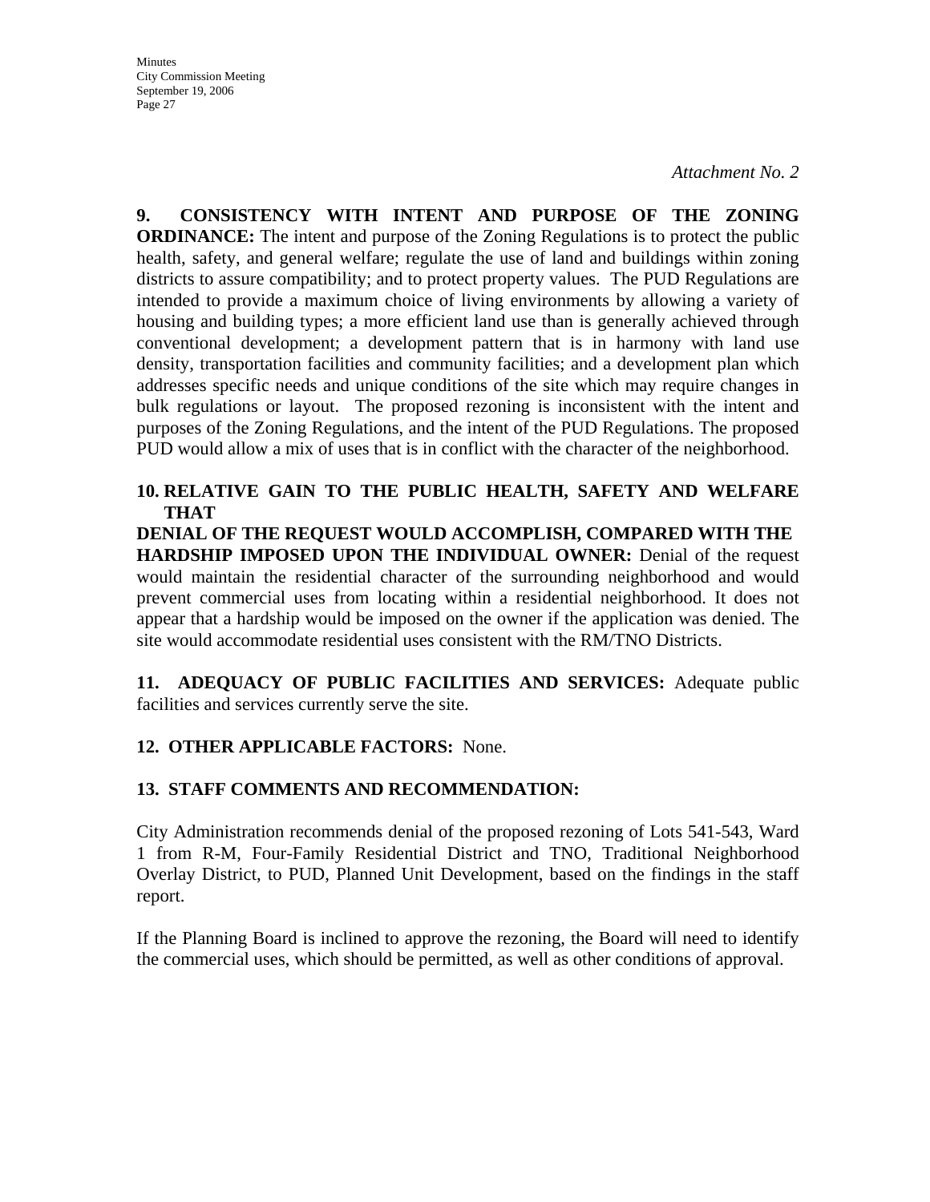*Attachment No. 2*

**9. CONSISTENCY WITH INTENT AND PURPOSE OF THE ZONING ORDINANCE:** The intent and purpose of the Zoning Regulations is to protect the public health, safety, and general welfare; regulate the use of land and buildings within zoning districts to assure compatibility; and to protect property values. The PUD Regulations are intended to provide a maximum choice of living environments by allowing a variety of housing and building types; a more efficient land use than is generally achieved through conventional development; a development pattern that is in harmony with land use density, transportation facilities and community facilities; and a development plan which addresses specific needs and unique conditions of the site which may require changes in bulk regulations or layout. The proposed rezoning is inconsistent with the intent and purposes of the Zoning Regulations, and the intent of the PUD Regulations. The proposed PUD would allow a mix of uses that is in conflict with the character of the neighborhood.

**10. RELATIVE GAIN TO THE PUBLIC HEALTH, SAFETY AND WELFARE THAT DENIAL OF THE REQUEST WOULD ACCOMPLISH, COMPARED WITH THE HARDSHIP IMPOSED UPON THE INDIVIDUAL OWNER:** Denial of the request would maintain the residential character of the surrounding neighborhood and would prevent commercial uses from locating within a residential neighborhood. It does not appear that a hardship would be imposed on the owner if the application was denied. The site would accommodate residential uses consistent with the RM/TNO Districts.

**11. ADEQUACY OF PUBLIC FACILITIES AND SERVICES:** Adequate public facilities and services currently serve the site.

**12. OTHER APPLICABLE FACTORS:** None.

**13. STAFF COMMENTS AND RECOMMENDATION:**

City Administration recommends denial of the proposed rezoning of Lots 541-543, Ward 1 from R-M, Four-Family Residential District and TNO, Traditional Neighborhood Overlay District, to PUD, Planned Unit Development, based on the findings in the staff report.

If the Planning Board is inclined to approve the rezoning, the Board will need to identify the commercial uses, which should be permitted, as well as other conditions of approval.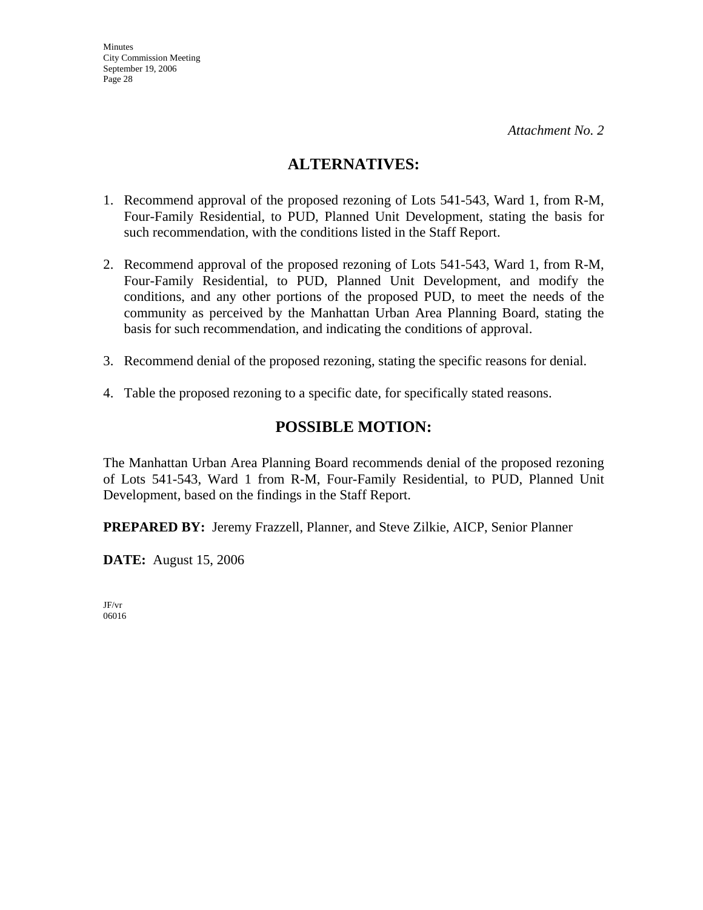*Attachment No. 2*

## ALTERNATIVES:

1. Recommend approval of the proposed rezoning of Lots 541-543, Ward 1, from R-M, Four-Family Residential, to PUD, Planned Unit Development, stating the basis for such recommendation, with the conditions listed in the Staff Report.

2. Recommend approval of the proposed rezoning of Lots 541-543, Ward 1, from R-M, Four-Family Residential, to PUD, Planned Unit Development, and modify the conditions, and any other portions of the proposed PUD, to meet the needs of the community as perceived by the Manhattan Urban Area Planning Board, stating the basis for such recommendation, and indicating the conditions of approval.

3. Recommend denial of the proposed rezoning, stating the specific reasons for denial.

4. Table the proposed rezoning to a specific date, for specifically stated reasons.

## POSSIBLE MOTION:

The Manhattan Urban Area Planning Board recommends denial of the proposed rezoning of Lots 541-543, Ward 1 from R-M, Four-Family Residential, to PUD, Planned Unit Development, based on the findings in the Staff Report.

**PREPARED BY:** Jeremy Frazzell, Planner, and Steve Zilkie, AICP, Senior Planner

**DATE:** August 15, 2006

JF/vr
06016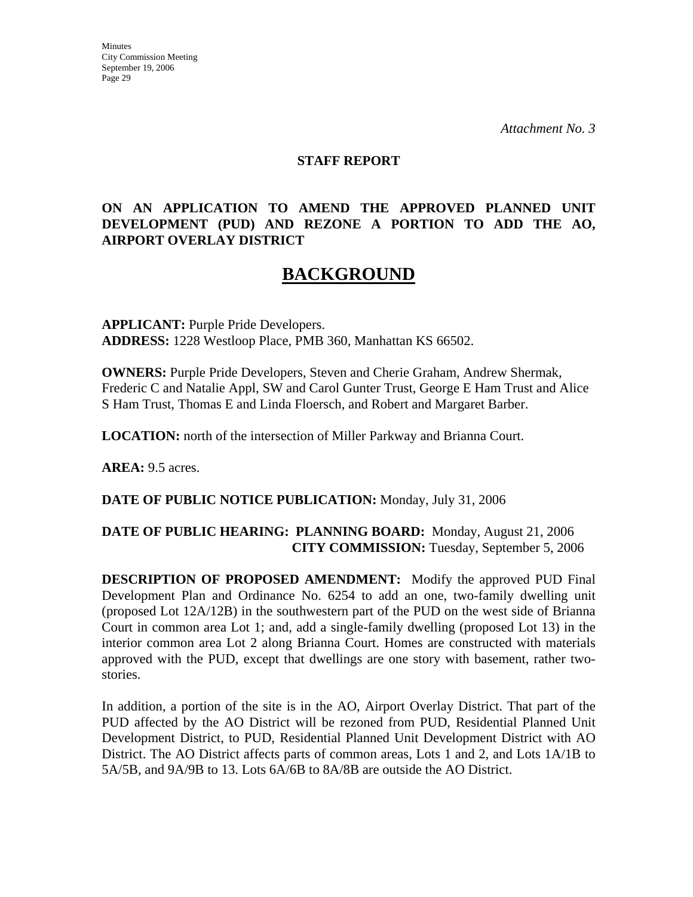*Attachment No. 3*

**STAFF REPORT**

**ON AN APPLICATION TO AMEND THE APPROVED PLANNED UNIT DEVELOPMENT (PUD) AND REZONE A PORTION TO ADD THE AO, AIRPORT OVERLAY DISTRICT**

# BACKGROUND

**APPLICANT:** Purple Pride Developers.
**ADDRESS:** 1228 Westloop Place, PMB 360, Manhattan KS 66502.

**OWNERS:** Purple Pride Developers, Steven and Cherie Graham, Andrew Shermak, Frederic C and Natalie Appl, SW and Carol Gunter Trust, George E Ham Trust and Alice S Ham Trust, Thomas E and Linda Floersch, and Robert and Margaret Barber.

**LOCATION:** north of the intersection of Miller Parkway and Brianna Court.

**AREA:** 9.5 acres.

**DATE OF PUBLIC NOTICE PUBLICATION:** Monday, July 31, 2006

**DATE OF PUBLIC HEARING: PLANNING BOARD:** Monday, August 21, 2006
**CITY COMMISSION:** Tuesday, September 5, 2006

**DESCRIPTION OF PROPOSED AMENDMENT:** Modify the approved PUD Final Development Plan and Ordinance No. 6254 to add an one, two-family dwelling unit (proposed Lot 12A/12B) in the southwestern part of the PUD on the west side of Brianna Court in common area Lot 1; and, add a single-family dwelling (proposed Lot 13) in the interior common area Lot 2 along Brianna Court. Homes are constructed with materials approved with the PUD, except that dwellings are one story with basement, rather two-stories.

In addition, a portion of the site is in the AO, Airport Overlay District. That part of the PUD affected by the AO District will be rezoned from PUD, Residential Planned Unit Development District, to PUD, Residential Planned Unit Development District with AO District. The AO District affects parts of common areas, Lots 1 and 2, and Lots 1A/1B to 5A/5B, and 9A/9B to 13. Lots 6A/6B to 8A/8B are outside the AO District.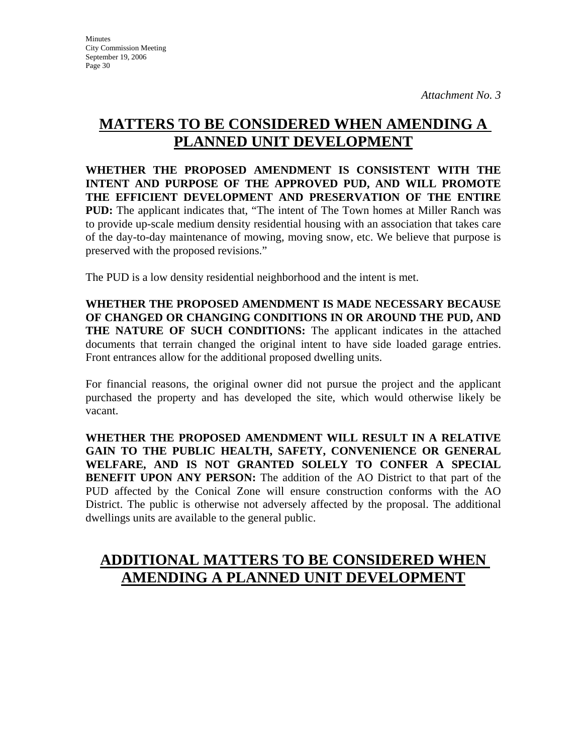*Attachment No. 3*

# MATTERS TO BE CONSIDERED WHEN AMENDING A PLANNED UNIT DEVELOPMENT

**WHETHER THE PROPOSED AMENDMENT IS CONSISTENT WITH THE INTENT AND PURPOSE OF THE APPROVED PUD, AND WILL PROMOTE THE EFFICIENT DEVELOPMENT AND PRESERVATION OF THE ENTIRE PUD:** The applicant indicates that, "The intent of The Town homes at Miller Ranch was to provide up-scale medium density residential housing with an association that takes care of the day-to-day maintenance of mowing, moving snow, etc. We believe that purpose is preserved with the proposed revisions."

The PUD is a low density residential neighborhood and the intent is met.

**WHETHER THE PROPOSED AMENDMENT IS MADE NECESSARY BECAUSE OF CHANGED OR CHANGING CONDITIONS IN OR AROUND THE PUD, AND THE NATURE OF SUCH CONDITIONS:** The applicant indicates in the attached documents that terrain changed the original intent to have side loaded garage entries. Front entrances allow for the additional proposed dwelling units.

For financial reasons, the original owner did not pursue the project and the applicant purchased the property and has developed the site, which would otherwise likely be vacant.

**WHETHER THE PROPOSED AMENDMENT WILL RESULT IN A RELATIVE GAIN TO THE PUBLIC HEALTH, SAFETY, CONVENIENCE OR GENERAL WELFARE, AND IS NOT GRANTED SOLELY TO CONFER A SPECIAL BENEFIT UPON ANY PERSON:** The addition of the AO District to that part of the PUD affected by the Conical Zone will ensure construction conforms with the AO District. The public is otherwise not adversely affected by the proposal. The additional dwellings units are available to the general public.

# ADDITIONAL MATTERS TO BE CONSIDERED WHEN AMENDING A PLANNED UNIT DEVELOPMENT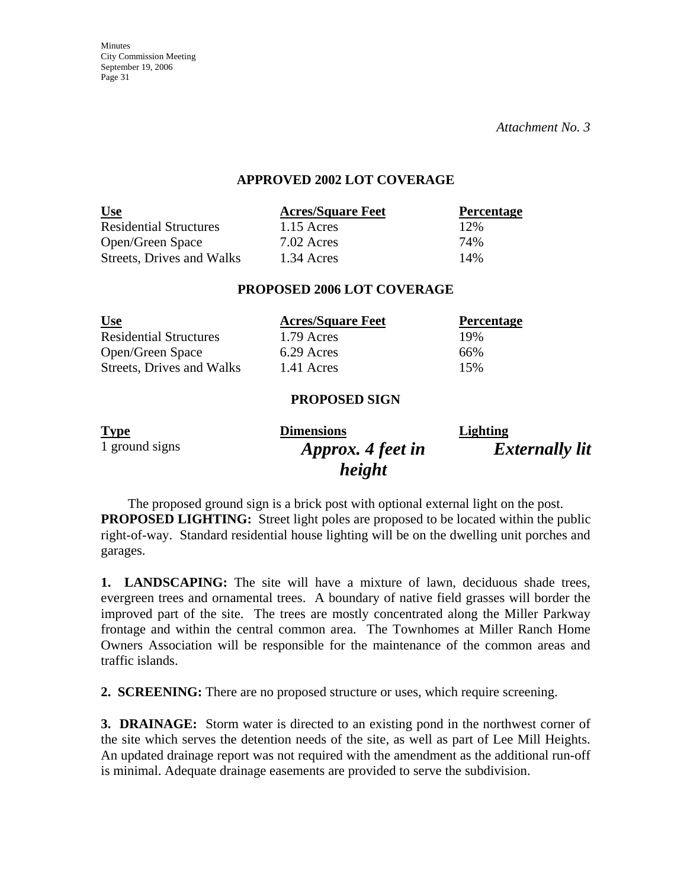*Attachment No. 3*

**APPROVED 2002 LOT COVERAGE**

| Use | Acres/Square Feet | Percentage |
|---|---|---|
| Residential Structures | 1.15 Acres | 12% |
| Open/Green Space | 7.02 Acres | 74% |
| Streets, Drives and Walks | 1.34 Acres | 14% |

**PROPOSED 2006 LOT COVERAGE**

| Use | Acres/Square Feet | Percentage |
|---|---|---|
| Residential Structures | 1.79 Acres | 19% |
| Open/Green Space | 6.29 Acres | 66% |
| Streets, Drives and Walks | 1.41 Acres | 15% |

**PROPOSED SIGN**

| Type | Dimensions | Lighting |
|---|---|---|
| 1 ground signs | ***Approx. 4 feet in height*** | ***Externally lit*** |

The proposed ground sign is a brick post with optional external light on the post.
**PROPOSED LIGHTING:** Street light poles are proposed to be located within the public right-of-way. Standard residential house lighting will be on the dwelling unit porches and garages.

**1. LANDSCAPING:** The site will have a mixture of lawn, deciduous shade trees, evergreen trees and ornamental trees. A boundary of native field grasses will border the improved part of the site. The trees are mostly concentrated along the Miller Parkway frontage and within the central common area. The Townhomes at Miller Ranch Home Owners Association will be responsible for the maintenance of the common areas and traffic islands.

**2. SCREENING:** There are no proposed structure or uses, which require screening.

**3. DRAINAGE:** Storm water is directed to an existing pond in the northwest corner of the site which serves the detention needs of the site, as well as part of Lee Mill Heights. An updated drainage report was not required with the amendment as the additional run-off is minimal. Adequate drainage easements are provided to serve the subdivision.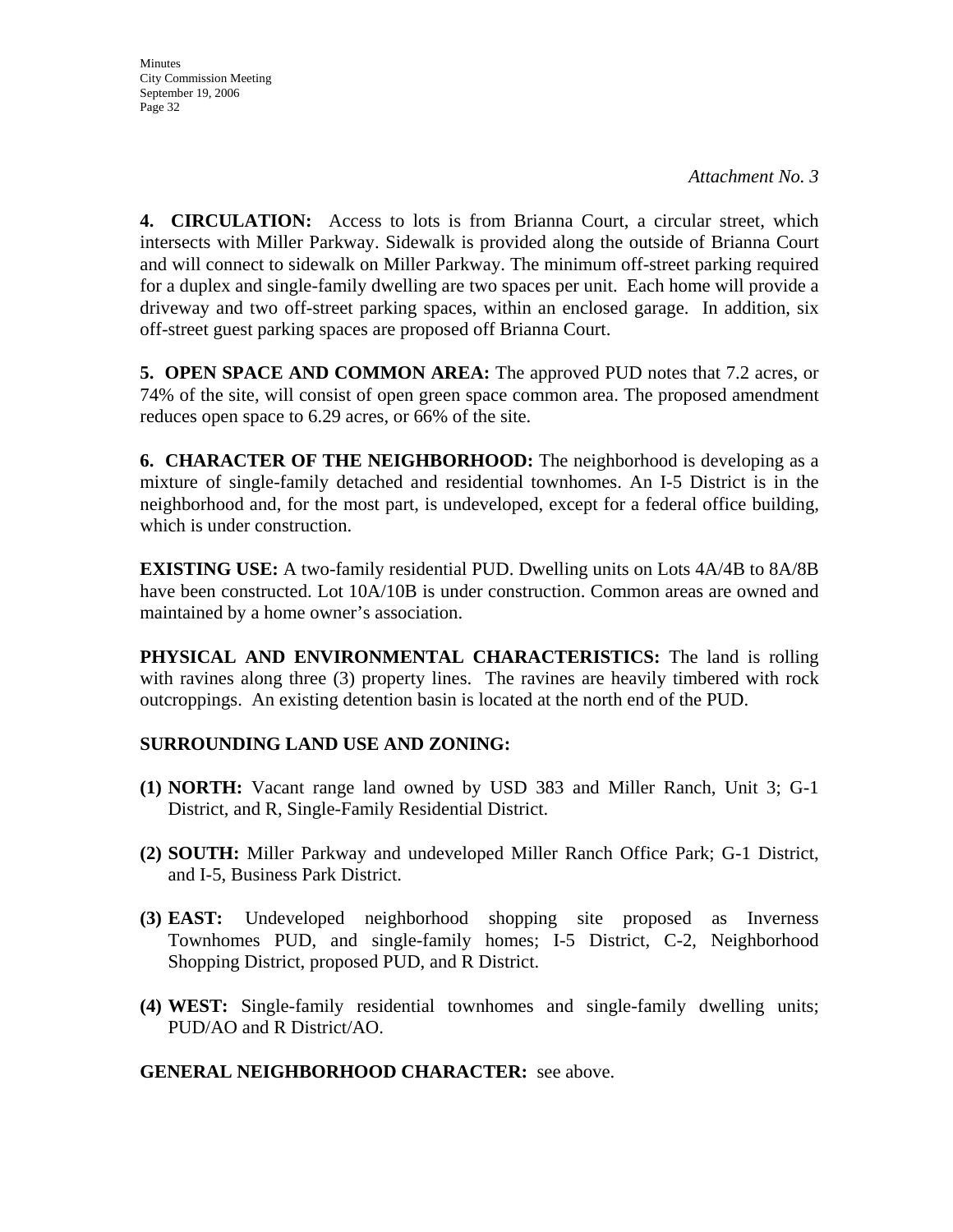*Attachment No. 3*

**4. CIRCULATION:** Access to lots is from Brianna Court, a circular street, which intersects with Miller Parkway. Sidewalk is provided along the outside of Brianna Court and will connect to sidewalk on Miller Parkway. The minimum off-street parking required for a duplex and single-family dwelling are two spaces per unit. Each home will provide a driveway and two off-street parking spaces, within an enclosed garage. In addition, six off-street guest parking spaces are proposed off Brianna Court.

**5. OPEN SPACE AND COMMON AREA:** The approved PUD notes that 7.2 acres, or 74% of the site, will consist of open green space common area. The proposed amendment reduces open space to 6.29 acres, or 66% of the site.

**6. CHARACTER OF THE NEIGHBORHOOD:** The neighborhood is developing as a mixture of single-family detached and residential townhomes. An I-5 District is in the neighborhood and, for the most part, is undeveloped, except for a federal office building, which is under construction.

**EXISTING USE:** A two-family residential PUD. Dwelling units on Lots 4A/4B to 8A/8B have been constructed. Lot 10A/10B is under construction. Common areas are owned and maintained by a home owner's association.

**PHYSICAL AND ENVIRONMENTAL CHARACTERISTICS:** The land is rolling with ravines along three (3) property lines. The ravines are heavily timbered with rock outcroppings. An existing detention basin is located at the north end of the PUD.

**SURROUNDING LAND USE AND ZONING:**

1. **NORTH:** Vacant range land owned by USD 383 and Miller Ranch, Unit 3; G-1 District, and R, Single-Family Residential District.
2. **SOUTH:** Miller Parkway and undeveloped Miller Ranch Office Park; G-1 District, and I-5, Business Park District.
3. **EAST:** Undeveloped neighborhood shopping site proposed as Inverness Townhomes PUD, and single-family homes; I-5 District, C-2, Neighborhood Shopping District, proposed PUD, and R District.
4. **WEST:** Single-family residential townhomes and single-family dwelling units; PUD/AO and R District/AO.

**GENERAL NEIGHBORHOOD CHARACTER:** see above.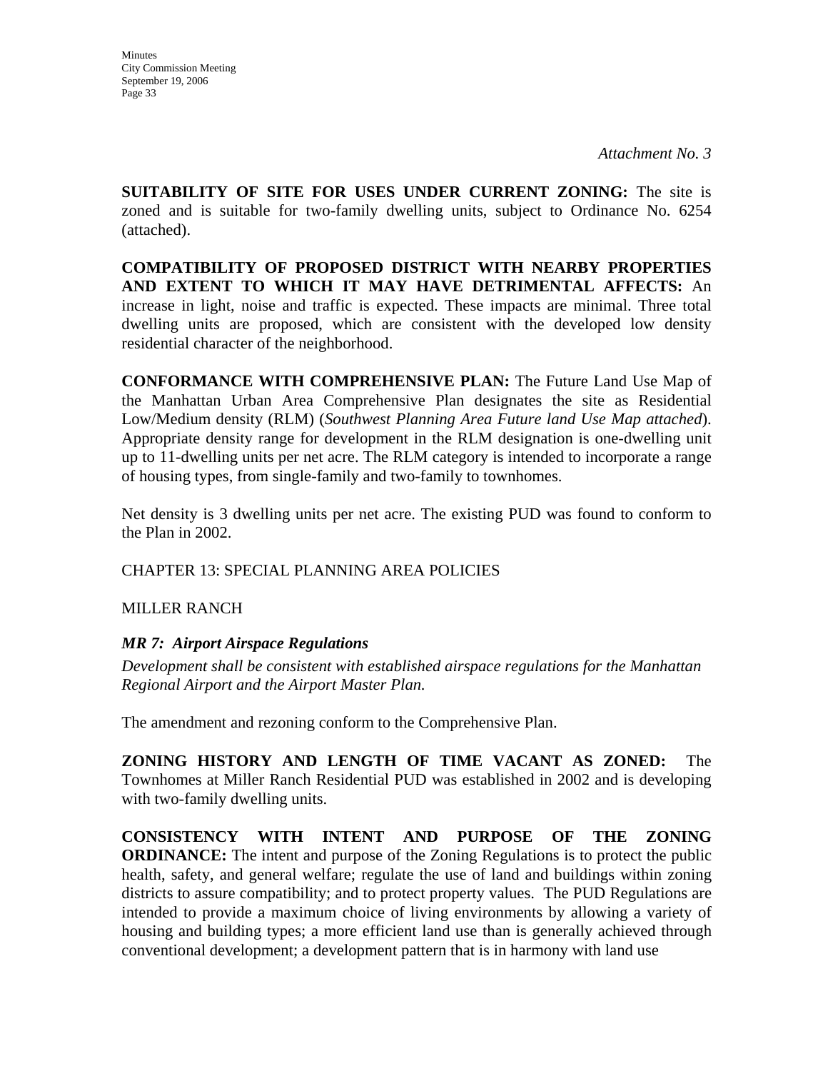*Attachment No. 3*

**SUITABILITY OF SITE FOR USES UNDER CURRENT ZONING:** The site is zoned and is suitable for two-family dwelling units, subject to Ordinance No. 6254 (attached).

**COMPATIBILITY OF PROPOSED DISTRICT WITH NEARBY PROPERTIES AND EXTENT TO WHICH IT MAY HAVE DETRIMENTAL AFFECTS:** An increase in light, noise and traffic is expected. These impacts are minimal. Three total dwelling units are proposed, which are consistent with the developed low density residential character of the neighborhood.

**CONFORMANCE WITH COMPREHENSIVE PLAN:** The Future Land Use Map of the Manhattan Urban Area Comprehensive Plan designates the site as Residential Low/Medium density (RLM) (*Southwest Planning Area Future land Use Map attached*). Appropriate density range for development in the RLM designation is one-dwelling unit up to 11-dwelling units per net acre. The RLM category is intended to incorporate a range of housing types, from single-family and two-family to townhomes.

Net density is 3 dwelling units per net acre. The existing PUD was found to conform to the Plan in 2002.

CHAPTER 13: SPECIAL PLANNING AREA POLICIES

MILLER RANCH

***MR 7: Airport Airspace Regulations***

*Development shall be consistent with established airspace regulations for the Manhattan Regional Airport and the Airport Master Plan.*

The amendment and rezoning conform to the Comprehensive Plan.

**ZONING HISTORY AND LENGTH OF TIME VACANT AS ZONED:** The Townhomes at Miller Ranch Residential PUD was established in 2002 and is developing with two-family dwelling units.

**CONSISTENCY WITH INTENT AND PURPOSE OF THE ZONING ORDINANCE:** The intent and purpose of the Zoning Regulations is to protect the public health, safety, and general welfare; regulate the use of land and buildings within zoning districts to assure compatibility; and to protect property values. The PUD Regulations are intended to provide a maximum choice of living environments by allowing a variety of housing and building types; a more efficient land use than is generally achieved through conventional development; a development pattern that is in harmony with land use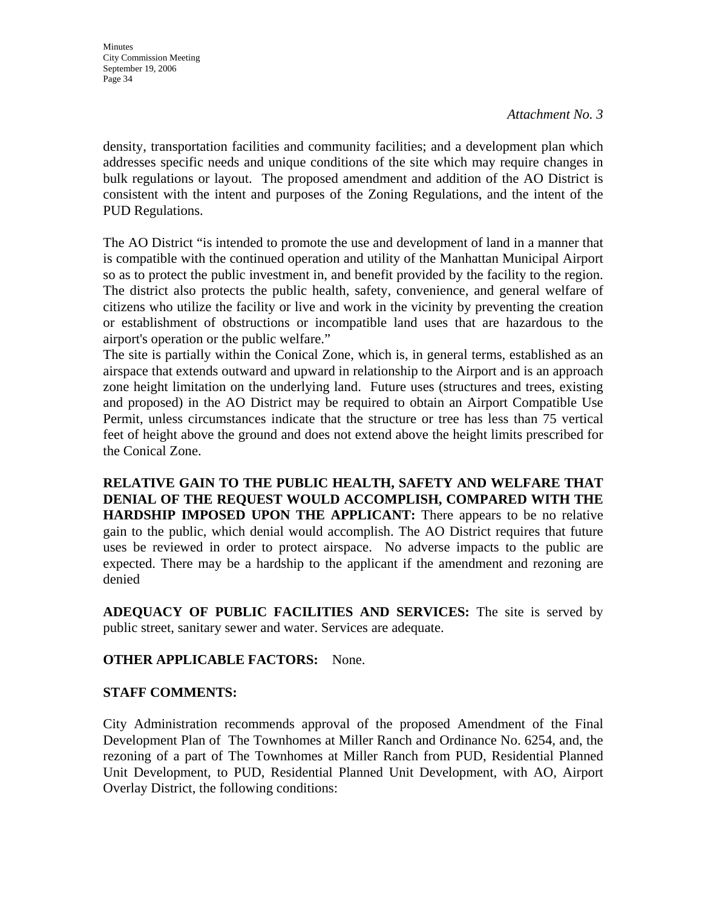*Attachment No. 3*

density, transportation facilities and community facilities; and a development plan which addresses specific needs and unique conditions of the site which may require changes in bulk regulations or layout. The proposed amendment and addition of the AO District is consistent with the intent and purposes of the Zoning Regulations, and the intent of the PUD Regulations.

The AO District "is intended to promote the use and development of land in a manner that is compatible with the continued operation and utility of the Manhattan Municipal Airport so as to protect the public investment in, and benefit provided by the facility to the region. The district also protects the public health, safety, convenience, and general welfare of citizens who utilize the facility or live and work in the vicinity by preventing the creation or establishment of obstructions or incompatible land uses that are hazardous to the airport's operation or the public welfare."

The site is partially within the Conical Zone, which is, in general terms, established as an airspace that extends outward and upward in relationship to the Airport and is an approach zone height limitation on the underlying land. Future uses (structures and trees, existing and proposed) in the AO District may be required to obtain an Airport Compatible Use Permit, unless circumstances indicate that the structure or tree has less than 75 vertical feet of height above the ground and does not extend above the height limits prescribed for the Conical Zone.

**RELATIVE GAIN TO THE PUBLIC HEALTH, SAFETY AND WELFARE THAT DENIAL OF THE REQUEST WOULD ACCOMPLISH, COMPARED WITH THE HARDSHIP IMPOSED UPON THE APPLICANT:** There appears to be no relative gain to the public, which denial would accomplish. The AO District requires that future uses be reviewed in order to protect airspace. No adverse impacts to the public are expected. There may be a hardship to the applicant if the amendment and rezoning are denied

**ADEQUACY OF PUBLIC FACILITIES AND SERVICES:** The site is served by public street, sanitary sewer and water. Services are adequate.

**OTHER APPLICABLE FACTORS:** None.

**STAFF COMMENTS:**

City Administration recommends approval of the proposed Amendment of the Final Development Plan of The Townhomes at Miller Ranch and Ordinance No. 6254, and, the rezoning of a part of The Townhomes at Miller Ranch from PUD, Residential Planned Unit Development, to PUD, Residential Planned Unit Development, with AO, Airport Overlay District, the following conditions: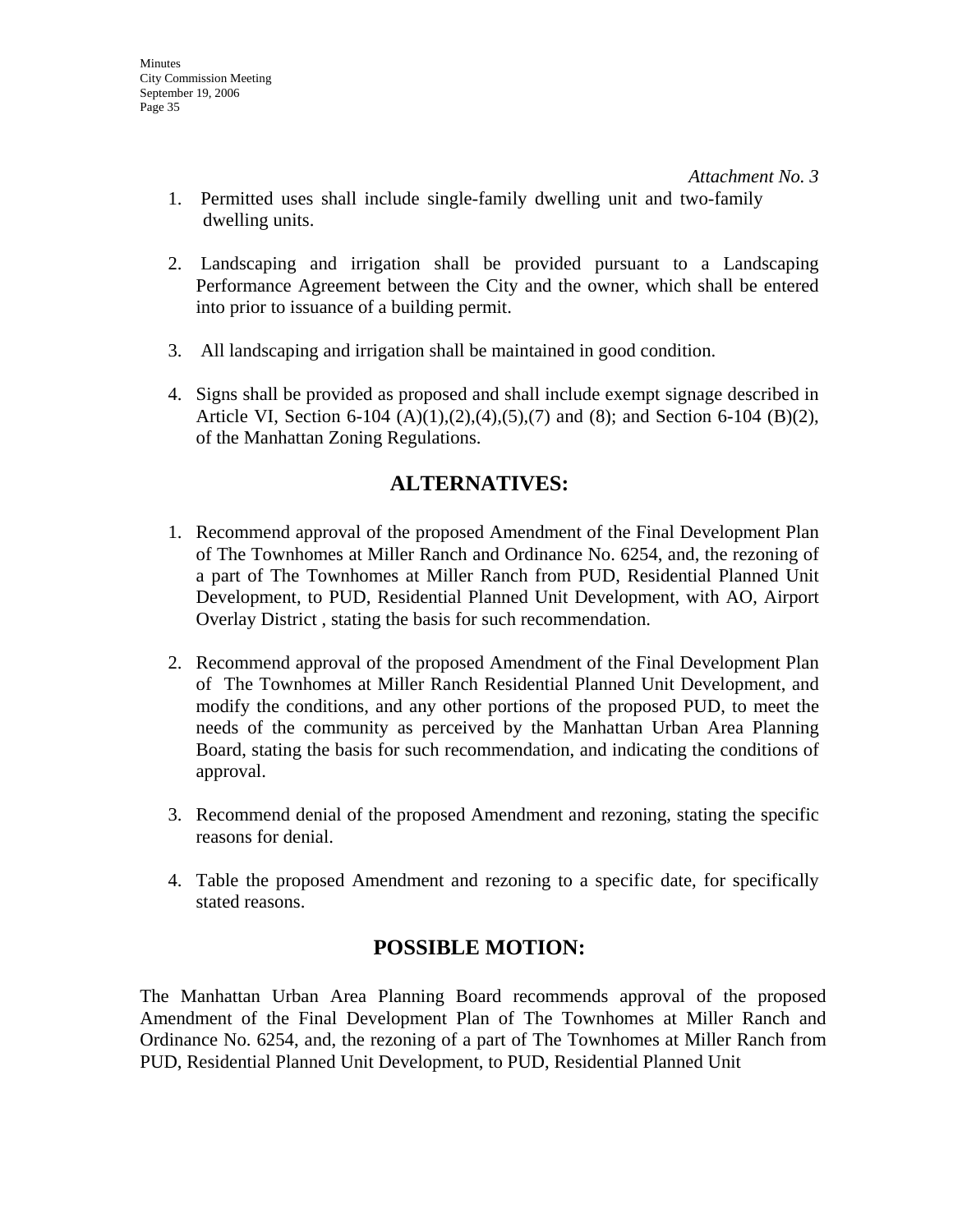*Attachment No. 3*

1. Permitted uses shall include single-family dwelling unit and two-family dwelling units.

2. Landscaping and irrigation shall be provided pursuant to a Landscaping Performance Agreement between the City and the owner, which shall be entered into prior to issuance of a building permit.

3. All landscaping and irrigation shall be maintained in good condition.

4. Signs shall be provided as proposed and shall include exempt signage described in Article VI, Section 6-104 (A)(1),(2),(4),(5),(7) and (8); and Section 6-104 (B)(2), of the Manhattan Zoning Regulations.

## ALTERNATIVES:

1. Recommend approval of the proposed Amendment of the Final Development Plan of The Townhomes at Miller Ranch and Ordinance No. 6254, and, the rezoning of a part of The Townhomes at Miller Ranch from PUD, Residential Planned Unit Development, to PUD, Residential Planned Unit Development, with AO, Airport Overlay District , stating the basis for such recommendation.

2. Recommend approval of the proposed Amendment of the Final Development Plan of The Townhomes at Miller Ranch Residential Planned Unit Development, and modify the conditions, and any other portions of the proposed PUD, to meet the needs of the community as perceived by the Manhattan Urban Area Planning Board, stating the basis for such recommendation, and indicating the conditions of approval.

3. Recommend denial of the proposed Amendment and rezoning, stating the specific reasons for denial.

4. Table the proposed Amendment and rezoning to a specific date, for specifically stated reasons.

## POSSIBLE MOTION:

The Manhattan Urban Area Planning Board recommends approval of the proposed Amendment of the Final Development Plan of The Townhomes at Miller Ranch and Ordinance No. 6254, and, the rezoning of a part of The Townhomes at Miller Ranch from PUD, Residential Planned Unit Development, to PUD, Residential Planned Unit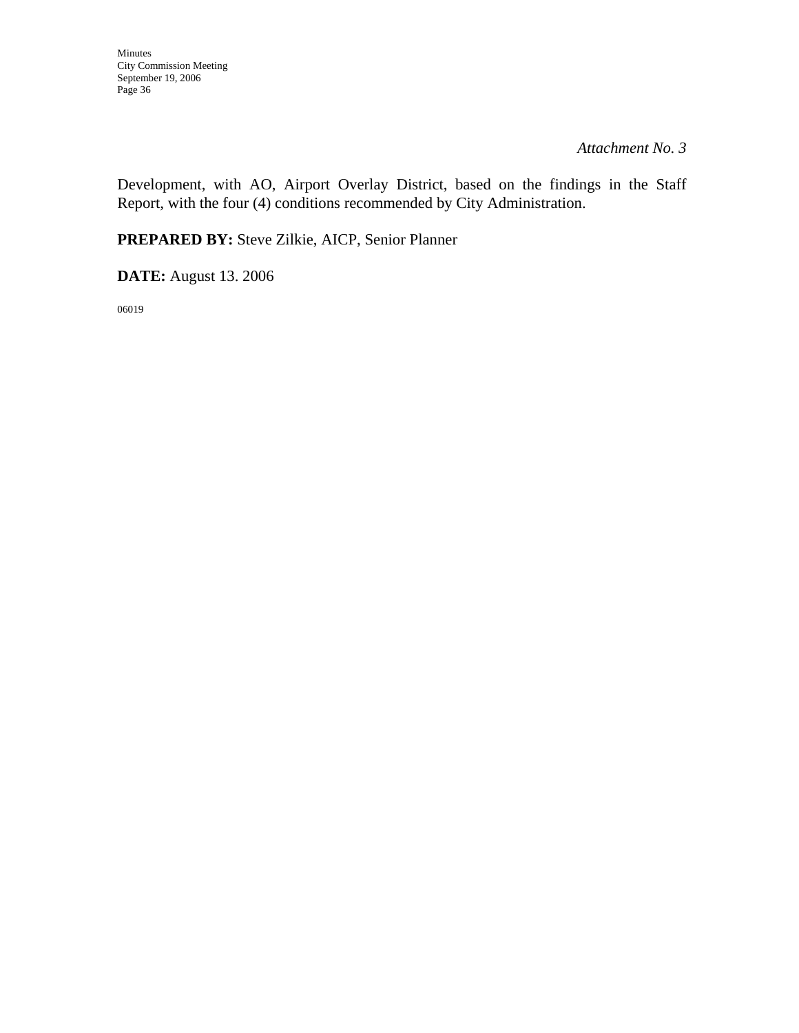*Attachment No. 3*

Development, with AO, Airport Overlay District, based on the findings in the Staff Report, with the four (4) conditions recommended by City Administration.

**PREPARED BY:** Steve Zilkie, AICP, Senior Planner

**DATE:** August 13. 2006

06019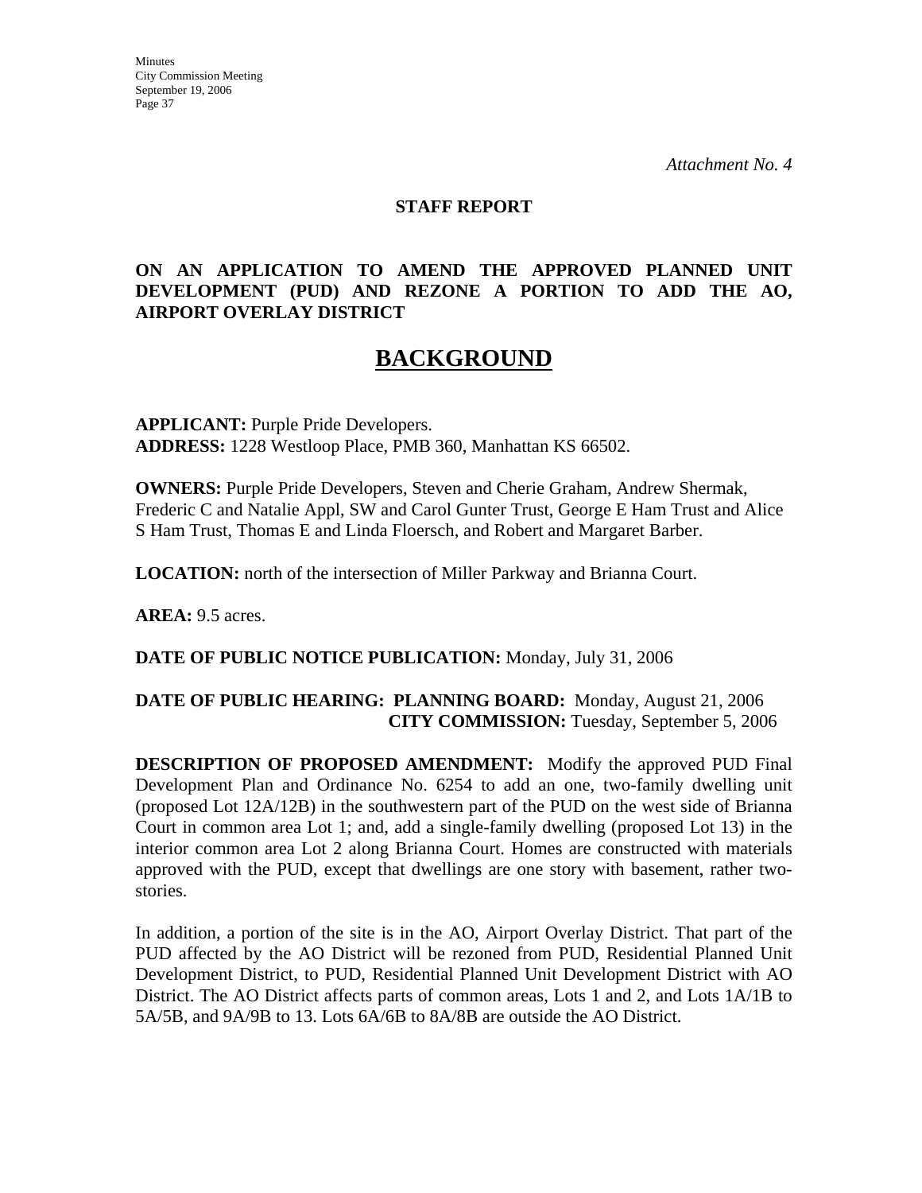*Attachment No. 4*

**STAFF REPORT**

**ON AN APPLICATION TO AMEND THE APPROVED PLANNED UNIT DEVELOPMENT (PUD) AND REZONE A PORTION TO ADD THE AO, AIRPORT OVERLAY DISTRICT**

# BACKGROUND

**APPLICANT:** Purple Pride Developers.
**ADDRESS:** 1228 Westloop Place, PMB 360, Manhattan KS 66502.

**OWNERS:** Purple Pride Developers, Steven and Cherie Graham, Andrew Shermak, Frederic C and Natalie Appl, SW and Carol Gunter Trust, George E Ham Trust and Alice S Ham Trust, Thomas E and Linda Floersch, and Robert and Margaret Barber.

**LOCATION:** north of the intersection of Miller Parkway and Brianna Court.

**AREA:** 9.5 acres.

**DATE OF PUBLIC NOTICE PUBLICATION:** Monday, July 31, 2006

**DATE OF PUBLIC HEARING: PLANNING BOARD:** Monday, August 21, 2006
**CITY COMMISSION:** Tuesday, September 5, 2006

**DESCRIPTION OF PROPOSED AMENDMENT:** Modify the approved PUD Final Development Plan and Ordinance No. 6254 to add an one, two-family dwelling unit (proposed Lot 12A/12B) in the southwestern part of the PUD on the west side of Brianna Court in common area Lot 1; and, add a single-family dwelling (proposed Lot 13) in the interior common area Lot 2 along Brianna Court. Homes are constructed with materials approved with the PUD, except that dwellings are one story with basement, rather two-stories.

In addition, a portion of the site is in the AO, Airport Overlay District. That part of the PUD affected by the AO District will be rezoned from PUD, Residential Planned Unit Development District, to PUD, Residential Planned Unit Development District with AO District. The AO District affects parts of common areas, Lots 1 and 2, and Lots 1A/1B to 5A/5B, and 9A/9B to 13. Lots 6A/6B to 8A/8B are outside the AO District.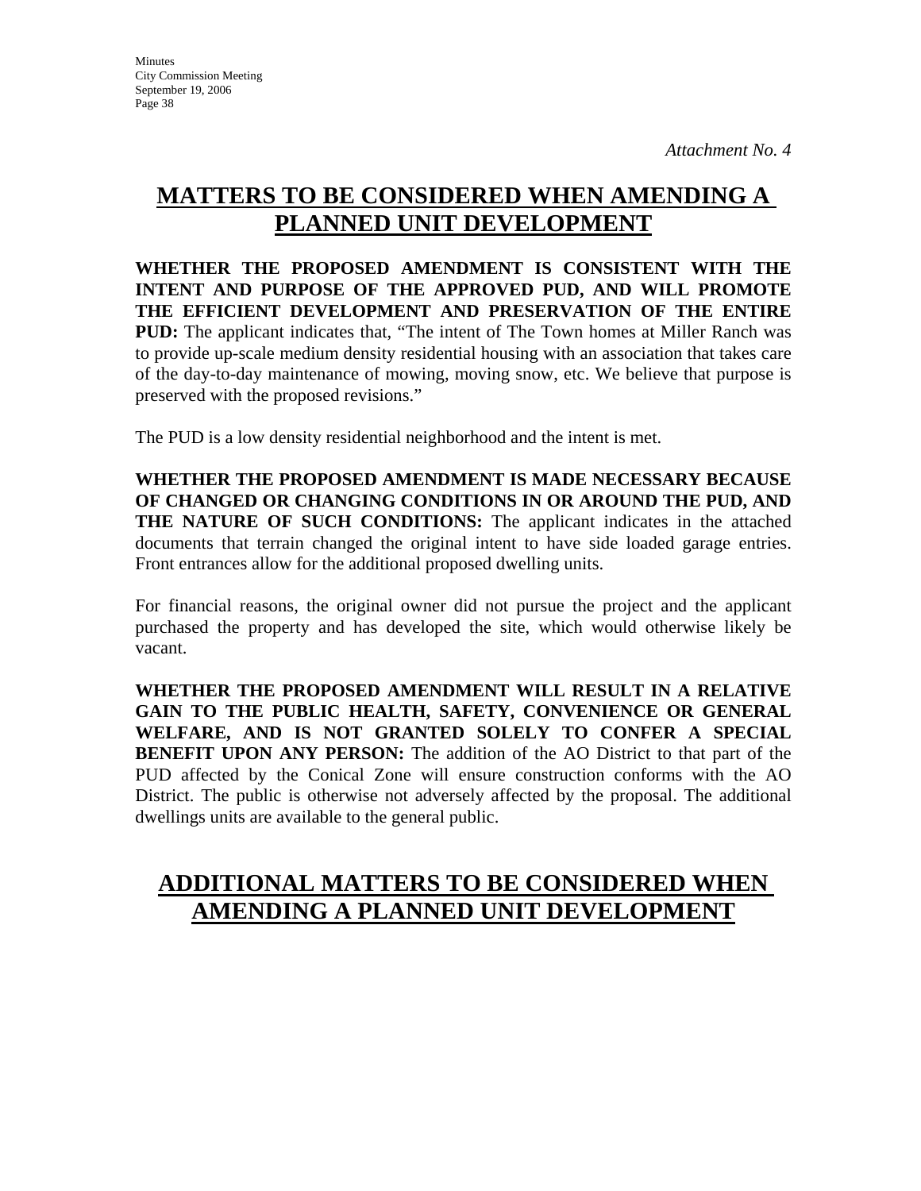*Attachment No. 4*

# MATTERS TO BE CONSIDERED WHEN AMENDING A PLANNED UNIT DEVELOPMENT

**WHETHER THE PROPOSED AMENDMENT IS CONSISTENT WITH THE INTENT AND PURPOSE OF THE APPROVED PUD, AND WILL PROMOTE THE EFFICIENT DEVELOPMENT AND PRESERVATION OF THE ENTIRE PUD:** The applicant indicates that, "The intent of The Town homes at Miller Ranch was to provide up-scale medium density residential housing with an association that takes care of the day-to-day maintenance of mowing, moving snow, etc. We believe that purpose is preserved with the proposed revisions."

The PUD is a low density residential neighborhood and the intent is met.

**WHETHER THE PROPOSED AMENDMENT IS MADE NECESSARY BECAUSE OF CHANGED OR CHANGING CONDITIONS IN OR AROUND THE PUD, AND THE NATURE OF SUCH CONDITIONS:** The applicant indicates in the attached documents that terrain changed the original intent to have side loaded garage entries. Front entrances allow for the additional proposed dwelling units.

For financial reasons, the original owner did not pursue the project and the applicant purchased the property and has developed the site, which would otherwise likely be vacant.

**WHETHER THE PROPOSED AMENDMENT WILL RESULT IN A RELATIVE GAIN TO THE PUBLIC HEALTH, SAFETY, CONVENIENCE OR GENERAL WELFARE, AND IS NOT GRANTED SOLELY TO CONFER A SPECIAL BENEFIT UPON ANY PERSON:** The addition of the AO District to that part of the PUD affected by the Conical Zone will ensure construction conforms with the AO District. The public is otherwise not adversely affected by the proposal. The additional dwellings units are available to the general public.

# ADDITIONAL MATTERS TO BE CONSIDERED WHEN AMENDING A PLANNED UNIT DEVELOPMENT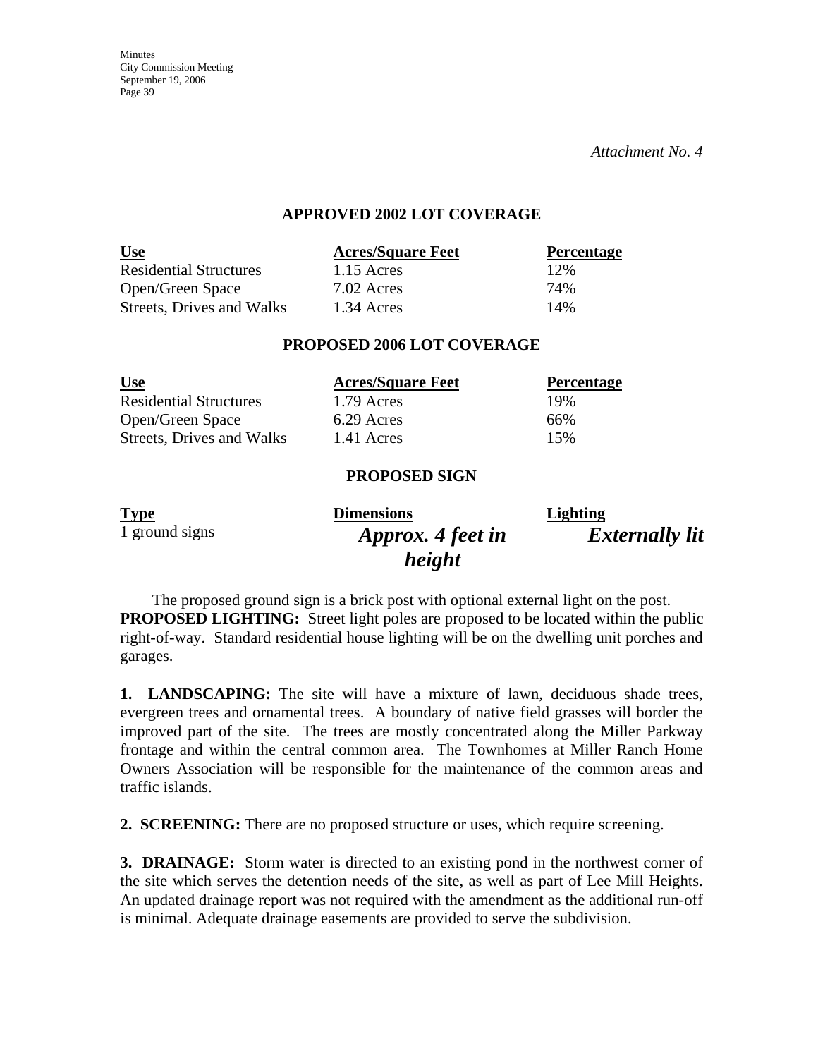*Attachment No. 4*

**APPROVED 2002 LOT COVERAGE**

| Use | Acres/Square Feet | Percentage |
|---|---|---|
| Residential Structures | 1.15 Acres | 12% |
| Open/Green Space | 7.02 Acres | 74% |
| Streets, Drives and Walks | 1.34 Acres | 14% |

**PROPOSED 2006 LOT COVERAGE**

| Use | Acres/Square Feet | Percentage |
|---|---|---|
| Residential Structures | 1.79 Acres | 19% |
| Open/Green Space | 6.29 Acres | 66% |
| Streets, Drives and Walks | 1.41 Acres | 15% |

**PROPOSED SIGN**

| Type | Dimensions | Lighting |
|---|---|---|
| 1 ground signs | ***Approx. 4 feet in height*** | ***Externally lit*** |

The proposed ground sign is a brick post with optional external light on the post.

**PROPOSED LIGHTING:** Street light poles are proposed to be located within the public right-of-way. Standard residential house lighting will be on the dwelling unit porches and garages.

**1. LANDSCAPING:** The site will have a mixture of lawn, deciduous shade trees, evergreen trees and ornamental trees. A boundary of native field grasses will border the improved part of the site. The trees are mostly concentrated along the Miller Parkway frontage and within the central common area. The Townhomes at Miller Ranch Home Owners Association will be responsible for the maintenance of the common areas and traffic islands.

**2. SCREENING:** There are no proposed structure or uses, which require screening.

**3. DRAINAGE:** Storm water is directed to an existing pond in the northwest corner of the site which serves the detention needs of the site, as well as part of Lee Mill Heights. An updated drainage report was not required with the amendment as the additional run-off is minimal. Adequate drainage easements are provided to serve the subdivision.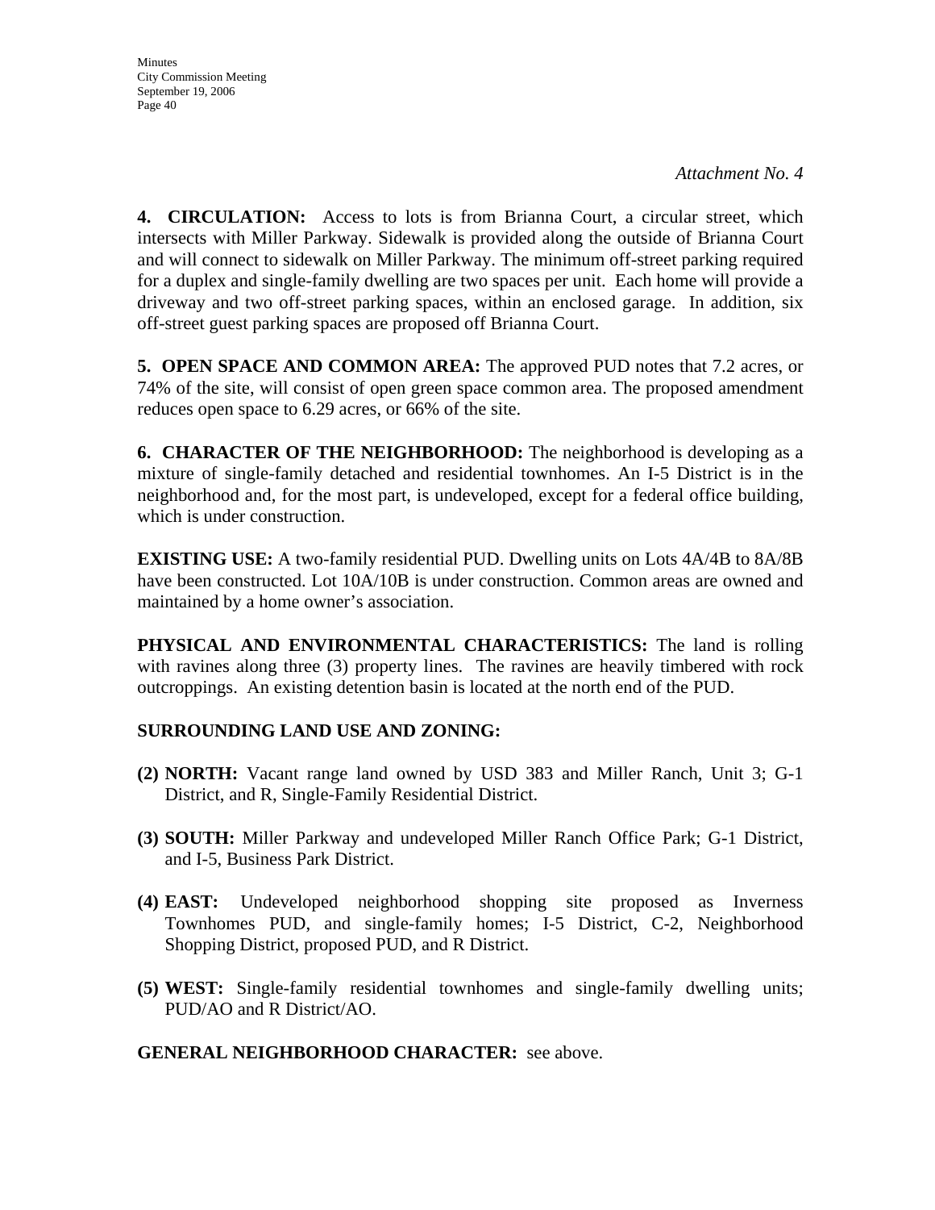*Attachment No. 4*

**4. CIRCULATION:** Access to lots is from Brianna Court, a circular street, which intersects with Miller Parkway. Sidewalk is provided along the outside of Brianna Court and will connect to sidewalk on Miller Parkway. The minimum off-street parking required for a duplex and single-family dwelling are two spaces per unit. Each home will provide a driveway and two off-street parking spaces, within an enclosed garage. In addition, six off-street guest parking spaces are proposed off Brianna Court.

**5. OPEN SPACE AND COMMON AREA:** The approved PUD notes that 7.2 acres, or 74% of the site, will consist of open green space common area. The proposed amendment reduces open space to 6.29 acres, or 66% of the site.

**6. CHARACTER OF THE NEIGHBORHOOD:** The neighborhood is developing as a mixture of single-family detached and residential townhomes. An I-5 District is in the neighborhood and, for the most part, is undeveloped, except for a federal office building, which is under construction.

**EXISTING USE:** A two-family residential PUD. Dwelling units on Lots 4A/4B to 8A/8B have been constructed. Lot 10A/10B is under construction. Common areas are owned and maintained by a home owner's association.

**PHYSICAL AND ENVIRONMENTAL CHARACTERISTICS:** The land is rolling with ravines along three (3) property lines. The ravines are heavily timbered with rock outcroppings. An existing detention basin is located at the north end of the PUD.

**SURROUNDING LAND USE AND ZONING:**

**(2) NORTH:** Vacant range land owned by USD 383 and Miller Ranch, Unit 3; G-1 District, and R, Single-Family Residential District.

**(3) SOUTH:** Miller Parkway and undeveloped Miller Ranch Office Park; G-1 District, and I-5, Business Park District.

**(4) EAST:** Undeveloped neighborhood shopping site proposed as Inverness Townhomes PUD, and single-family homes; I-5 District, C-2, Neighborhood Shopping District, proposed PUD, and R District.

**(5) WEST:** Single-family residential townhomes and single-family dwelling units; PUD/AO and R District/AO.

**GENERAL NEIGHBORHOOD CHARACTER:** see above.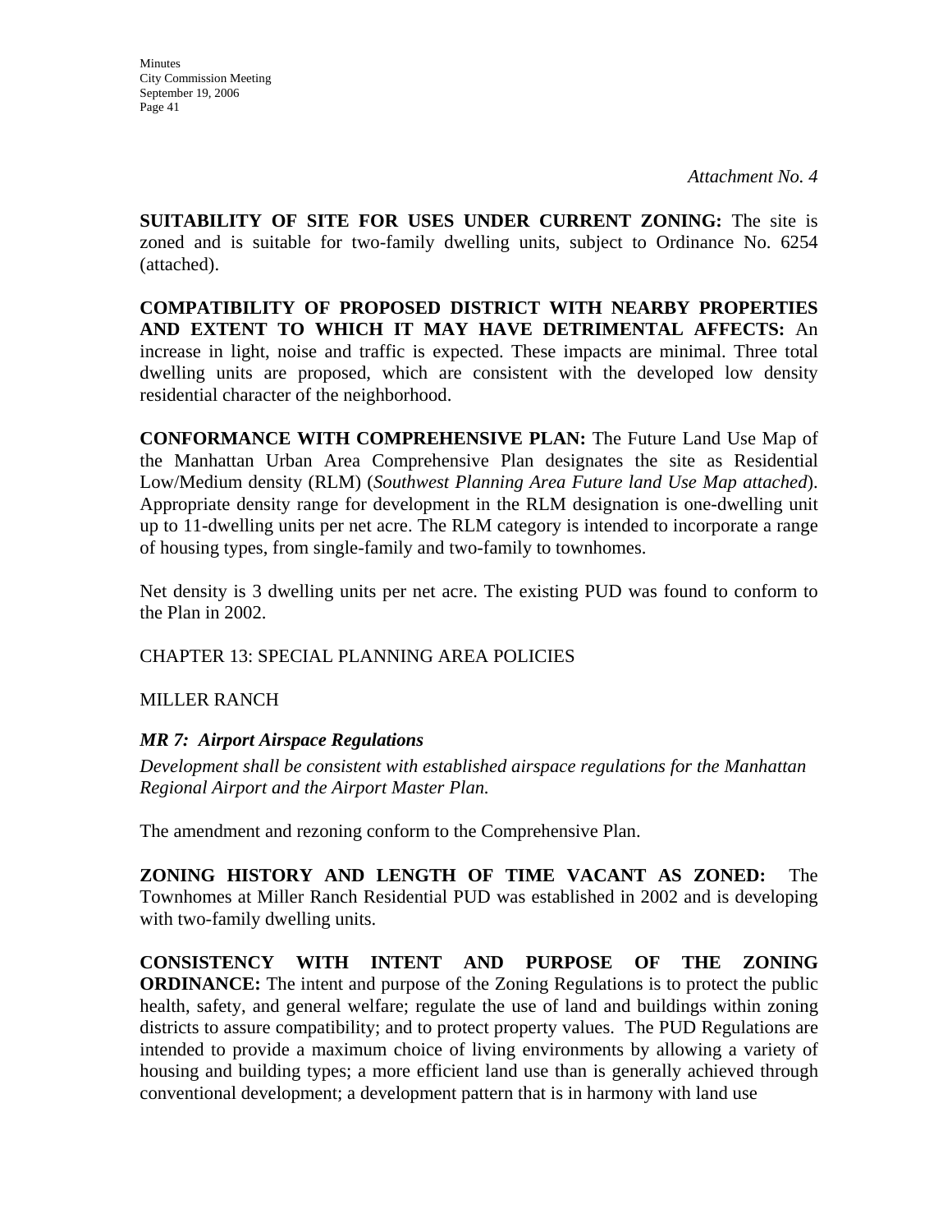*Attachment No. 4*

**SUITABILITY OF SITE FOR USES UNDER CURRENT ZONING:** The site is zoned and is suitable for two-family dwelling units, subject to Ordinance No. 6254 (attached).

**COMPATIBILITY OF PROPOSED DISTRICT WITH NEARBY PROPERTIES AND EXTENT TO WHICH IT MAY HAVE DETRIMENTAL AFFECTS:** An increase in light, noise and traffic is expected. These impacts are minimal. Three total dwelling units are proposed, which are consistent with the developed low density residential character of the neighborhood.

**CONFORMANCE WITH COMPREHENSIVE PLAN:** The Future Land Use Map of the Manhattan Urban Area Comprehensive Plan designates the site as Residential Low/Medium density (RLM) (*Southwest Planning Area Future land Use Map attached*). Appropriate density range for development in the RLM designation is one-dwelling unit up to 11-dwelling units per net acre. The RLM category is intended to incorporate a range of housing types, from single-family and two-family to townhomes.

Net density is 3 dwelling units per net acre. The existing PUD was found to conform to the Plan in 2002.

CHAPTER 13: SPECIAL PLANNING AREA POLICIES

MILLER RANCH

***MR 7: Airport Airspace Regulations***

*Development shall be consistent with established airspace regulations for the Manhattan Regional Airport and the Airport Master Plan.*

The amendment and rezoning conform to the Comprehensive Plan.

**ZONING HISTORY AND LENGTH OF TIME VACANT AS ZONED:** The Townhomes at Miller Ranch Residential PUD was established in 2002 and is developing with two-family dwelling units.

**CONSISTENCY WITH INTENT AND PURPOSE OF THE ZONING ORDINANCE:** The intent and purpose of the Zoning Regulations is to protect the public health, safety, and general welfare; regulate the use of land and buildings within zoning districts to assure compatibility; and to protect property values. The PUD Regulations are intended to provide a maximum choice of living environments by allowing a variety of housing and building types; a more efficient land use than is generally achieved through conventional development; a development pattern that is in harmony with land use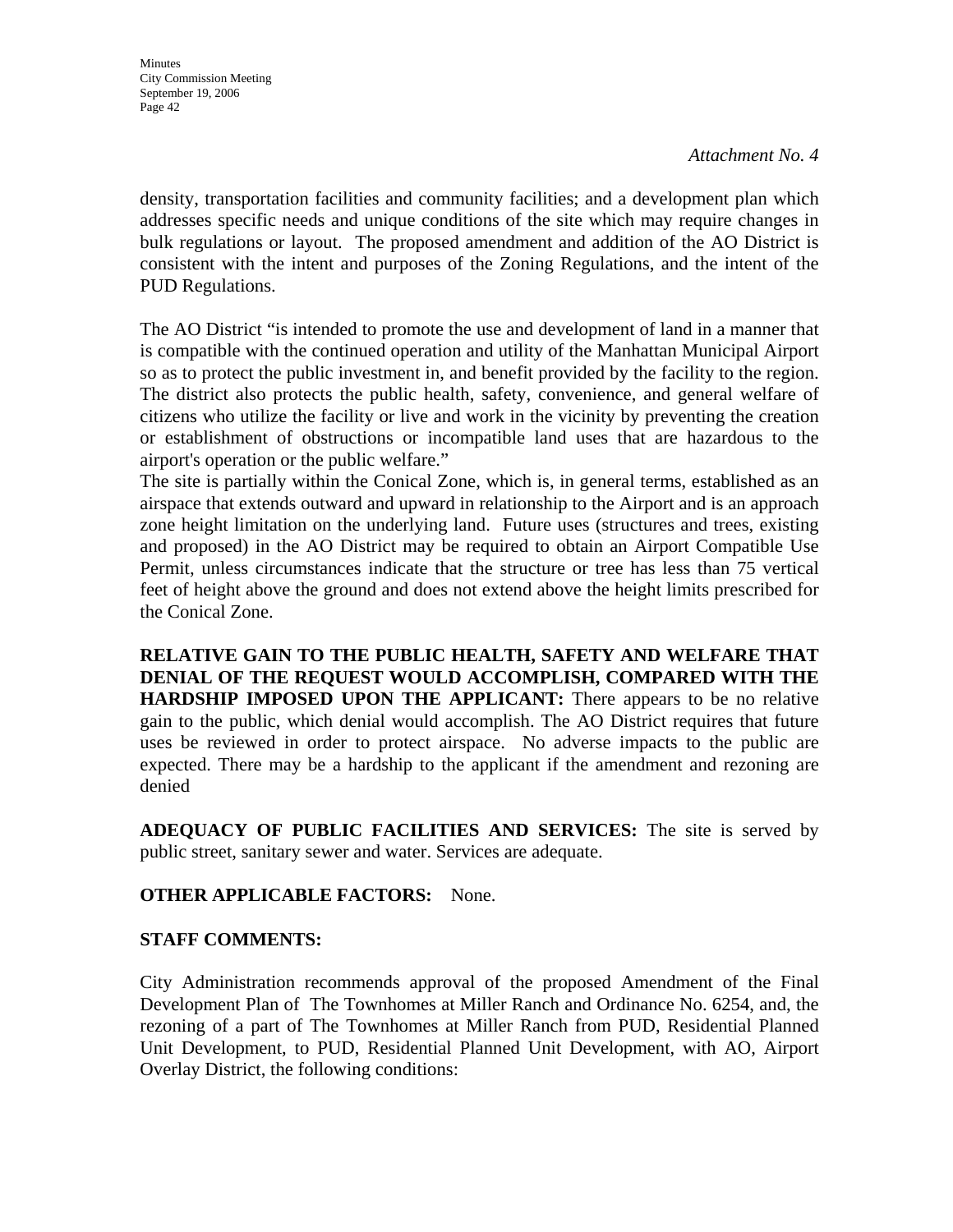*Attachment No. 4*

density, transportation facilities and community facilities; and a development plan which addresses specific needs and unique conditions of the site which may require changes in bulk regulations or layout. The proposed amendment and addition of the AO District is consistent with the intent and purposes of the Zoning Regulations, and the intent of the PUD Regulations.

The AO District "is intended to promote the use and development of land in a manner that is compatible with the continued operation and utility of the Manhattan Municipal Airport so as to protect the public investment in, and benefit provided by the facility to the region. The district also protects the public health, safety, convenience, and general welfare of citizens who utilize the facility or live and work in the vicinity by preventing the creation or establishment of obstructions or incompatible land uses that are hazardous to the airport's operation or the public welfare."
The site is partially within the Conical Zone, which is, in general terms, established as an airspace that extends outward and upward in relationship to the Airport and is an approach zone height limitation on the underlying land. Future uses (structures and trees, existing and proposed) in the AO District may be required to obtain an Airport Compatible Use Permit, unless circumstances indicate that the structure or tree has less than 75 vertical feet of height above the ground and does not extend above the height limits prescribed for the Conical Zone.

**RELATIVE GAIN TO THE PUBLIC HEALTH, SAFETY AND WELFARE THAT DENIAL OF THE REQUEST WOULD ACCOMPLISH, COMPARED WITH THE HARDSHIP IMPOSED UPON THE APPLICANT:** There appears to be no relative gain to the public, which denial would accomplish. The AO District requires that future uses be reviewed in order to protect airspace. No adverse impacts to the public are expected. There may be a hardship to the applicant if the amendment and rezoning are denied

**ADEQUACY OF PUBLIC FACILITIES AND SERVICES:** The site is served by public street, sanitary sewer and water. Services are adequate.

**OTHER APPLICABLE FACTORS:** None.

**STAFF COMMENTS:**

City Administration recommends approval of the proposed Amendment of the Final Development Plan of The Townhomes at Miller Ranch and Ordinance No. 6254, and, the rezoning of a part of The Townhomes at Miller Ranch from PUD, Residential Planned Unit Development, to PUD, Residential Planned Unit Development, with AO, Airport Overlay District, the following conditions: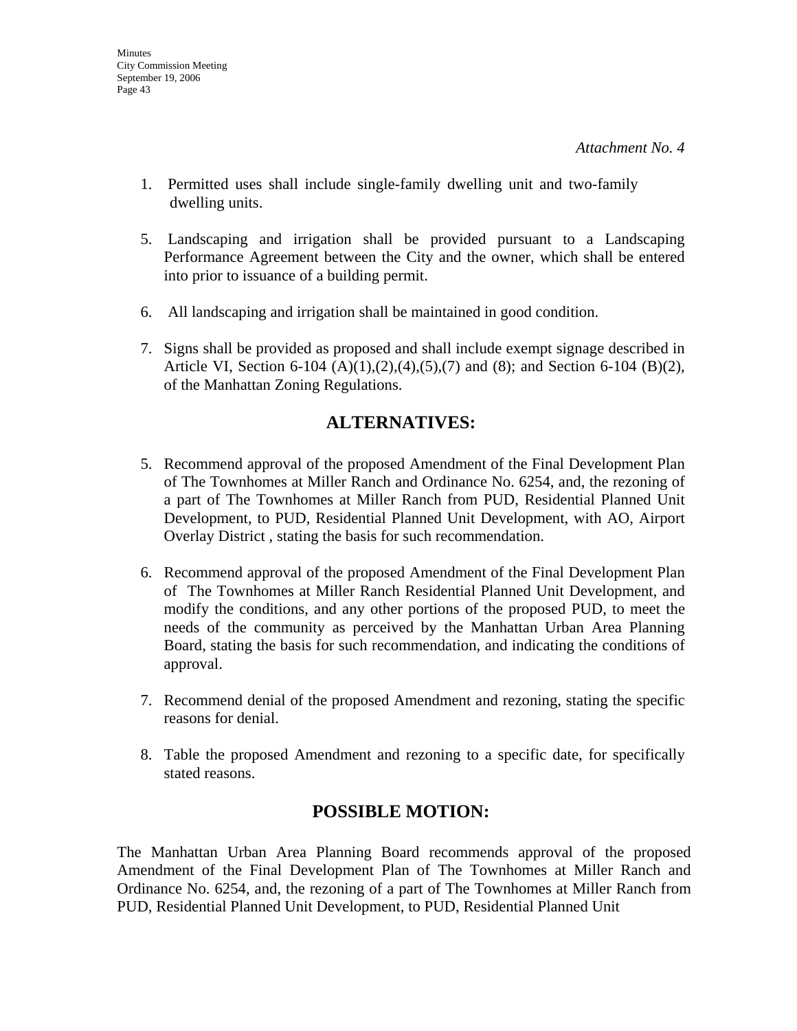*Attachment No. 4*

1. Permitted uses shall include single-family dwelling unit and two-family dwelling units.

5. Landscaping and irrigation shall be provided pursuant to a Landscaping Performance Agreement between the City and the owner, which shall be entered into prior to issuance of a building permit.

6. All landscaping and irrigation shall be maintained in good condition.

7. Signs shall be provided as proposed and shall include exempt signage described in Article VI, Section 6-104 (A)(1),(2),(4),(5),(7) and (8); and Section 6-104 (B)(2), of the Manhattan Zoning Regulations.

## ALTERNATIVES:

5. Recommend approval of the proposed Amendment of the Final Development Plan of The Townhomes at Miller Ranch and Ordinance No. 6254, and, the rezoning of a part of The Townhomes at Miller Ranch from PUD, Residential Planned Unit Development, to PUD, Residential Planned Unit Development, with AO, Airport Overlay District , stating the basis for such recommendation.

6. Recommend approval of the proposed Amendment of the Final Development Plan of The Townhomes at Miller Ranch Residential Planned Unit Development, and modify the conditions, and any other portions of the proposed PUD, to meet the needs of the community as perceived by the Manhattan Urban Area Planning Board, stating the basis for such recommendation, and indicating the conditions of approval.

7. Recommend denial of the proposed Amendment and rezoning, stating the specific reasons for denial.

8. Table the proposed Amendment and rezoning to a specific date, for specifically stated reasons.

## POSSIBLE MOTION:

The Manhattan Urban Area Planning Board recommends approval of the proposed Amendment of the Final Development Plan of The Townhomes at Miller Ranch and Ordinance No. 6254, and, the rezoning of a part of The Townhomes at Miller Ranch from PUD, Residential Planned Unit Development, to PUD, Residential Planned Unit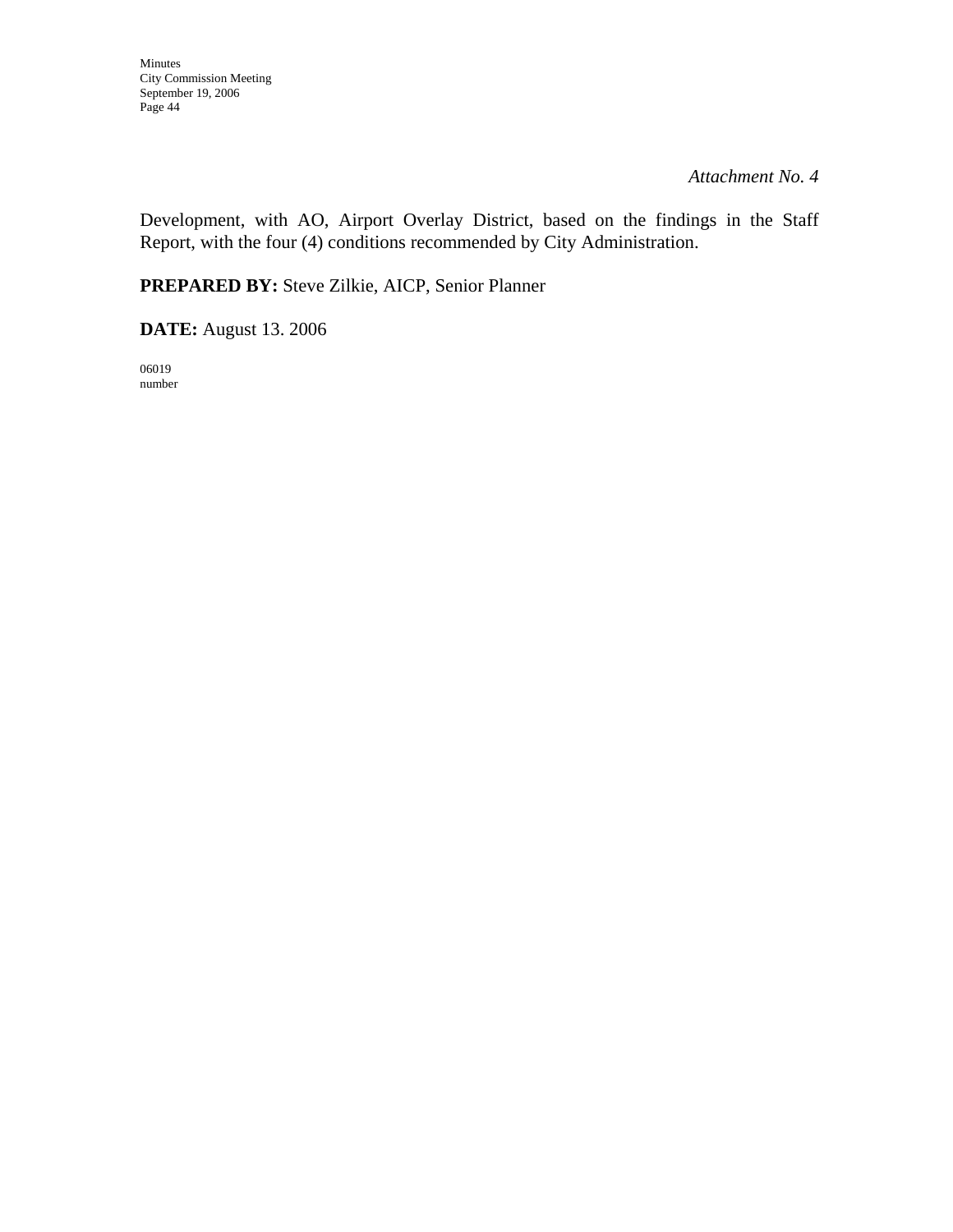*Attachment No. 4*

Development, with AO, Airport Overlay District, based on the findings in the Staff Report, with the four (4) conditions recommended by City Administration.

**PREPARED BY:** Steve Zilkie, AICP, Senior Planner

**DATE:** August 13. 2006

06019
number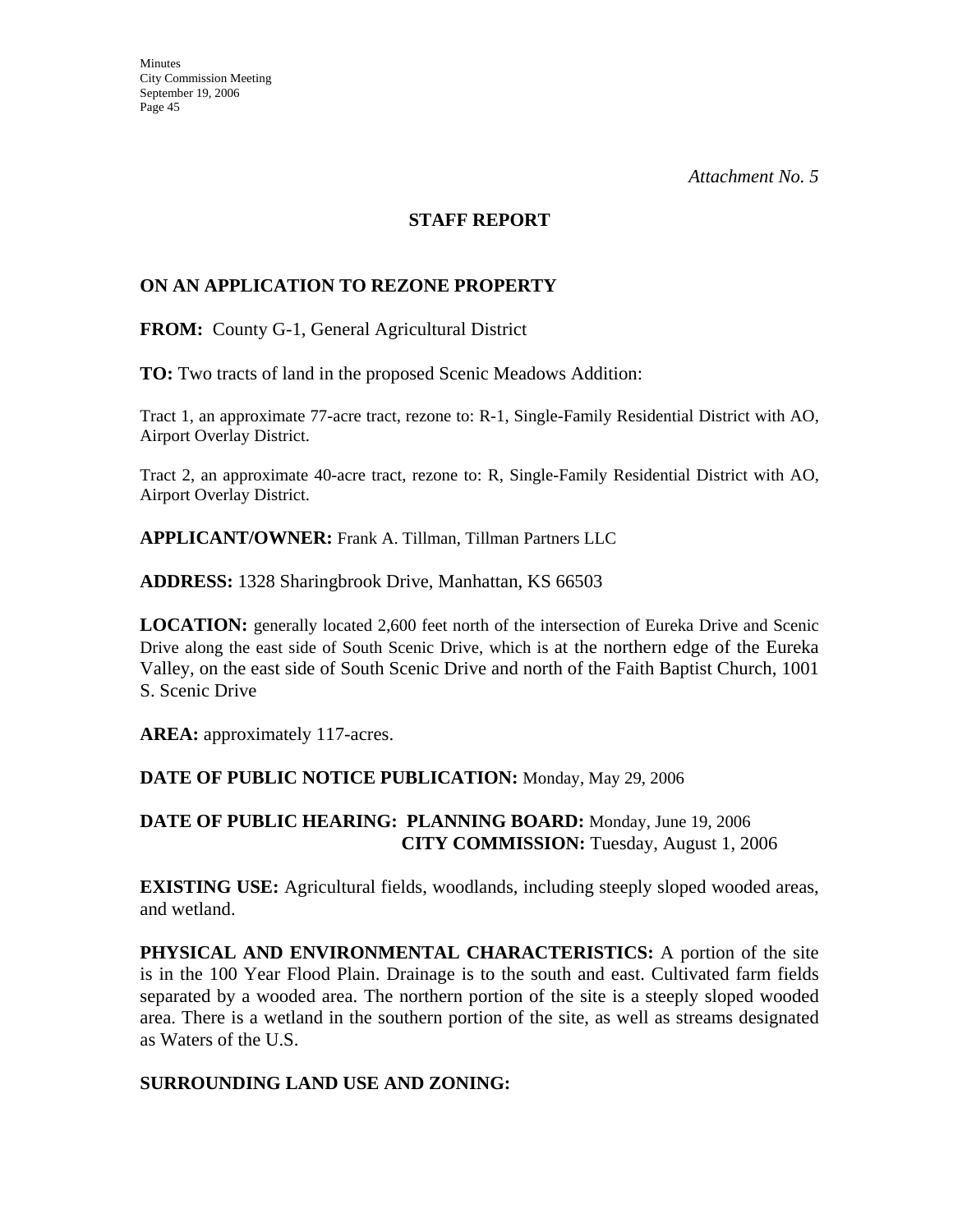*Attachment No. 5*

# STAFF REPORT

## ON AN APPLICATION TO REZONE PROPERTY

**FROM:** County G-1, General Agricultural District

**TO:** Two tracts of land in the proposed Scenic Meadows Addition:

Tract 1, an approximate 77-acre tract, rezone to: R-1, Single-Family Residential District with AO, Airport Overlay District.

Tract 2, an approximate 40-acre tract, rezone to: R, Single-Family Residential District with AO, Airport Overlay District.

**APPLICANT/OWNER:** Frank A. Tillman, Tillman Partners LLC

**ADDRESS:** 1328 Sharingbrook Drive, Manhattan, KS 66503

**LOCATION:** generally located 2,600 feet north of the intersection of Eureka Drive and Scenic Drive along the east side of South Scenic Drive, which is at the northern edge of the Eureka Valley, on the east side of South Scenic Drive and north of the Faith Baptist Church, 1001 S. Scenic Drive

**AREA:** approximately 117-acres.

**DATE OF PUBLIC NOTICE PUBLICATION:** Monday, May 29, 2006

**DATE OF PUBLIC HEARING: PLANNING BOARD:** Monday, June 19, 2006
**CITY COMMISSION:** Tuesday, August 1, 2006

**EXISTING USE:** Agricultural fields, woodlands, including steeply sloped wooded areas, and wetland.

**PHYSICAL AND ENVIRONMENTAL CHARACTERISTICS:** A portion of the site is in the 100 Year Flood Plain. Drainage is to the south and east. Cultivated farm fields separated by a wooded area. The northern portion of the site is a steeply sloped wooded area. There is a wetland in the southern portion of the site, as well as streams designated as Waters of the U.S.

**SURROUNDING LAND USE AND ZONING:**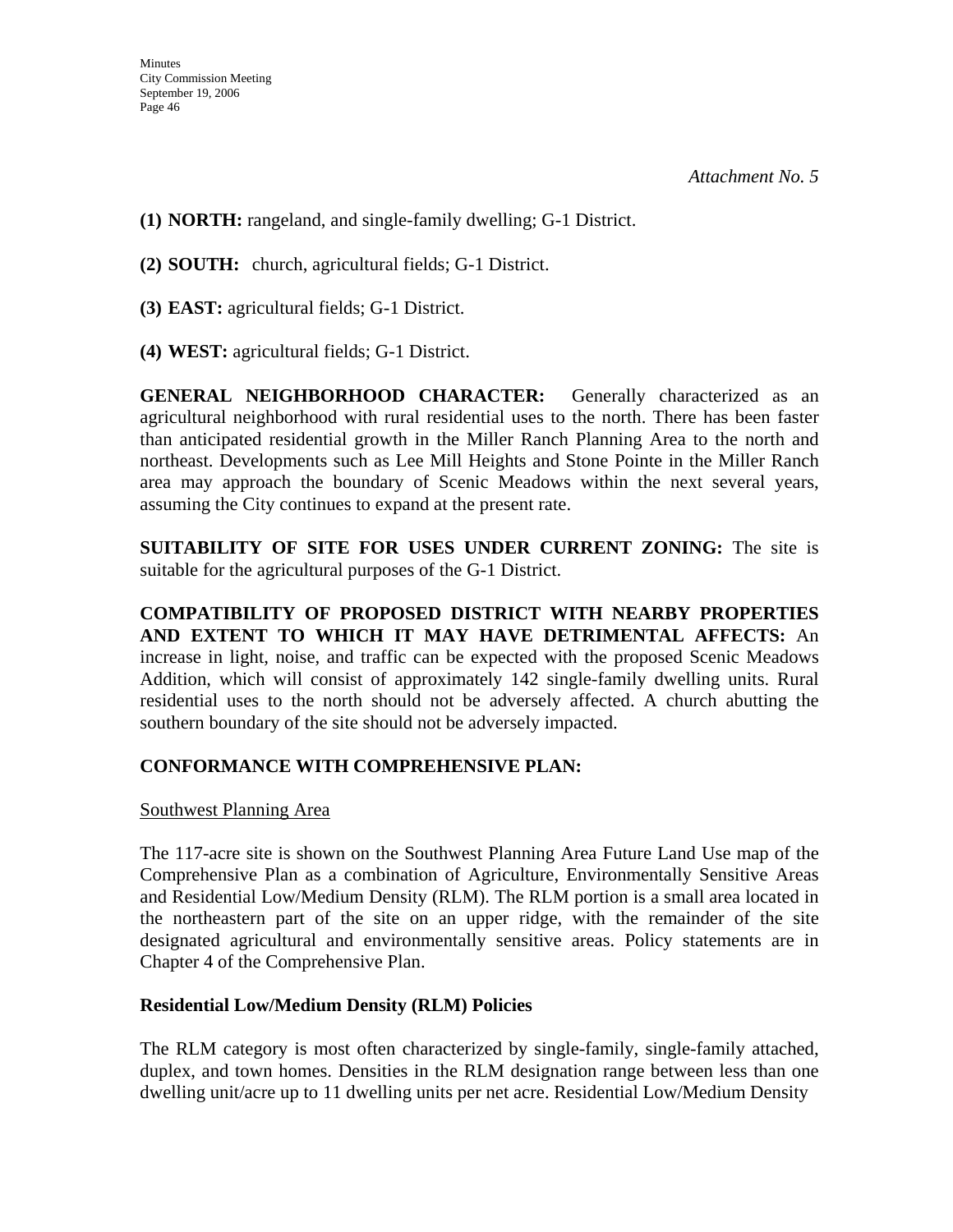*Attachment No. 5*

**(1) NORTH:** rangeland, and single-family dwelling; G-1 District.

**(2) SOUTH:** church, agricultural fields; G-1 District.

**(3) EAST:** agricultural fields; G-1 District.

**(4) WEST:** agricultural fields; G-1 District.

**GENERAL NEIGHBORHOOD CHARACTER:** Generally characterized as an agricultural neighborhood with rural residential uses to the north. There has been faster than anticipated residential growth in the Miller Ranch Planning Area to the north and northeast. Developments such as Lee Mill Heights and Stone Pointe in the Miller Ranch area may approach the boundary of Scenic Meadows within the next several years, assuming the City continues to expand at the present rate.

**SUITABILITY OF SITE FOR USES UNDER CURRENT ZONING:** The site is suitable for the agricultural purposes of the G-1 District.

**COMPATIBILITY OF PROPOSED DISTRICT WITH NEARBY PROPERTIES AND EXTENT TO WHICH IT MAY HAVE DETRIMENTAL AFFECTS:** An increase in light, noise, and traffic can be expected with the proposed Scenic Meadows Addition, which will consist of approximately 142 single-family dwelling units. Rural residential uses to the north should not be adversely affected. A church abutting the southern boundary of the site should not be adversely impacted.

**CONFORMANCE WITH COMPREHENSIVE PLAN:**

Southwest Planning Area

The 117-acre site is shown on the Southwest Planning Area Future Land Use map of the Comprehensive Plan as a combination of Agriculture, Environmentally Sensitive Areas and Residential Low/Medium Density (RLM). The RLM portion is a small area located in the northeastern part of the site on an upper ridge, with the remainder of the site designated agricultural and environmentally sensitive areas. Policy statements are in Chapter 4 of the Comprehensive Plan.

**Residential Low/Medium Density (RLM) Policies**

The RLM category is most often characterized by single-family, single-family attached, duplex, and town homes. Densities in the RLM designation range between less than one dwelling unit/acre up to 11 dwelling units per net acre. Residential Low/Medium Density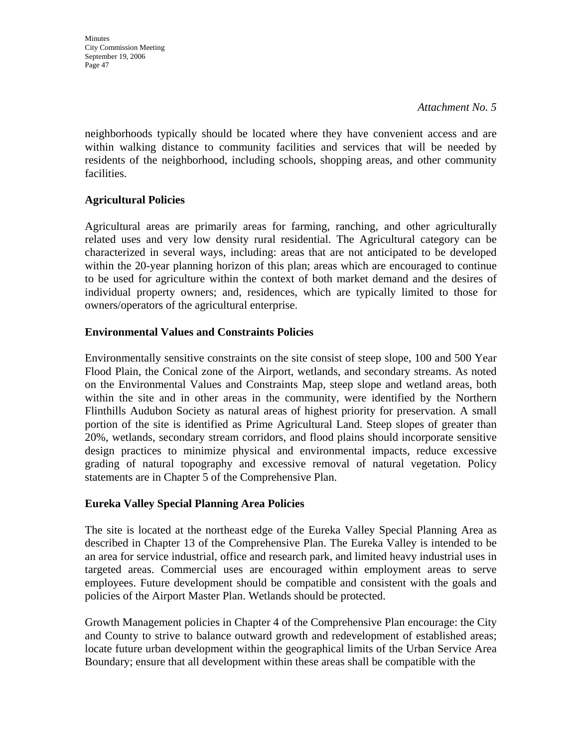*Attachment No. 5*

neighborhoods typically should be located where they have convenient access and are within walking distance to community facilities and services that will be needed by residents of the neighborhood, including schools, shopping areas, and other community facilities.

**Agricultural Policies**

Agricultural areas are primarily areas for farming, ranching, and other agriculturally related uses and very low density rural residential. The Agricultural category can be characterized in several ways, including: areas that are not anticipated to be developed within the 20-year planning horizon of this plan; areas which are encouraged to continue to be used for agriculture within the context of both market demand and the desires of individual property owners; and, residences, which are typically limited to those for owners/operators of the agricultural enterprise.

**Environmental Values and Constraints Policies**

Environmentally sensitive constraints on the site consist of steep slope, 100 and 500 Year Flood Plain, the Conical zone of the Airport, wetlands, and secondary streams. As noted on the Environmental Values and Constraints Map, steep slope and wetland areas, both within the site and in other areas in the community, were identified by the Northern Flinthills Audubon Society as natural areas of highest priority for preservation. A small portion of the site is identified as Prime Agricultural Land. Steep slopes of greater than 20%, wetlands, secondary stream corridors, and flood plains should incorporate sensitive design practices to minimize physical and environmental impacts, reduce excessive grading of natural topography and excessive removal of natural vegetation. Policy statements are in Chapter 5 of the Comprehensive Plan.

**Eureka Valley Special Planning Area Policies**

The site is located at the northeast edge of the Eureka Valley Special Planning Area as described in Chapter 13 of the Comprehensive Plan. The Eureka Valley is intended to be an area for service industrial, office and research park, and limited heavy industrial uses in targeted areas. Commercial uses are encouraged within employment areas to serve employees. Future development should be compatible and consistent with the goals and policies of the Airport Master Plan. Wetlands should be protected.

Growth Management policies in Chapter 4 of the Comprehensive Plan encourage: the City and County to strive to balance outward growth and redevelopment of established areas; locate future urban development within the geographical limits of the Urban Service Area Boundary; ensure that all development within these areas shall be compatible with the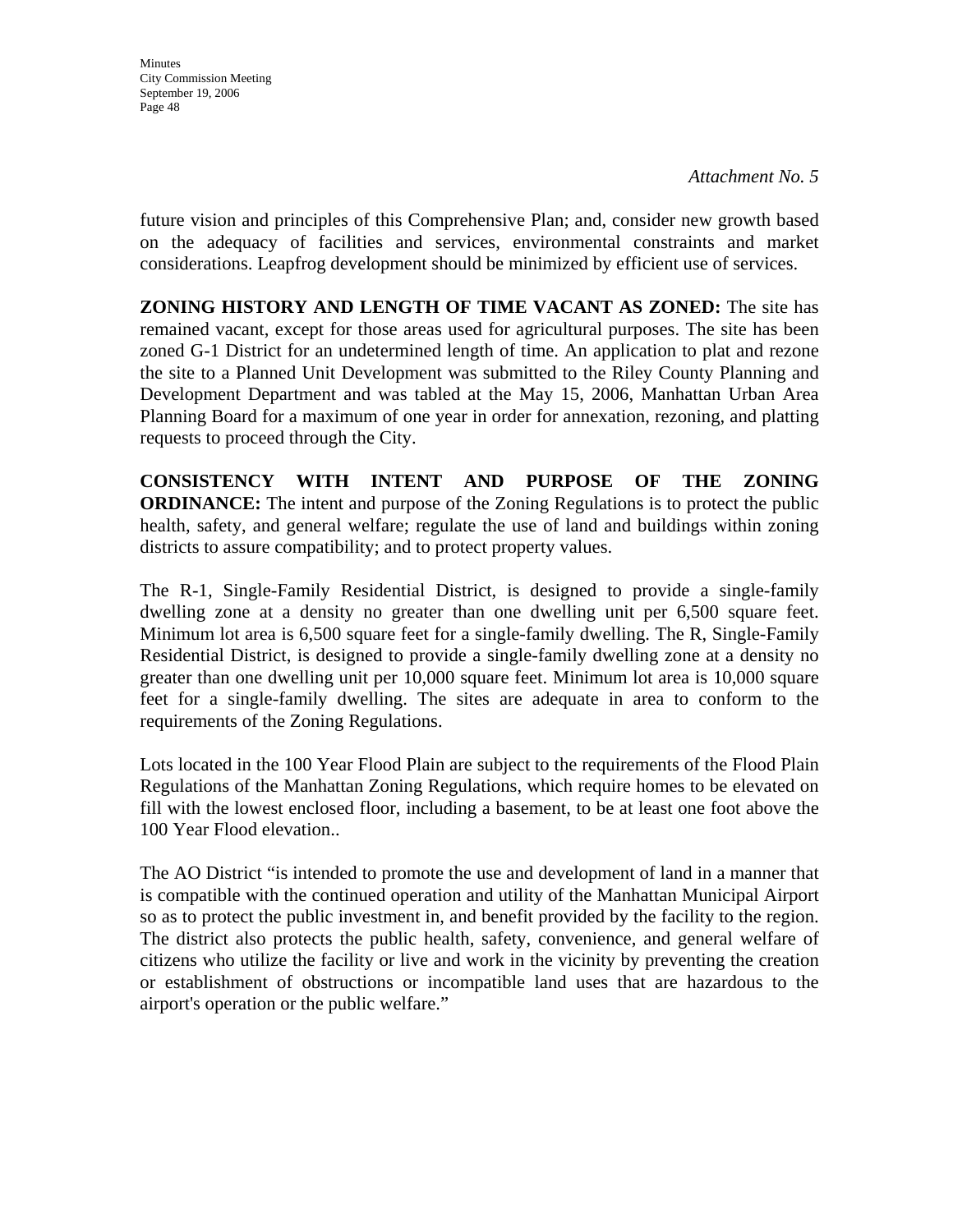*Attachment No. 5*

future vision and principles of this Comprehensive Plan; and, consider new growth based on the adequacy of facilities and services, environmental constraints and market considerations. Leapfrog development should be minimized by efficient use of services.

**ZONING HISTORY AND LENGTH OF TIME VACANT AS ZONED:** The site has remained vacant, except for those areas used for agricultural purposes. The site has been zoned G-1 District for an undetermined length of time. An application to plat and rezone the site to a Planned Unit Development was submitted to the Riley County Planning and Development Department and was tabled at the May 15, 2006, Manhattan Urban Area Planning Board for a maximum of one year in order for annexation, rezoning, and platting requests to proceed through the City.

**CONSISTENCY WITH INTENT AND PURPOSE OF THE ZONING ORDINANCE:** The intent and purpose of the Zoning Regulations is to protect the public health, safety, and general welfare; regulate the use of land and buildings within zoning districts to assure compatibility; and to protect property values.

The R-1, Single-Family Residential District, is designed to provide a single-family dwelling zone at a density no greater than one dwelling unit per 6,500 square feet. Minimum lot area is 6,500 square feet for a single-family dwelling. The R, Single-Family Residential District, is designed to provide a single-family dwelling zone at a density no greater than one dwelling unit per 10,000 square feet. Minimum lot area is 10,000 square feet for a single-family dwelling. The sites are adequate in area to conform to the requirements of the Zoning Regulations.

Lots located in the 100 Year Flood Plain are subject to the requirements of the Flood Plain Regulations of the Manhattan Zoning Regulations, which require homes to be elevated on fill with the lowest enclosed floor, including a basement, to be at least one foot above the 100 Year Flood elevation..

The AO District "is intended to promote the use and development of land in a manner that is compatible with the continued operation and utility of the Manhattan Municipal Airport so as to protect the public investment in, and benefit provided by the facility to the region. The district also protects the public health, safety, convenience, and general welfare of citizens who utilize the facility or live and work in the vicinity by preventing the creation or establishment of obstructions or incompatible land uses that are hazardous to the airport's operation or the public welfare."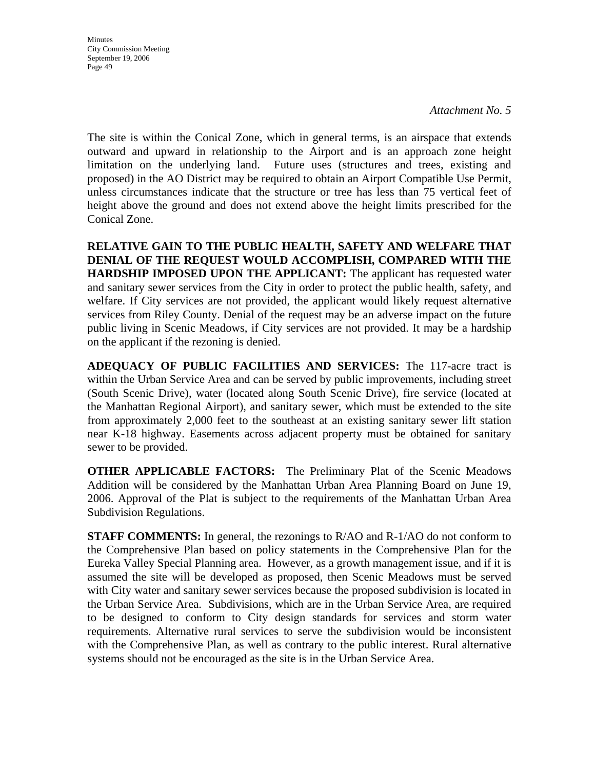*Attachment No. 5*

The site is within the Conical Zone, which in general terms, is an airspace that extends outward and upward in relationship to the Airport and is an approach zone height limitation on the underlying land. Future uses (structures and trees, existing and proposed) in the AO District may be required to obtain an Airport Compatible Use Permit, unless circumstances indicate that the structure or tree has less than 75 vertical feet of height above the ground and does not extend above the height limits prescribed for the Conical Zone.

**RELATIVE GAIN TO THE PUBLIC HEALTH, SAFETY AND WELFARE THAT DENIAL OF THE REQUEST WOULD ACCOMPLISH, COMPARED WITH THE HARDSHIP IMPOSED UPON THE APPLICANT:** The applicant has requested water and sanitary sewer services from the City in order to protect the public health, safety, and welfare. If City services are not provided, the applicant would likely request alternative services from Riley County. Denial of the request may be an adverse impact on the future public living in Scenic Meadows, if City services are not provided. It may be a hardship on the applicant if the rezoning is denied.

**ADEQUACY OF PUBLIC FACILITIES AND SERVICES:** The 117-acre tract is within the Urban Service Area and can be served by public improvements, including street (South Scenic Drive), water (located along South Scenic Drive), fire service (located at the Manhattan Regional Airport), and sanitary sewer, which must be extended to the site from approximately 2,000 feet to the southeast at an existing sanitary sewer lift station near K-18 highway. Easements across adjacent property must be obtained for sanitary sewer to be provided.

**OTHER APPLICABLE FACTORS:** The Preliminary Plat of the Scenic Meadows Addition will be considered by the Manhattan Urban Area Planning Board on June 19, 2006. Approval of the Plat is subject to the requirements of the Manhattan Urban Area Subdivision Regulations.

**STAFF COMMENTS:** In general, the rezonings to R/AO and R-1/AO do not conform to the Comprehensive Plan based on policy statements in the Comprehensive Plan for the Eureka Valley Special Planning area. However, as a growth management issue, and if it is assumed the site will be developed as proposed, then Scenic Meadows must be served with City water and sanitary sewer services because the proposed subdivision is located in the Urban Service Area. Subdivisions, which are in the Urban Service Area, are required to be designed to conform to City design standards for services and storm water requirements. Alternative rural services to serve the subdivision would be inconsistent with the Comprehensive Plan, as well as contrary to the public interest. Rural alternative systems should not be encouraged as the site is in the Urban Service Area.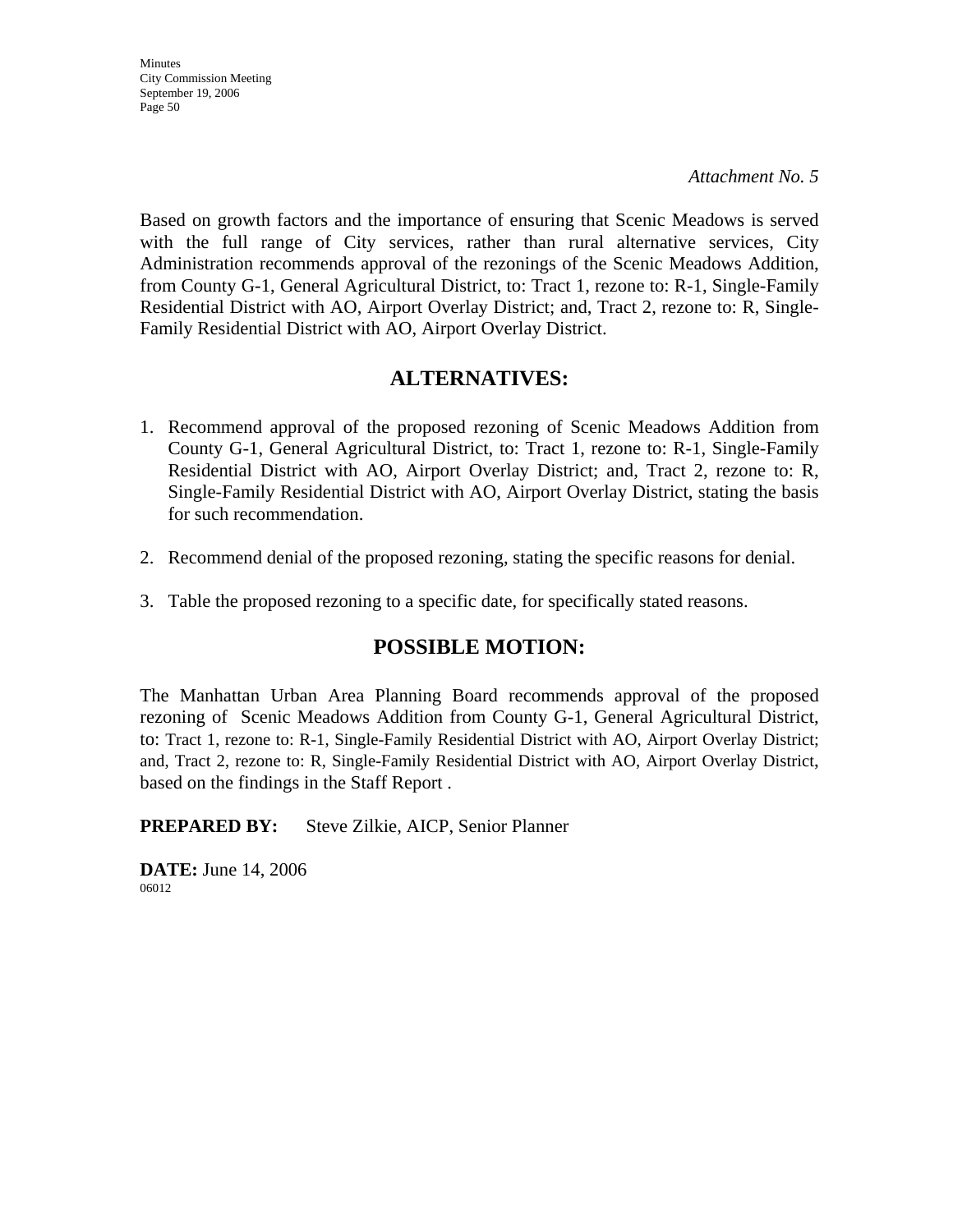*Attachment No. 5*

Based on growth factors and the importance of ensuring that Scenic Meadows is served with the full range of City services, rather than rural alternative services, City Administration recommends approval of the rezonings of the Scenic Meadows Addition, from County G-1, General Agricultural District, to: Tract 1, rezone to: R-1, Single-Family Residential District with AO, Airport Overlay District; and, Tract 2, rezone to: R, Single-Family Residential District with AO, Airport Overlay District.

## ALTERNATIVES:

1. Recommend approval of the proposed rezoning of Scenic Meadows Addition from County G-1, General Agricultural District, to: Tract 1, rezone to: R-1, Single-Family Residential District with AO, Airport Overlay District; and, Tract 2, rezone to: R, Single-Family Residential District with AO, Airport Overlay District, stating the basis for such recommendation.

2. Recommend denial of the proposed rezoning, stating the specific reasons for denial.

3. Table the proposed rezoning to a specific date, for specifically stated reasons.

## POSSIBLE MOTION:

The Manhattan Urban Area Planning Board recommends approval of the proposed rezoning of Scenic Meadows Addition from County G-1, General Agricultural District, to: Tract 1, rezone to: R-1, Single-Family Residential District with AO, Airport Overlay District; and, Tract 2, rezone to: R, Single-Family Residential District with AO, Airport Overlay District, based on the findings in the Staff Report .

**PREPARED BY:** Steve Zilkie, AICP, Senior Planner

**DATE:** June 14, 2006
06012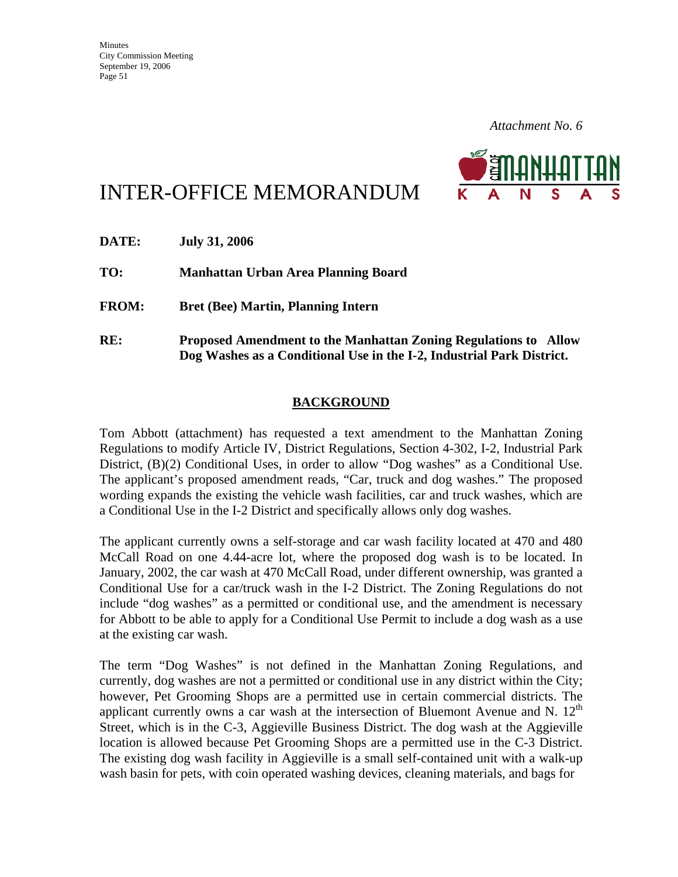*Attachment No. 6*

# INTER-OFFICE MEMORANDUM

**DATE:** **July 31, 2006**

**TO:** **Manhattan Urban Area Planning Board**

**FROM:** **Bret (Bee) Martin, Planning Intern**

**RE:** **Proposed Amendment to the Manhattan Zoning Regulations to Allow Dog Washes as a Conditional Use in the I-2, Industrial Park District.**

## BACKGROUND

Tom Abbott (attachment) has requested a text amendment to the Manhattan Zoning Regulations to modify Article IV, District Regulations, Section 4-302, I-2, Industrial Park District, (B)(2) Conditional Uses, in order to allow "Dog washes" as a Conditional Use. The applicant's proposed amendment reads, "Car, truck and dog washes." The proposed wording expands the existing the vehicle wash facilities, car and truck washes, which are a Conditional Use in the I-2 District and specifically allows only dog washes.

The applicant currently owns a self-storage and car wash facility located at 470 and 480 McCall Road on one 4.44-acre lot, where the proposed dog wash is to be located. In January, 2002, the car wash at 470 McCall Road, under different ownership, was granted a Conditional Use for a car/truck wash in the I-2 District. The Zoning Regulations do not include "dog washes" as a permitted or conditional use, and the amendment is necessary for Abbott to be able to apply for a Conditional Use Permit to include a dog wash as a use at the existing car wash.

The term "Dog Washes" is not defined in the Manhattan Zoning Regulations, and currently, dog washes are not a permitted or conditional use in any district within the City; however, Pet Grooming Shops are a permitted use in certain commercial districts. The applicant currently owns a car wash at the intersection of Bluemont Avenue and N. 12th Street, which is in the C-3, Aggieville Business District. The dog wash at the Aggieville location is allowed because Pet Grooming Shops are a permitted use in the C-3 District. The existing dog wash facility in Aggieville is a small self-contained unit with a walk-up wash basin for pets, with coin operated washing devices, cleaning materials, and bags for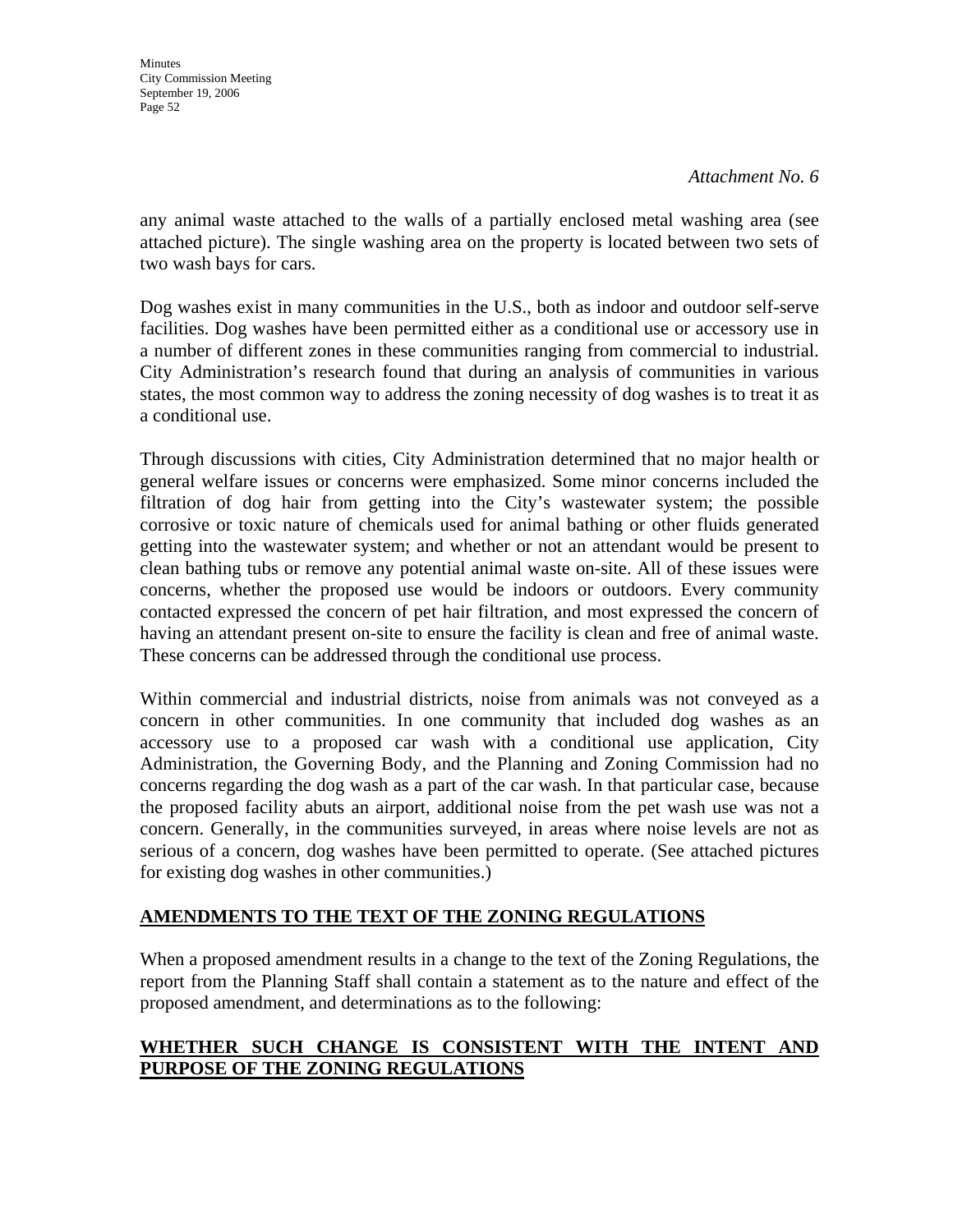*Attachment No. 6*

any animal waste attached to the walls of a partially enclosed metal washing area (see attached picture). The single washing area on the property is located between two sets of two wash bays for cars.

Dog washes exist in many communities in the U.S., both as indoor and outdoor self-serve facilities. Dog washes have been permitted either as a conditional use or accessory use in a number of different zones in these communities ranging from commercial to industrial. City Administration's research found that during an analysis of communities in various states, the most common way to address the zoning necessity of dog washes is to treat it as a conditional use.

Through discussions with cities, City Administration determined that no major health or general welfare issues or concerns were emphasized. Some minor concerns included the filtration of dog hair from getting into the City's wastewater system; the possible corrosive or toxic nature of chemicals used for animal bathing or other fluids generated getting into the wastewater system; and whether or not an attendant would be present to clean bathing tubs or remove any potential animal waste on-site. All of these issues were concerns, whether the proposed use would be indoors or outdoors. Every community contacted expressed the concern of pet hair filtration, and most expressed the concern of having an attendant present on-site to ensure the facility is clean and free of animal waste. These concerns can be addressed through the conditional use process.

Within commercial and industrial districts, noise from animals was not conveyed as a concern in other communities. In one community that included dog washes as an accessory use to a proposed car wash with a conditional use application, City Administration, the Governing Body, and the Planning and Zoning Commission had no concerns regarding the dog wash as a part of the car wash. In that particular case, because the proposed facility abuts an airport, additional noise from the pet wash use was not a concern. Generally, in the communities surveyed, in areas where noise levels are not as serious of a concern, dog washes have been permitted to operate. (See attached pictures for existing dog washes in other communities.)

## AMENDMENTS TO THE TEXT OF THE ZONING REGULATIONS

When a proposed amendment results in a change to the text of the Zoning Regulations, the report from the Planning Staff shall contain a statement as to the nature and effect of the proposed amendment, and determinations as to the following:

## WHETHER SUCH CHANGE IS CONSISTENT WITH THE INTENT AND PURPOSE OF THE ZONING REGULATIONS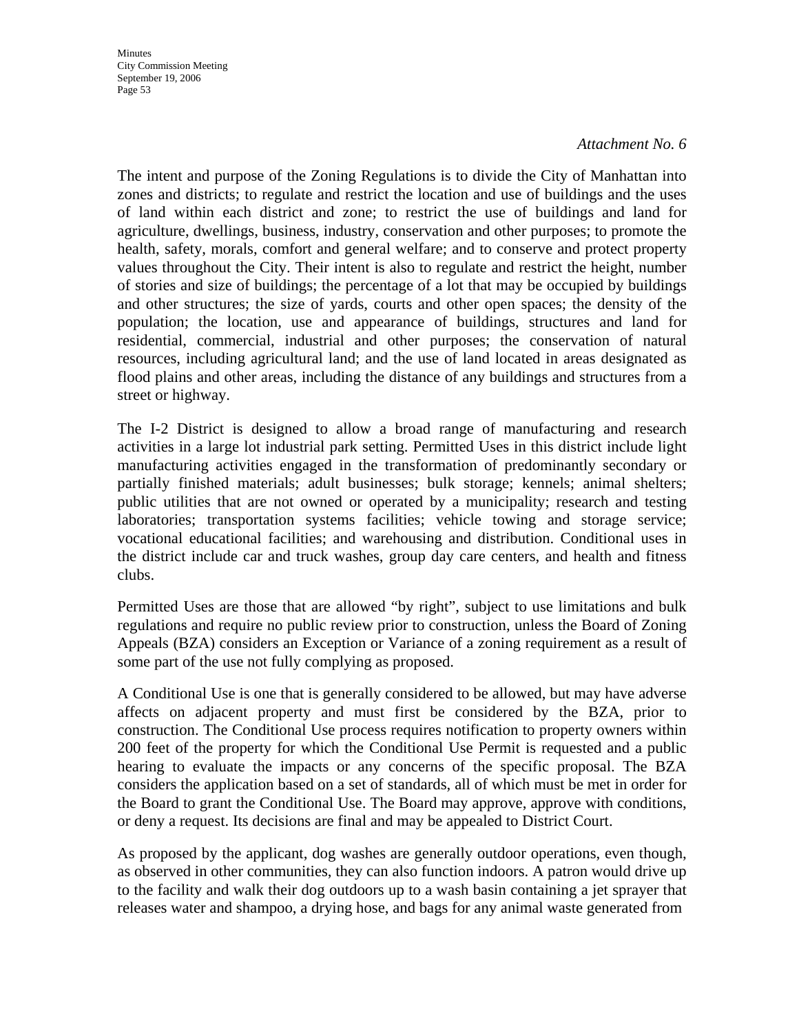*Attachment No. 6*

The intent and purpose of the Zoning Regulations is to divide the City of Manhattan into zones and districts; to regulate and restrict the location and use of buildings and the uses of land within each district and zone; to restrict the use of buildings and land for agriculture, dwellings, business, industry, conservation and other purposes; to promote the health, safety, morals, comfort and general welfare; and to conserve and protect property values throughout the City. Their intent is also to regulate and restrict the height, number of stories and size of buildings; the percentage of a lot that may be occupied by buildings and other structures; the size of yards, courts and other open spaces; the density of the population; the location, use and appearance of buildings, structures and land for residential, commercial, industrial and other purposes; the conservation of natural resources, including agricultural land; and the use of land located in areas designated as flood plains and other areas, including the distance of any buildings and structures from a street or highway.

The I-2 District is designed to allow a broad range of manufacturing and research activities in a large lot industrial park setting. Permitted Uses in this district include light manufacturing activities engaged in the transformation of predominantly secondary or partially finished materials; adult businesses; bulk storage; kennels; animal shelters; public utilities that are not owned or operated by a municipality; research and testing laboratories; transportation systems facilities; vehicle towing and storage service; vocational educational facilities; and warehousing and distribution. Conditional uses in the district include car and truck washes, group day care centers, and health and fitness clubs.

Permitted Uses are those that are allowed "by right", subject to use limitations and bulk regulations and require no public review prior to construction, unless the Board of Zoning Appeals (BZA) considers an Exception or Variance of a zoning requirement as a result of some part of the use not fully complying as proposed.

A Conditional Use is one that is generally considered to be allowed, but may have adverse affects on adjacent property and must first be considered by the BZA, prior to construction. The Conditional Use process requires notification to property owners within 200 feet of the property for which the Conditional Use Permit is requested and a public hearing to evaluate the impacts or any concerns of the specific proposal. The BZA considers the application based on a set of standards, all of which must be met in order for the Board to grant the Conditional Use. The Board may approve, approve with conditions, or deny a request. Its decisions are final and may be appealed to District Court.

As proposed by the applicant, dog washes are generally outdoor operations, even though, as observed in other communities, they can also function indoors. A patron would drive up to the facility and walk their dog outdoors up to a wash basin containing a jet sprayer that releases water and shampoo, a drying hose, and bags for any animal waste generated from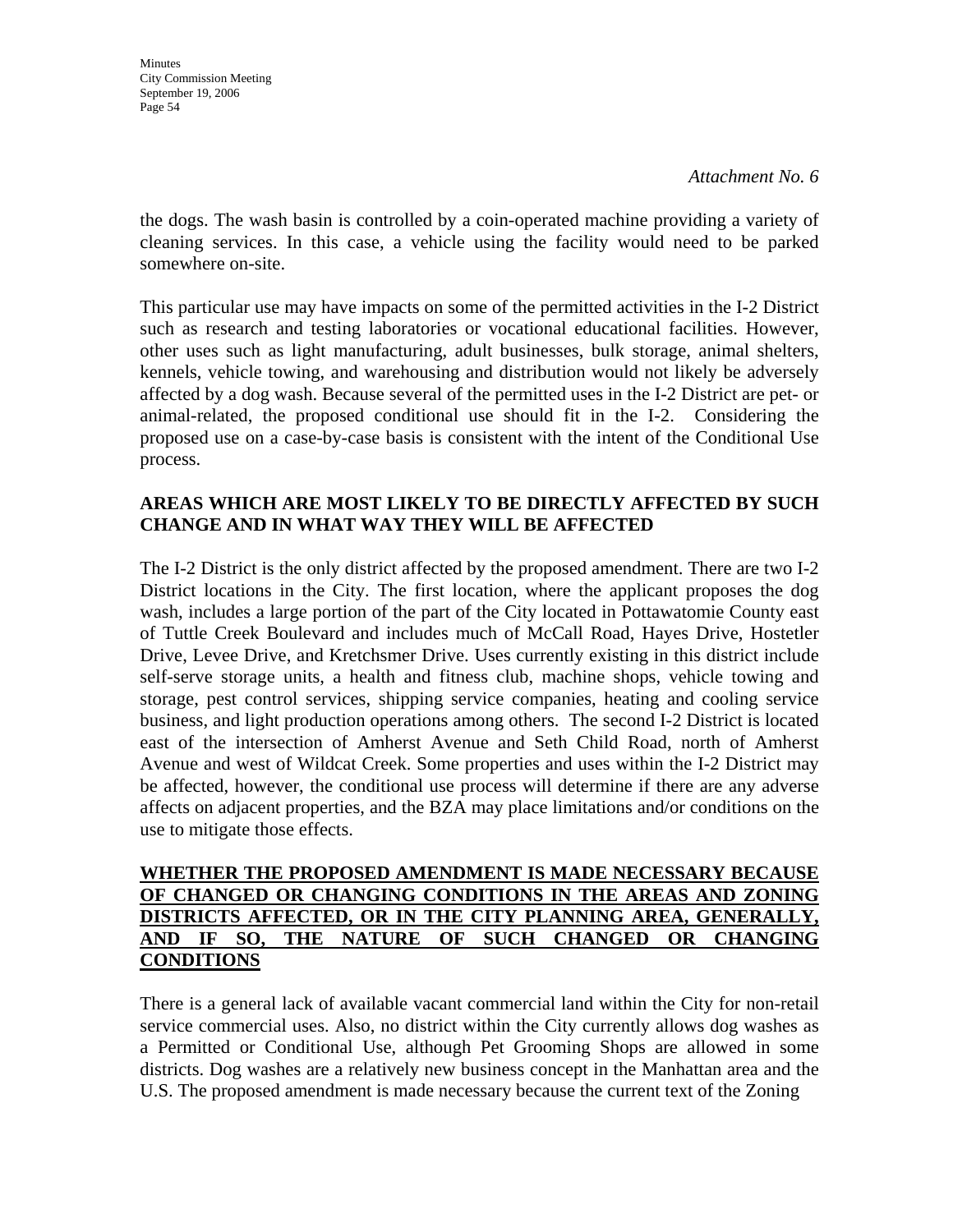*Attachment No. 6*

the dogs. The wash basin is controlled by a coin-operated machine providing a variety of cleaning services. In this case, a vehicle using the facility would need to be parked somewhere on-site.

This particular use may have impacts on some of the permitted activities in the I-2 District such as research and testing laboratories or vocational educational facilities. However, other uses such as light manufacturing, adult businesses, bulk storage, animal shelters, kennels, vehicle towing, and warehousing and distribution would not likely be adversely affected by a dog wash. Because several of the permitted uses in the I-2 District are pet- or animal-related, the proposed conditional use should fit in the I-2. Considering the proposed use on a case-by-case basis is consistent with the intent of the Conditional Use process.

**AREAS WHICH ARE MOST LIKELY TO BE DIRECTLY AFFECTED BY SUCH CHANGE AND IN WHAT WAY THEY WILL BE AFFECTED**

The I-2 District is the only district affected by the proposed amendment. There are two I-2 District locations in the City. The first location, where the applicant proposes the dog wash, includes a large portion of the part of the City located in Pottawatomie County east of Tuttle Creek Boulevard and includes much of McCall Road, Hayes Drive, Hostetler Drive, Levee Drive, and Kretchsmer Drive. Uses currently existing in this district include self-serve storage units, a health and fitness club, machine shops, vehicle towing and storage, pest control services, shipping service companies, heating and cooling service business, and light production operations among others. The second I-2 District is located east of the intersection of Amherst Avenue and Seth Child Road, north of Amherst Avenue and west of Wildcat Creek. Some properties and uses within the I-2 District may be affected, however, the conditional use process will determine if there are any adverse affects on adjacent properties, and the BZA may place limitations and/or conditions on the use to mitigate those effects.

**<u>WHETHER THE PROPOSED AMENDMENT IS MADE NECESSARY BECAUSE OF CHANGED OR CHANGING CONDITIONS IN THE AREAS AND ZONING DISTRICTS AFFECTED, OR IN THE CITY PLANNING AREA, GENERALLY, AND IF SO, THE NATURE OF SUCH CHANGED OR CHANGING CONDITIONS</u>**

There is a general lack of available vacant commercial land within the City for non-retail service commercial uses. Also, no district within the City currently allows dog washes as a Permitted or Conditional Use, although Pet Grooming Shops are allowed in some districts. Dog washes are a relatively new business concept in the Manhattan area and the U.S. The proposed amendment is made necessary because the current text of the Zoning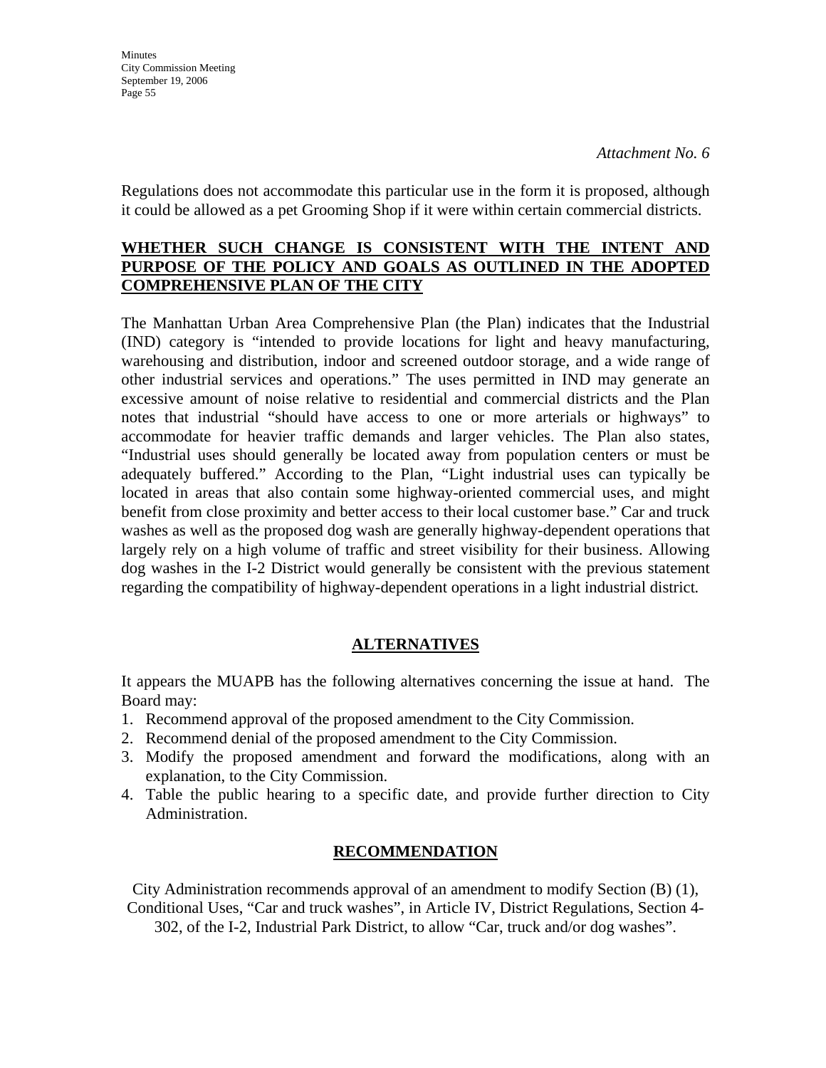*Attachment No. 6*

Regulations does not accommodate this particular use in the form it is proposed, although it could be allowed as a pet Grooming Shop if it were within certain commercial districts.

**WHETHER SUCH CHANGE IS CONSISTENT WITH THE INTENT AND PURPOSE OF THE POLICY AND GOALS AS OUTLINED IN THE ADOPTED COMPREHENSIVE PLAN OF THE CITY**

The Manhattan Urban Area Comprehensive Plan (the Plan) indicates that the Industrial (IND) category is "intended to provide locations for light and heavy manufacturing, warehousing and distribution, indoor and screened outdoor storage, and a wide range of other industrial services and operations." The uses permitted in IND may generate an excessive amount of noise relative to residential and commercial districts and the Plan notes that industrial "should have access to one or more arterials or highways" to accommodate for heavier traffic demands and larger vehicles. The Plan also states, "Industrial uses should generally be located away from population centers or must be adequately buffered." According to the Plan, "Light industrial uses can typically be located in areas that also contain some highway-oriented commercial uses, and might benefit from close proximity and better access to their local customer base." Car and truck washes as well as the proposed dog wash are generally highway-dependent operations that largely rely on a high volume of traffic and street visibility for their business. Allowing dog washes in the I-2 District would generally be consistent with the previous statement regarding the compatibility of highway-dependent operations in a light industrial district.

**ALTERNATIVES**

It appears the MUAPB has the following alternatives concerning the issue at hand. The Board may:

1. Recommend approval of the proposed amendment to the City Commission.
2. Recommend denial of the proposed amendment to the City Commission.
3. Modify the proposed amendment and forward the modifications, along with an explanation, to the City Commission.
4. Table the public hearing to a specific date, and provide further direction to City Administration.

**RECOMMENDATION**

City Administration recommends approval of an amendment to modify Section (B) (1), Conditional Uses, "Car and truck washes", in Article IV, District Regulations, Section 4-302, of the I-2, Industrial Park District, to allow "Car, truck and/or dog washes".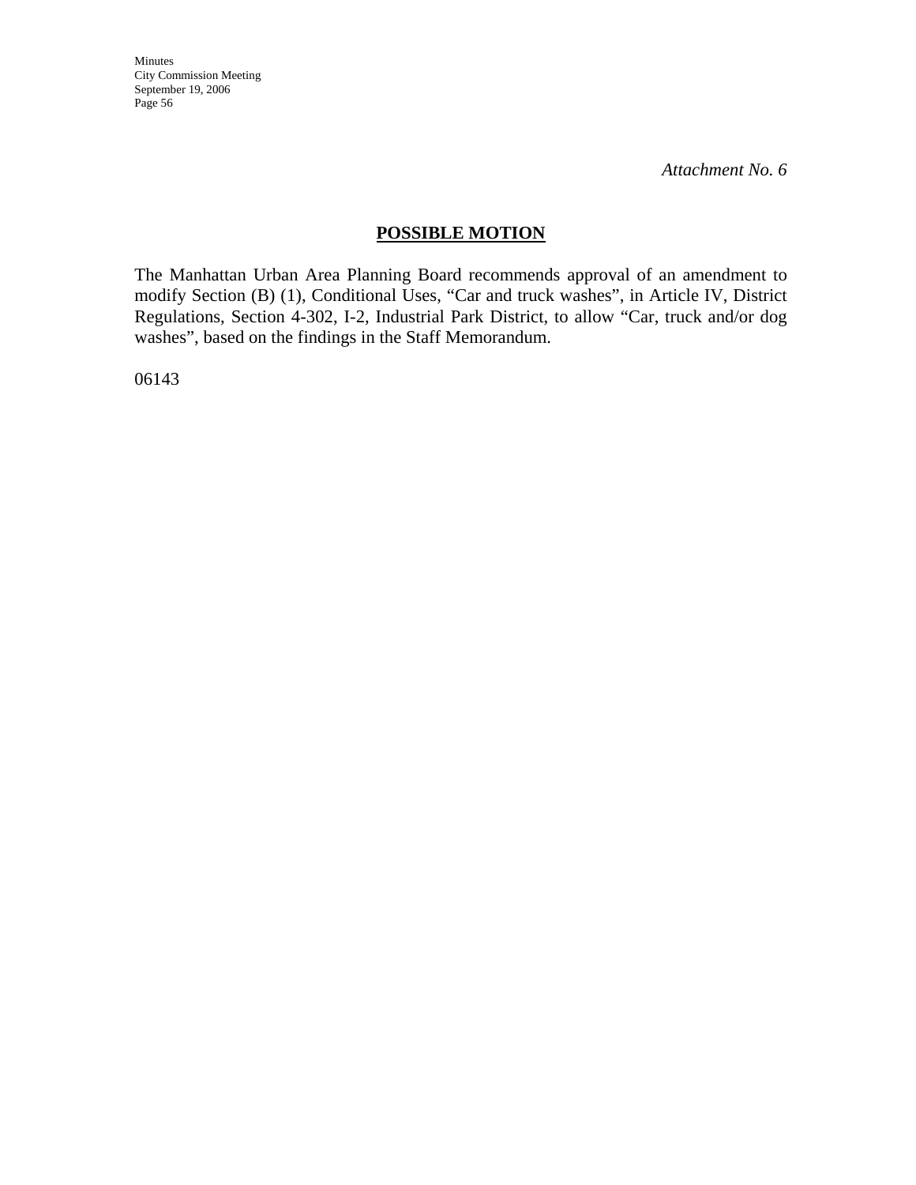*Attachment No. 6*

## **POSSIBLE MOTION**

The Manhattan Urban Area Planning Board recommends approval of an amendment to modify Section (B) (1), Conditional Uses, “Car and truck washes”, in Article IV, District Regulations, Section 4-302, I-2, Industrial Park District, to allow “Car, truck and/or dog washes”, based on the findings in the Staff Memorandum.

06143